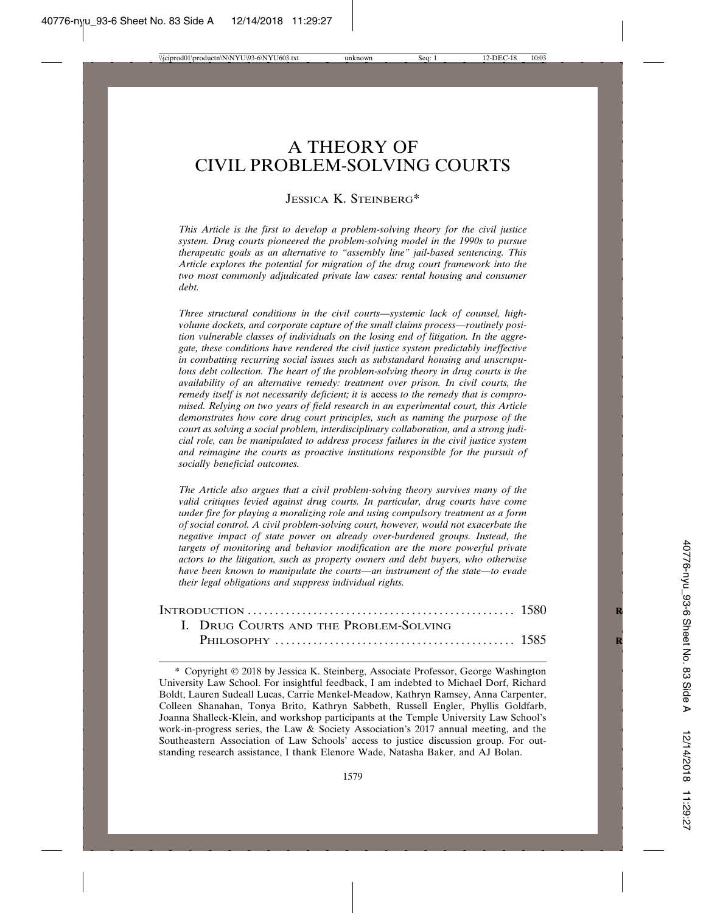# A THEORY OF CIVIL PROBLEM-SOLVING COURTS

JESSICA K. STEINBERG*

*This Article is the first to develop a problem-solving theory for the civil justice system. Drug courts pioneered the problem-solving model in the 1990s to pursue therapeutic goals as an alternative to "assembly line" jail-based sentencing. This Article explores the potential for migration of the drug court framework into the two most commonly adjudicated private law cases: rental housing and consumer debt.*

*Three structural conditions in the civil courts—systemic lack of counsel, high-volume dockets, and corporate capture of the small claims process—routinely position vulnerable classes of individuals on the losing end of litigation. In the aggregate, these conditions have rendered the civil justice system predictably ineffective in combatting recurring social issues such as substandard housing and unscrupulous debt collection. The heart of the problem-solving theory in drug courts is the availability of an alternative remedy: treatment over prison. In civil courts, the remedy itself is not necessarily deficient; it is* access *to the remedy that is compromised. Relying on two years of field research in an experimental court, this Article demonstrates how core drug court principles, such as naming the purpose of the court as solving a social problem, interdisciplinary collaboration, and a strong judicial role, can be manipulated to address process failures in the civil justice system and reimagine the courts as proactive institutions responsible for the pursuit of socially beneficial outcomes.*

*The Article also argues that a civil problem-solving theory survives many of the valid critiques levied against drug courts. In particular, drug courts have come under fire for playing a moralizing role and using compulsory treatment as a form of social control. A civil problem-solving court, however, would not exacerbate the negative impact of state power on already over-burdened groups. Instead, the targets of monitoring and behavior modification are the more powerful private actors to the litigation, such as property owners and debt buyers, who otherwise have been known to manipulate the courts—an instrument of the state—to evade their legal obligations and suppress individual rights.*

INTRODUCTION .................................................. 1580

I. DRUG COURTS AND THE PROBLEM-SOLVING PHILOSOPHY .................................................. 1585

---

\* Copyright © 2018 by Jessica K. Steinberg, Associate Professor, George Washington University Law School. For insightful feedback, I am indebted to Michael Dorf, Richard Boldt, Lauren Sudeall Lucas, Carrie Menkel-Meadow, Kathryn Ramsey, Anna Carpenter, Colleen Shanahan, Tonya Brito, Kathryn Sabbeth, Russell Engler, Phyllis Goldfarb, Joanna Shalleck-Klein, and workshop participants at the Temple University Law School's work-in-progress series, the Law & Society Association's 2017 annual meeting, and the Southeastern Association of Law Schools' access to justice discussion group. For outstanding research assistance, I thank Elenore Wade, Natasha Baker, and AJ Bolan.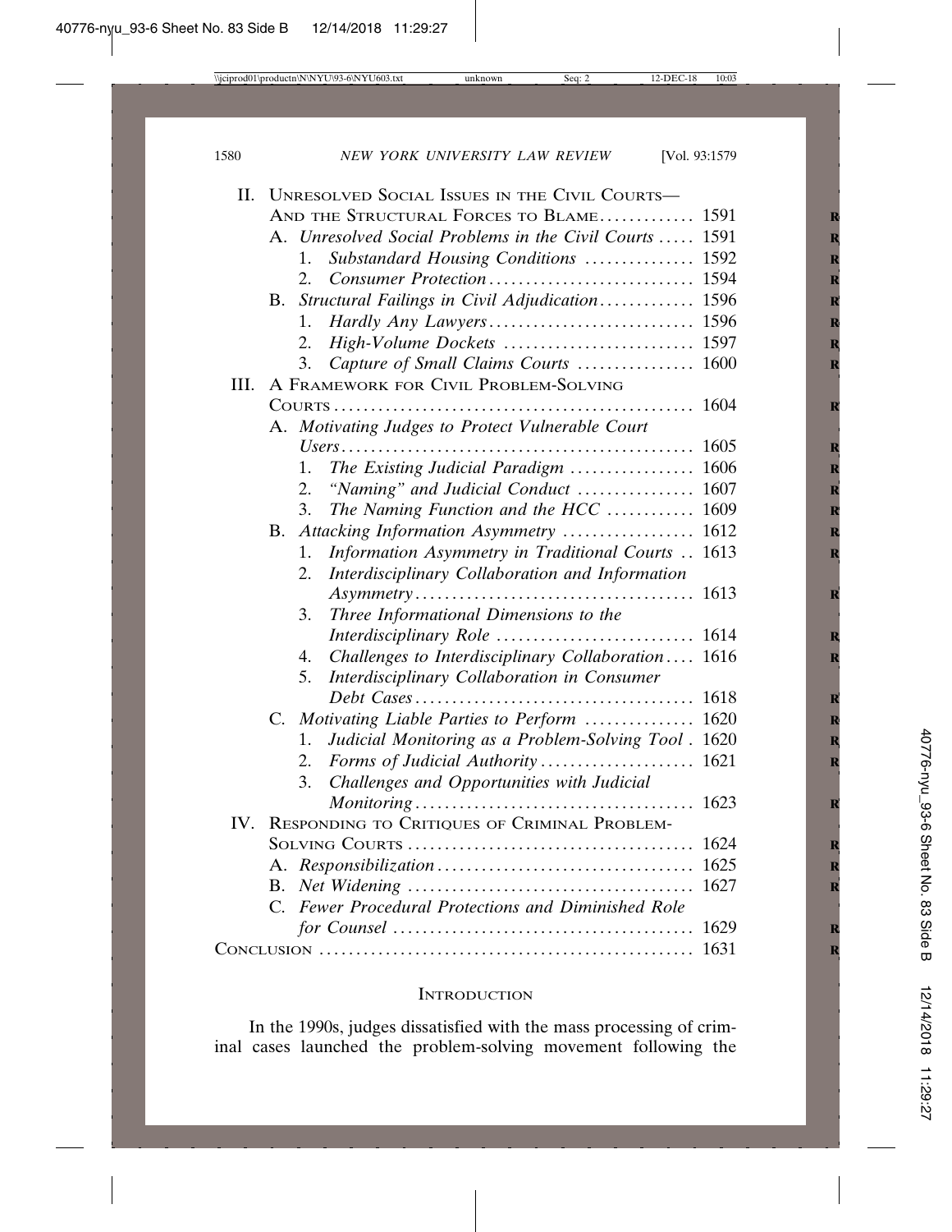II. Unresolved Social Issues in the Civil Courts—And the Structural Forces to Blame ............ 1591
   A. *Unresolved Social Problems in the Civil Courts* ..... 1591
      1. *Substandard Housing Conditions* .............. 1592
      2. *Consumer Protection* ........................... 1594
   B. *Structural Failings in Civil Adjudication* ............ 1596
      1. *Hardly Any Lawyers* ........................... 1596
      2. *High-Volume Dockets* ......................... 1597
      3. *Capture of Small Claims Courts* ................ 1600
III. A Framework for Civil Problem-Solving Courts ................................................ 1604
   A. *Motivating Judges to Protect Vulnerable Court Users* ............................................... 1605
      1. *The Existing Judicial Paradigm* ................ 1606
      2. *"Naming" and Judicial Conduct* ................ 1607
      3. *The Naming Function and the HCC* ........... 1609
   B. *Attacking Information Asymmetry* ................. 1612
      1. *Information Asymmetry in Traditional Courts* .. 1613
      2. *Interdisciplinary Collaboration and Information Asymmetry* ...................................... 1613
      3. *Three Informational Dimensions to the Interdisciplinary Role* .......................... 1614
      4. *Challenges to Interdisciplinary Collaboration* .... 1616
      5. *Interdisciplinary Collaboration in Consumer Debt Cases* ...................................... 1618
   C. *Motivating Liable Parties to Perform* .............. 1620
      1. *Judicial Monitoring as a Problem-Solving Tool* . 1620
      2. *Forms of Judicial Authority* .................... 1621
      3. *Challenges and Opportunities with Judicial Monitoring* ...................................... 1623
IV. Responding to Critiques of Criminal Problem-Solving Courts ....................................... 1624
   A. *Responsibilization* .................................. 1625
   B. *Net Widening* ...................................... 1627
   C. *Fewer Procedural Protections and Diminished Role for Counsel* ........................................ 1629
Conclusion .................................................. 1631

## Introduction

In the 1990s, judges dissatisfied with the mass processing of criminal cases launched the problem-solving movement following the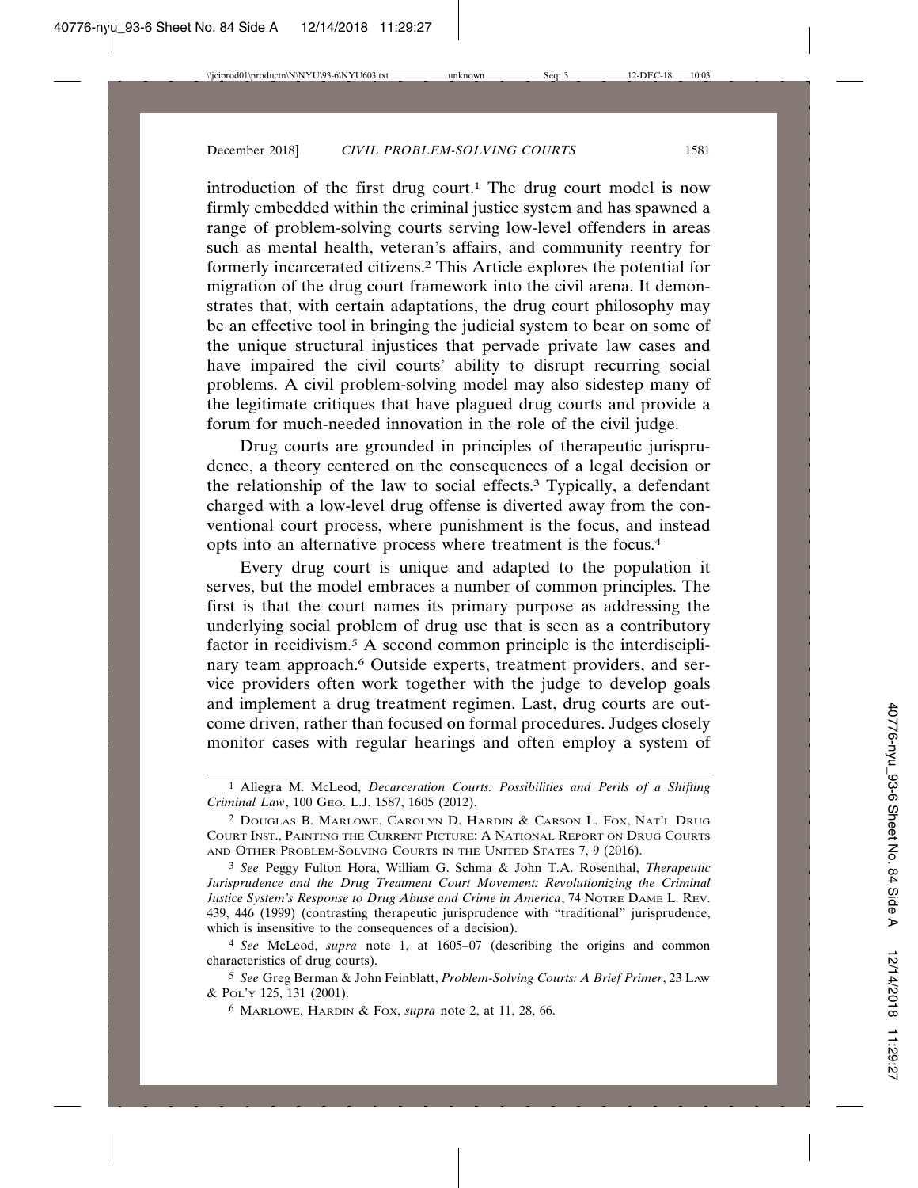introduction of the first drug court.[1] The drug court model is now firmly embedded within the criminal justice system and has spawned a range of problem-solving courts serving low-level offenders in areas such as mental health, veteran's affairs, and community reentry for formerly incarcerated citizens.[2] This Article explores the potential for migration of the drug court framework into the civil arena. It demonstrates that, with certain adaptations, the drug court philosophy may be an effective tool in bringing the judicial system to bear on some of the unique structural injustices that pervade private law cases and have impaired the civil courts' ability to disrupt recurring social problems. A civil problem-solving model may also sidestep many of the legitimate critiques that have plagued drug courts and provide a forum for much-needed innovation in the role of the civil judge.

Drug courts are grounded in principles of therapeutic jurisprudence, a theory centered on the consequences of a legal decision or the relationship of the law to social effects.[3] Typically, a defendant charged with a low-level drug offense is diverted away from the conventional court process, where punishment is the focus, and instead opts into an alternative process where treatment is the focus.[4]

Every drug court is unique and adapted to the population it serves, but the model embraces a number of common principles. The first is that the court names its primary purpose as addressing the underlying social problem of drug use that is seen as a contributory factor in recidivism.[5] A second common principle is the interdisciplinary team approach.[6] Outside experts, treatment providers, and service providers often work together with the judge to develop goals and implement a drug treatment regimen. Last, drug courts are outcome driven, rather than focused on formal procedures. Judges closely monitor cases with regular hearings and often employ a system of

---

[1] Allegra M. McLeod, *Decarceration Courts: Possibilities and Perils of a Shifting Criminal Law*, 100 GEO. L.J. 1587, 1605 (2012).

[2] DOUGLAS B. MARLOWE, CAROLYN D. HARDIN & CARSON L. FOX, NAT'L DRUG COURT INST., PAINTING THE CURRENT PICTURE: A NATIONAL REPORT ON DRUG COURTS AND OTHER PROBLEM-SOLVING COURTS IN THE UNITED STATES 7, 9 (2016).

[3] *See* Peggy Fulton Hora, William G. Schma & John T.A. Rosenthal, *Therapeutic Jurisprudence and the Drug Treatment Court Movement: Revolutionizing the Criminal Justice System's Response to Drug Abuse and Crime in America*, 74 NOTRE DAME L. REV. 439, 446 (1999) (contrasting therapeutic jurisprudence with "traditional" jurisprudence, which is insensitive to the consequences of a decision).

[4] *See* McLeod, *supra* note 1, at 1605–07 (describing the origins and common characteristics of drug courts).

[5] *See* Greg Berman & John Feinblatt, *Problem-Solving Courts: A Brief Primer*, 23 LAW & POL'Y 125, 131 (2001).

[6] MARLOWE, HARDIN & FOX, *supra* note 2, at 11, 28, 66.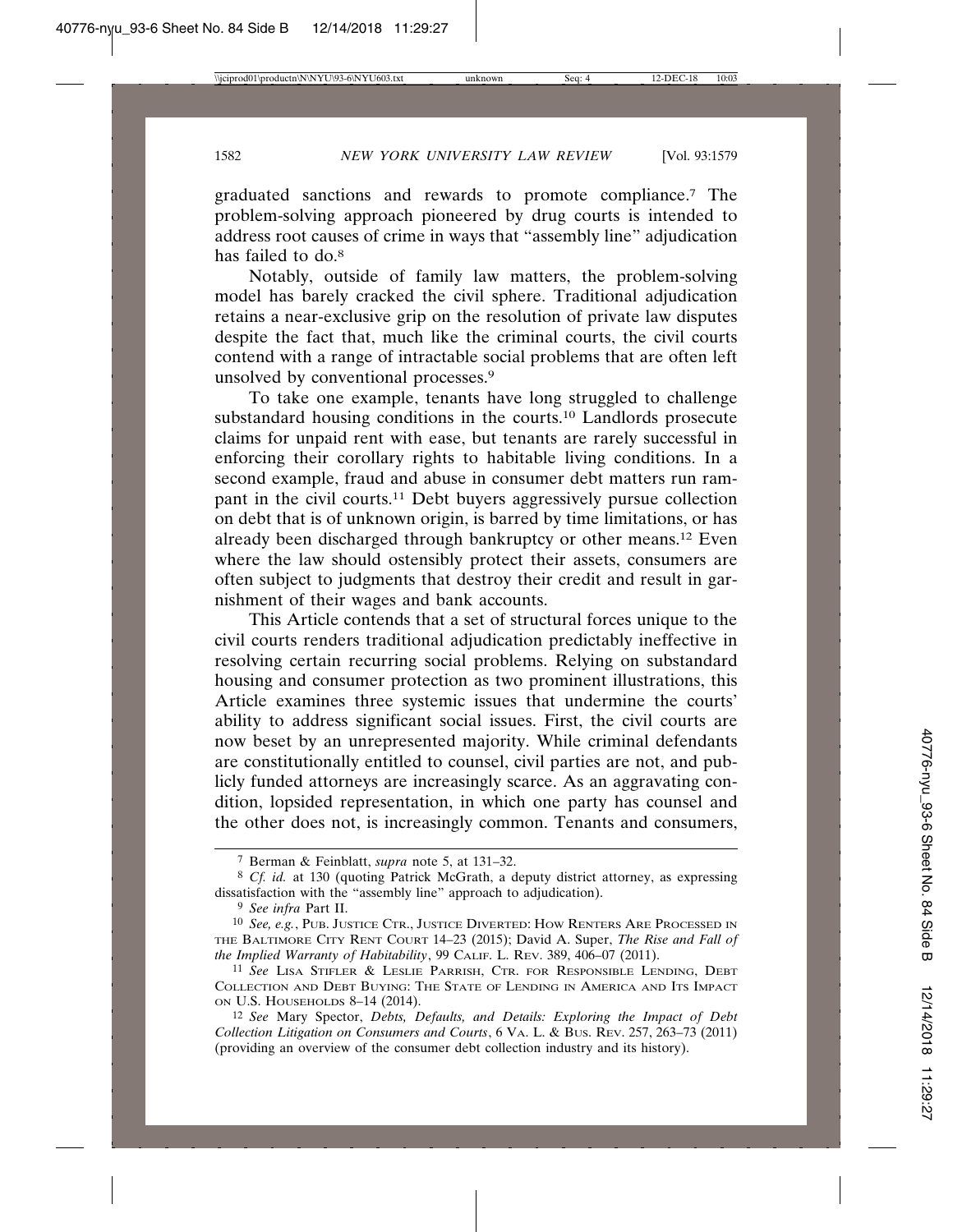graduated sanctions and rewards to promote compliance.[7] The problem-solving approach pioneered by drug courts is intended to address root causes of crime in ways that "assembly line" adjudication has failed to do.[8]

Notably, outside of family law matters, the problem-solving model has barely cracked the civil sphere. Traditional adjudication retains a near-exclusive grip on the resolution of private law disputes despite the fact that, much like the criminal courts, the civil courts contend with a range of intractable social problems that are often left unsolved by conventional processes.[9]

To take one example, tenants have long struggled to challenge substandard housing conditions in the courts.[10] Landlords prosecute claims for unpaid rent with ease, but tenants are rarely successful in enforcing their corollary rights to habitable living conditions. In a second example, fraud and abuse in consumer debt matters run rampant in the civil courts.[11] Debt buyers aggressively pursue collection on debt that is of unknown origin, is barred by time limitations, or has already been discharged through bankruptcy or other means.[12] Even where the law should ostensibly protect their assets, consumers are often subject to judgments that destroy their credit and result in garnishment of their wages and bank accounts.

This Article contends that a set of structural forces unique to the civil courts renders traditional adjudication predictably ineffective in resolving certain recurring social problems. Relying on substandard housing and consumer protection as two prominent illustrations, this Article examines three systemic issues that undermine the courts' ability to address significant social issues. First, the civil courts are now beset by an unrepresented majority. While criminal defendants are constitutionally entitled to counsel, civil parties are not, and publicly funded attorneys are increasingly scarce. As an aggravating condition, lopsided representation, in which one party has counsel and the other does not, is increasingly common. Tenants and consumers,

---

[7] Berman & Feinblatt, *supra* note 5, at 131–32.

[8] *Cf. id.* at 130 (quoting Patrick McGrath, a deputy district attorney, as expressing dissatisfaction with the "assembly line" approach to adjudication).

[9] *See infra* Part II.

[10] *See, e.g.*, PUB. JUSTICE CTR., JUSTICE DIVERTED: HOW RENTERS ARE PROCESSED IN THE BALTIMORE CITY RENT COURT 14–23 (2015); David A. Super, *The Rise and Fall of the Implied Warranty of Habitability*, 99 CALIF. L. REV. 389, 406–07 (2011).

[11] *See* LISA STIFLER & LESLIE PARRISH, CTR. FOR RESPONSIBLE LENDING, DEBT COLLECTION AND DEBT BUYING: THE STATE OF LENDING IN AMERICA AND ITS IMPACT ON U.S. HOUSEHOLDS 8–14 (2014).

[12] *See* Mary Spector, *Debts, Defaults, and Details: Exploring the Impact of Debt Collection Litigation on Consumers and Courts*, 6 VA. L. & BUS. REV. 257, 263–73 (2011) (providing an overview of the consumer debt collection industry and its history).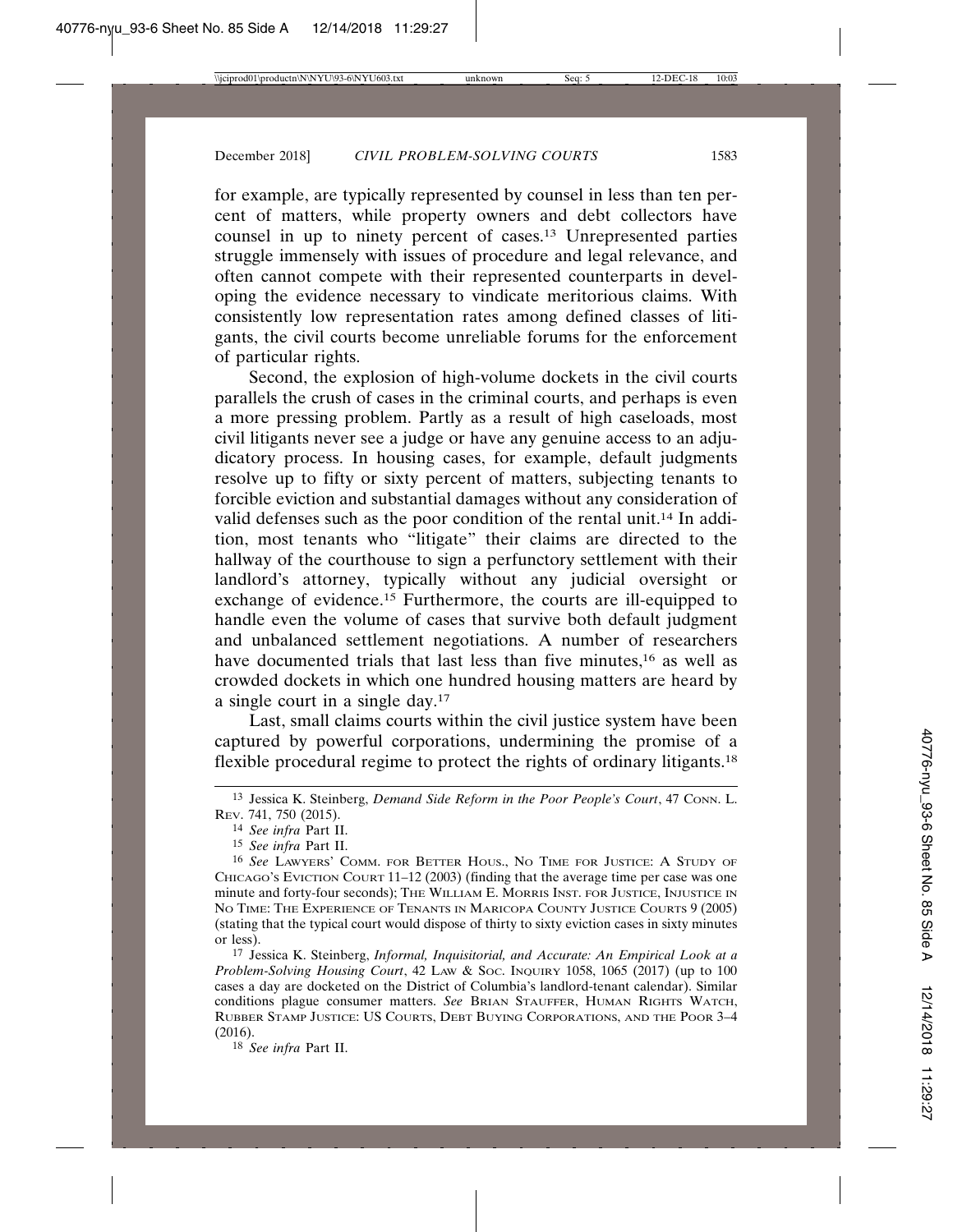for example, are typically represented by counsel in less than ten percent of matters, while property owners and debt collectors have counsel in up to ninety percent of cases.[13] Unrepresented parties struggle immensely with issues of procedure and legal relevance, and often cannot compete with their represented counterparts in developing the evidence necessary to vindicate meritorious claims. With consistently low representation rates among defined classes of litigants, the civil courts become unreliable forums for the enforcement of particular rights.

Second, the explosion of high-volume dockets in the civil courts parallels the crush of cases in the criminal courts, and perhaps is even a more pressing problem. Partly as a result of high caseloads, most civil litigants never see a judge or have any genuine access to an adjudicatory process. In housing cases, for example, default judgments resolve up to fifty or sixty percent of matters, subjecting tenants to forcible eviction and substantial damages without any consideration of valid defenses such as the poor condition of the rental unit.[14] In addition, most tenants who "litigate" their claims are directed to the hallway of the courthouse to sign a perfunctory settlement with their landlord's attorney, typically without any judicial oversight or exchange of evidence.[15] Furthermore, the courts are ill-equipped to handle even the volume of cases that survive both default judgment and unbalanced settlement negotiations. A number of researchers have documented trials that last less than five minutes,[16] as well as crowded dockets in which one hundred housing matters are heard by a single court in a single day.[17]

Last, small claims courts within the civil justice system have been captured by powerful corporations, undermining the promise of a flexible procedural regime to protect the rights of ordinary litigants.[18]

---

[13] Jessica K. Steinberg, *Demand Side Reform in the Poor People's Court*, 47 Conn. L. Rev. 741, 750 (2015).

[14] *See infra* Part II.

[15] *See infra* Part II.

[16] *See* Lawyers' Comm. for Better Hous., No Time for Justice: A Study of Chicago's Eviction Court 11–12 (2003) (finding that the average time per case was one minute and forty-four seconds); The William E. Morris Inst. for Justice, Injustice in No Time: The Experience of Tenants in Maricopa County Justice Courts 9 (2005) (stating that the typical court would dispose of thirty to sixty eviction cases in sixty minutes or less).

[17] Jessica K. Steinberg, *Informal, Inquisitorial, and Accurate: An Empirical Look at a Problem-Solving Housing Court*, 42 Law & Soc. Inquiry 1058, 1065 (2017) (up to 100 cases a day are docketed on the District of Columbia's landlord-tenant calendar). Similar conditions plague consumer matters. *See* Brian Stauffer, Human Rights Watch, Rubber Stamp Justice: US Courts, Debt Buying Corporations, and the Poor 3–4 (2016).

[18] *See infra* Part II.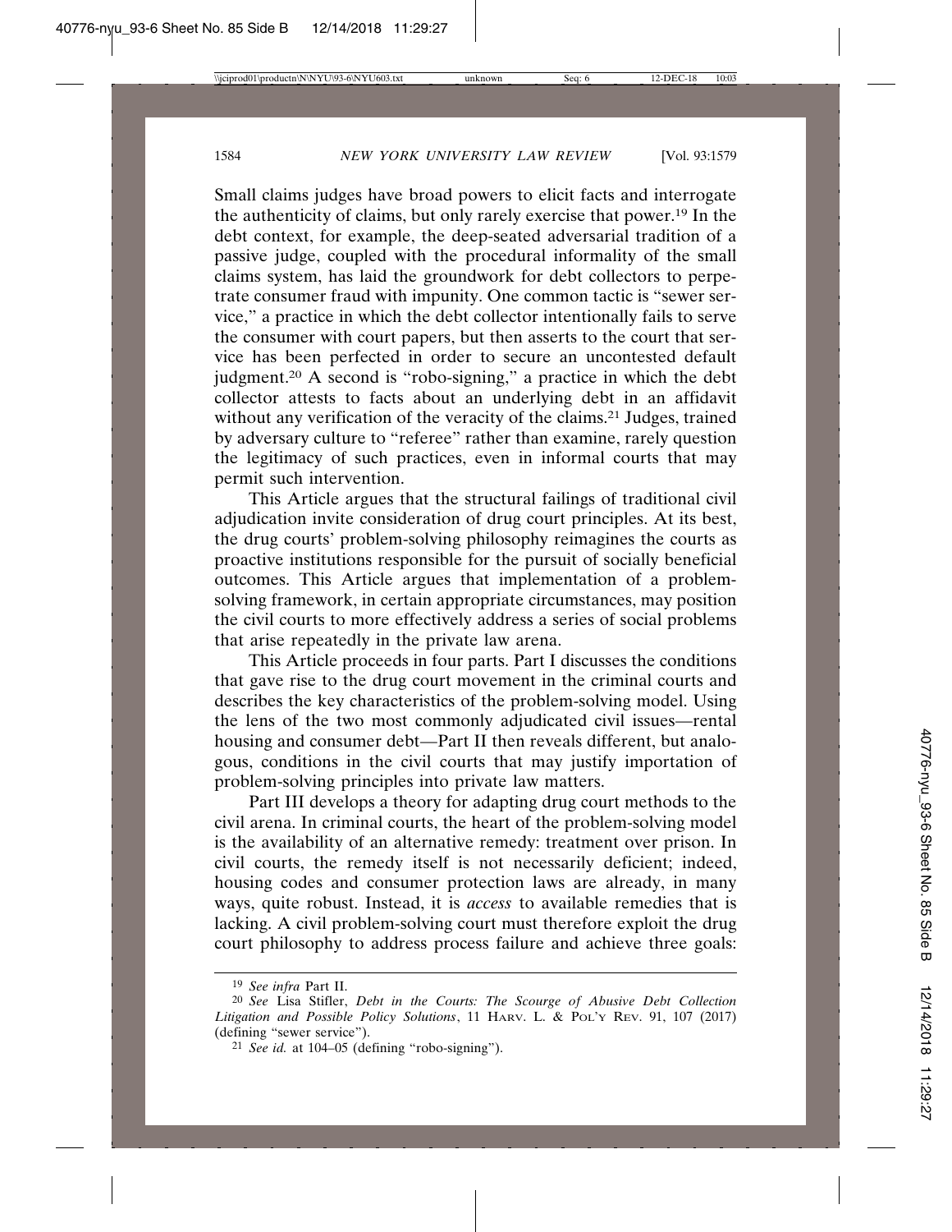Small claims judges have broad powers to elicit facts and interrogate the authenticity of claims, but only rarely exercise that power.[19] In the debt context, for example, the deep-seated adversarial tradition of a passive judge, coupled with the procedural informality of the small claims system, has laid the groundwork for debt collectors to perpetrate consumer fraud with impunity. One common tactic is "sewer service," a practice in which the debt collector intentionally fails to serve the consumer with court papers, but then asserts to the court that service has been perfected in order to secure an uncontested default judgment.[20] A second is "robo-signing," a practice in which the debt collector attests to facts about an underlying debt in an affidavit without any verification of the veracity of the claims.[21] Judges, trained by adversary culture to "referee" rather than examine, rarely question the legitimacy of such practices, even in informal courts that may permit such intervention.

This Article argues that the structural failings of traditional civil adjudication invite consideration of drug court principles. At its best, the drug courts' problem-solving philosophy reimagines the courts as proactive institutions responsible for the pursuit of socially beneficial outcomes. This Article argues that implementation of a problem-solving framework, in certain appropriate circumstances, may position the civil courts to more effectively address a series of social problems that arise repeatedly in the private law arena.

This Article proceeds in four parts. Part I discusses the conditions that gave rise to the drug court movement in the criminal courts and describes the key characteristics of the problem-solving model. Using the lens of the two most commonly adjudicated civil issues—rental housing and consumer debt—Part II then reveals different, but analogous, conditions in the civil courts that may justify importation of problem-solving principles into private law matters.

Part III develops a theory for adapting drug court methods to the civil arena. In criminal courts, the heart of the problem-solving model is the availability of an alternative remedy: treatment over prison. In civil courts, the remedy itself is not necessarily deficient; indeed, housing codes and consumer protection laws are already, in many ways, quite robust. Instead, it is *access* to available remedies that is lacking. A civil problem-solving court must therefore exploit the drug court philosophy to address process failure and achieve three goals:

---

[19] *See infra* Part II.

[20] *See* Lisa Stifler, *Debt in the Courts: The Scourge of Abusive Debt Collection Litigation and Possible Policy Solutions*, 11 HARV. L. & POL'Y REV. 91, 107 (2017) (defining "sewer service").

[21] *See id.* at 104–05 (defining "robo-signing").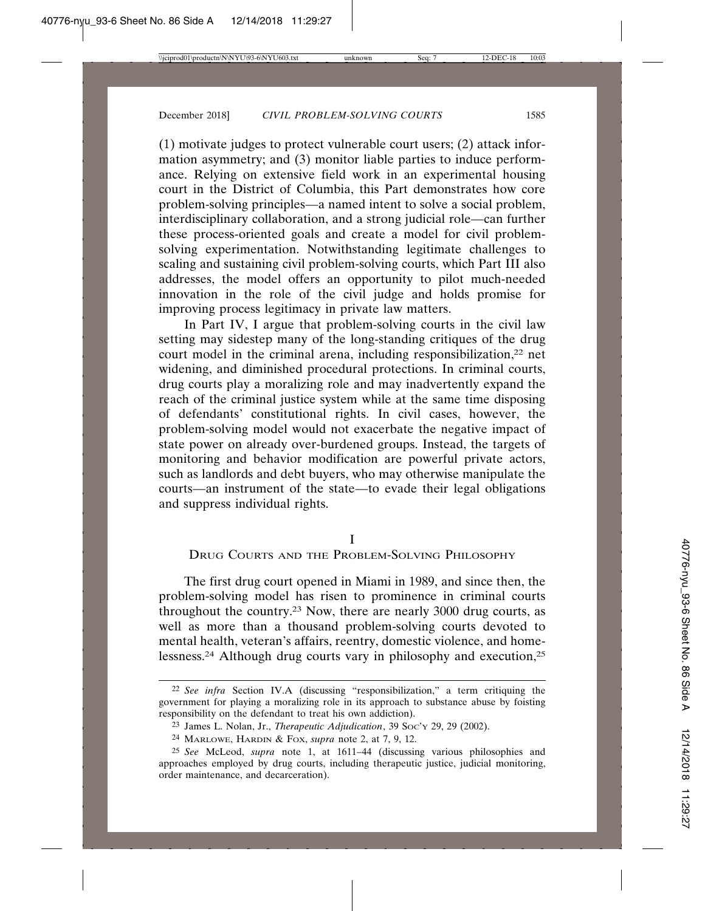(1) motivate judges to protect vulnerable court users; (2) attack information asymmetry; and (3) monitor liable parties to induce performance. Relying on extensive field work in an experimental housing court in the District of Columbia, this Part demonstrates how core problem-solving principles—a named intent to solve a social problem, interdisciplinary collaboration, and a strong judicial role—can further these process-oriented goals and create a model for civil problem-solving experimentation. Notwithstanding legitimate challenges to scaling and sustaining civil problem-solving courts, which Part III also addresses, the model offers an opportunity to pilot much-needed innovation in the role of the civil judge and holds promise for improving process legitimacy in private law matters.

In Part IV, I argue that problem-solving courts in the civil law setting may sidestep many of the long-standing critiques of the drug court model in the criminal arena, including responsibilization,[22] net widening, and diminished procedural protections. In criminal courts, drug courts play a moralizing role and may inadvertently expand the reach of the criminal justice system while at the same time disposing of defendants' constitutional rights. In civil cases, however, the problem-solving model would not exacerbate the negative impact of state power on already over-burdened groups. Instead, the targets of monitoring and behavior modification are powerful private actors, such as landlords and debt buyers, who may otherwise manipulate the courts—an instrument of the state—to evade their legal obligations and suppress individual rights.

# I
## DRUG COURTS AND THE PROBLEM-SOLVING PHILOSOPHY

The first drug court opened in Miami in 1989, and since then, the problem-solving model has risen to prominence in criminal courts throughout the country.[23] Now, there are nearly 3000 drug courts, as well as more than a thousand problem-solving courts devoted to mental health, veteran's affairs, reentry, domestic violence, and homelessness.[24] Although drug courts vary in philosophy and execution,[25]

---

[22] *See infra* Section IV.A (discussing "responsibilization," a term critiquing the government for playing a moralizing role in its approach to substance abuse by foisting responsibility on the defendant to treat his own addiction).

[23] James L. Nolan, Jr., *Therapeutic Adjudication*, 39 SOC'Y 29, 29 (2002).

[24] MARLOWE, HARDIN & FOX, *supra* note 2, at 7, 9, 12.

[25] *See* McLeod, *supra* note 1, at 1611–44 (discussing various philosophies and approaches employed by drug courts, including therapeutic justice, judicial monitoring, order maintenance, and decarceration).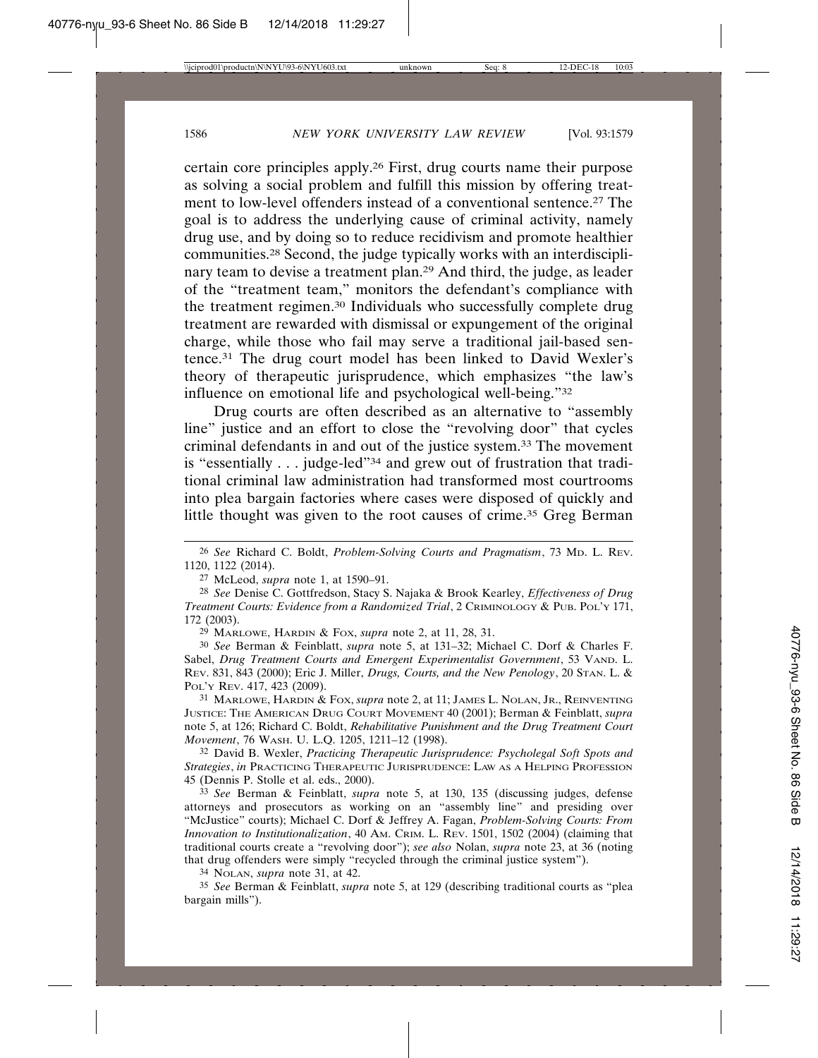certain core principles apply.[26] First, drug courts name their purpose as solving a social problem and fulfill this mission by offering treatment to low-level offenders instead of a conventional sentence.[27] The goal is to address the underlying cause of criminal activity, namely drug use, and by doing so to reduce recidivism and promote healthier communities.[28] Second, the judge typically works with an interdisciplinary team to devise a treatment plan.[29] And third, the judge, as leader of the "treatment team," monitors the defendant's compliance with the treatment regimen.[30] Individuals who successfully complete drug treatment are rewarded with dismissal or expungement of the original charge, while those who fail may serve a traditional jail-based sentence.[31] The drug court model has been linked to David Wexler's theory of therapeutic jurisprudence, which emphasizes "the law's influence on emotional life and psychological well-being."[32]

Drug courts are often described as an alternative to "assembly line" justice and an effort to close the "revolving door" that cycles criminal defendants in and out of the justice system.[33] The movement is "essentially . . . judge-led"[34] and grew out of frustration that traditional criminal law administration had transformed most courtrooms into plea bargain factories where cases were disposed of quickly and little thought was given to the root causes of crime.[35] Greg Berman

---

[26] *See* Richard C. Boldt, *Problem-Solving Courts and Pragmatism*, 73 MD. L. REV. 1120, 1122 (2014).

[27] McLeod, *supra* note 1, at 1590–91.

[28] *See* Denise C. Gottfredson, Stacy S. Najaka & Brook Kearley, *Effectiveness of Drug Treatment Courts: Evidence from a Randomized Trial*, 2 CRIMINOLOGY & PUB. POL'Y 171, 172 (2003).

[29] MARLOWE, HARDIN & FOX, *supra* note 2, at 11, 28, 31.

[30] *See* Berman & Feinblatt, *supra* note 5, at 131–32; Michael C. Dorf & Charles F. Sabel, *Drug Treatment Courts and Emergent Experimentalist Government*, 53 VAND. L. REV. 831, 843 (2000); Eric J. Miller, *Drugs, Courts, and the New Penology*, 20 STAN. L. & POL'Y REV. 417, 423 (2009).

[31] MARLOWE, HARDIN & FOX, *supra* note 2, at 11; JAMES L. NOLAN, JR., REINVENTING JUSTICE: THE AMERICAN DRUG COURT MOVEMENT 40 (2001); Berman & Feinblatt, *supra* note 5, at 126; Richard C. Boldt, *Rehabilitative Punishment and the Drug Treatment Court Movement*, 76 WASH. U. L.Q. 1205, 1211–12 (1998).

[32] David B. Wexler, *Practicing Therapeutic Jurisprudence: Psycholegal Soft Spots and Strategies*, *in* PRACTICING THERAPEUTIC JURISPRUDENCE: LAW AS A HELPING PROFESSION 45 (Dennis P. Stolle et al. eds., 2000).

[33] *See* Berman & Feinblatt, *supra* note 5, at 130, 135 (discussing judges, defense attorneys and prosecutors as working on an "assembly line" and presiding over "McJustice" courts); Michael C. Dorf & Jeffrey A. Fagan, *Problem-Solving Courts: From Innovation to Institutionalization*, 40 AM. CRIM. L. REV. 1501, 1502 (2004) (claiming that traditional courts create a "revolving door"); *see also* Nolan, *supra* note 23, at 36 (noting that drug offenders were simply "recycled through the criminal justice system").

[34] NOLAN, *supra* note 31, at 42.

[35] *See* Berman & Feinblatt, *supra* note 5, at 129 (describing traditional courts as "plea bargain mills").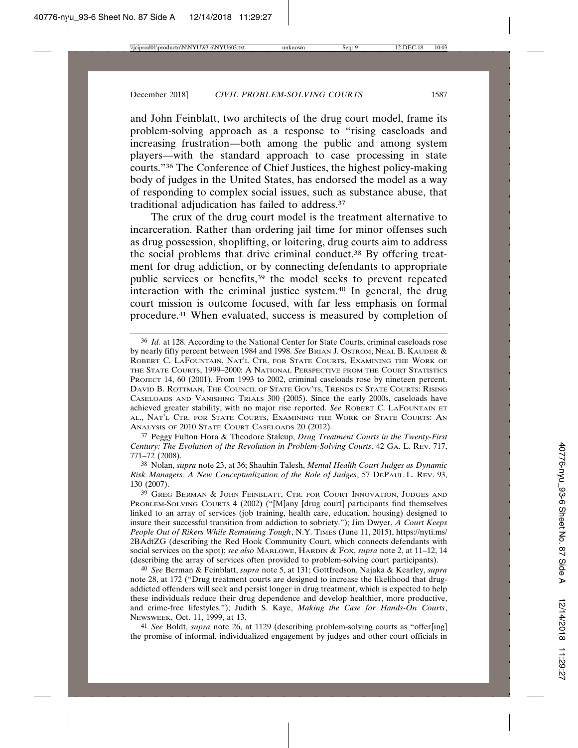and John Feinblatt, two architects of the drug court model, frame its problem-solving approach as a response to "rising caseloads and increasing frustration—both among the public and among system players—with the standard approach to case processing in state courts."[36] The Conference of Chief Justices, the highest policy-making body of judges in the United States, has endorsed the model as a way of responding to complex social issues, such as substance abuse, that traditional adjudication has failed to address.[37]

The crux of the drug court model is the treatment alternative to incarceration. Rather than ordering jail time for minor offenses such as drug possession, shoplifting, or loitering, drug courts aim to address the social problems that drive criminal conduct.[38] By offering treatment for drug addiction, or by connecting defendants to appropriate public services or benefits,[39] the model seeks to prevent repeated interaction with the criminal justice system.[40] In general, the drug court mission is outcome focused, with far less emphasis on formal procedure.[41] When evaluated, success is measured by completion of

---

[36] *Id.* at 128. According to the National Center for State Courts, criminal caseloads rose by nearly fifty percent between 1984 and 1998. *See* Brian J. Ostrom, Neal B. Kauder & Robert C. LaFountain, Nat'l Ctr. for State Courts, Examining the Work of the State Courts, 1999–2000: A National Perspective from the Court Statistics Project 14, 60 (2001). From 1993 to 2002, criminal caseloads rose by nineteen percent. David B. Rottman, The Council of State Gov'ts, Trends in State Courts: Rising Caseloads and Vanishing Trials 300 (2005). Since the early 2000s, caseloads have achieved greater stability, with no major rise reported. *See* Robert C. LaFountain et al., Nat'l Ctr. for State Courts, Examining the Work of State Courts: An Analysis of 2010 State Court Caseloads 20 (2012).

[37] Peggy Fulton Hora & Theodore Stalcup, *Drug Treatment Courts in the Twenty-First Century: The Evolution of the Revolution in Problem-Solving Courts*, 42 Ga. L. Rev. 717, 771–72 (2008).

[38] Nolan, *supra* note 23, at 36; Shauhin Talesh, *Mental Health Court Judges as Dynamic Risk Managers: A New Conceptualization of the Role of Judges*, 57 DePaul L. Rev. 93, 130 (2007).

[39] Greg Berman & John Feinblatt, Ctr. for Court Innovation, Judges and Problem-Solving Courts 4 (2002) ("[M]any [drug court] participants find themselves linked to an array of services (job training, health care, education, housing) designed to insure their successful transition from addiction to sobriety."); Jim Dwyer, *A Court Keeps People Out of Rikers While Remaining Tough*, N.Y. Times (June 11, 2015), https://nyti.ms/2BAdtZG (describing the Red Hook Community Court, which connects defendants with social services on the spot); *see also* Marlowe, Hardin & Fox, *supra* note 2, at 11–12, 14 (describing the array of services often provided to problem-solving court participants).

[40] *See* Berman & Feinblatt, *supra* note 5, at 131; Gottfredson, Najaka & Kearley, *supra* note 28, at 172 ("Drug treatment courts are designed to increase the likelihood that drug-addicted offenders will seek and persist longer in drug treatment, which is expected to help these individuals reduce their drug dependence and develop healthier, more productive, and crime-free lifestyles."); Judith S. Kaye, *Making the Case for Hands-On Courts*, Newsweek, Oct. 11, 1999, at 13.

[41] *See* Boldt, *supra* note 26, at 1129 (describing problem-solving courts as "offer[ing] the promise of informal, individualized engagement by judges and other court officials in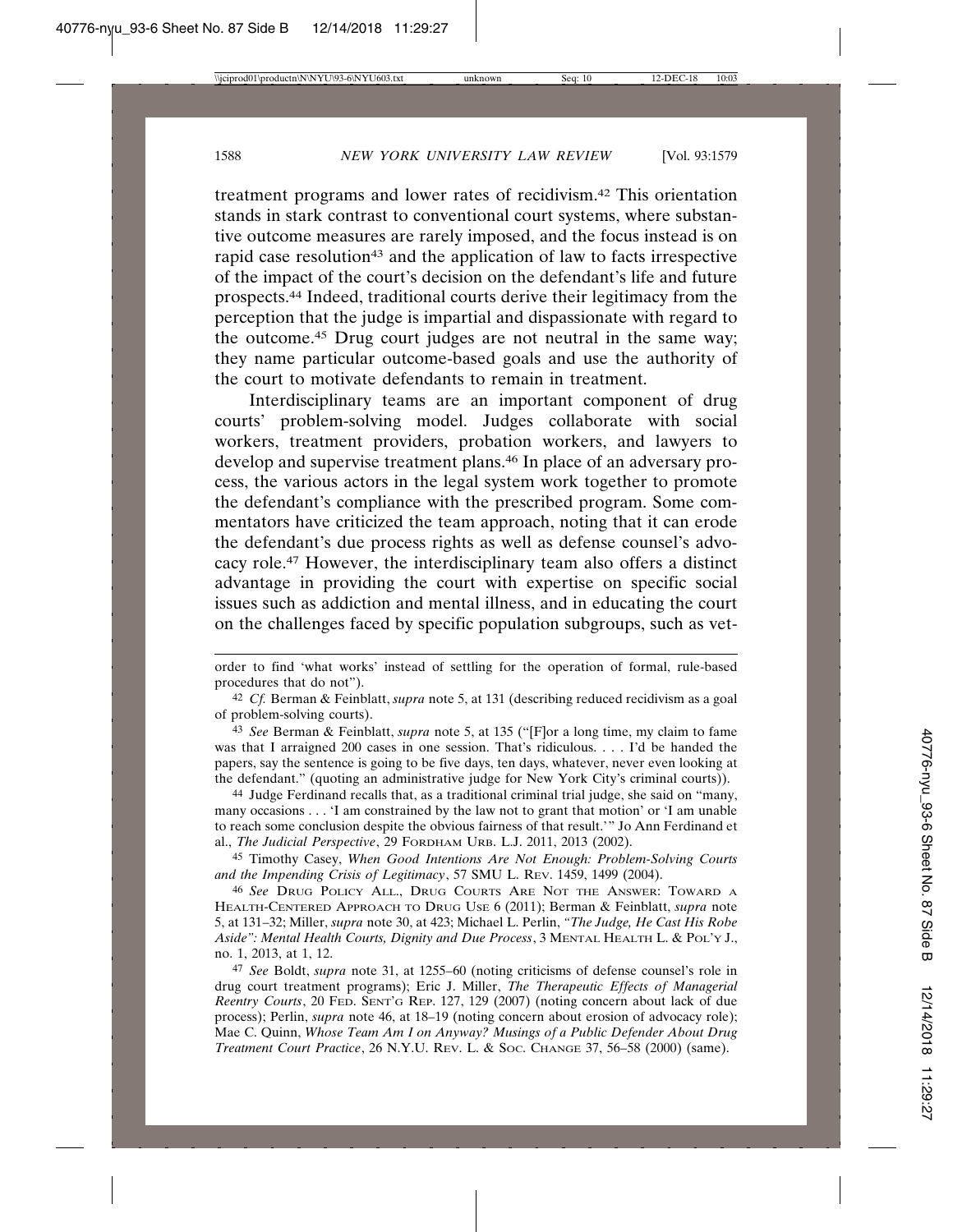treatment programs and lower rates of recidivism.[42] This orientation stands in stark contrast to conventional court systems, where substantive outcome measures are rarely imposed, and the focus instead is on rapid case resolution[43] and the application of law to facts irrespective of the impact of the court's decision on the defendant's life and future prospects.[44] Indeed, traditional courts derive their legitimacy from the perception that the judge is impartial and dispassionate with regard to the outcome.[45] Drug court judges are not neutral in the same way; they name particular outcome-based goals and use the authority of the court to motivate defendants to remain in treatment.

Interdisciplinary teams are an important component of drug courts' problem-solving model. Judges collaborate with social workers, treatment providers, probation workers, and lawyers to develop and supervise treatment plans.[46] In place of an adversary process, the various actors in the legal system work together to promote the defendant's compliance with the prescribed program. Some commentators have criticized the team approach, noting that it can erode the defendant's due process rights as well as defense counsel's advocacy role.[47] However, the interdisciplinary team also offers a distinct advantage in providing the court with expertise on specific social issues such as addiction and mental illness, and in educating the court on the challenges faced by specific population subgroups, such as vet-

---

order to find 'what works' instead of settling for the operation of formal, rule-based procedures that do not").

[42] *Cf.* Berman & Feinblatt, *supra* note 5, at 131 (describing reduced recidivism as a goal of problem-solving courts).

[43] *See* Berman & Feinblatt, *supra* note 5, at 135 ("[F]or a long time, my claim to fame was that I arraigned 200 cases in one session. That's ridiculous. . . . I'd be handed the papers, say the sentence is going to be five days, ten days, whatever, never even looking at the defendant." (quoting an administrative judge for New York City's criminal courts)).

[44] Judge Ferdinand recalls that, as a traditional criminal trial judge, she said on "many, many occasions . . . 'I am constrained by the law not to grant that motion' or 'I am unable to reach some conclusion despite the obvious fairness of that result.'" Jo Ann Ferdinand et al., *The Judicial Perspective*, 29 FORDHAM URB. L.J. 2011, 2013 (2002).

[45] Timothy Casey, *When Good Intentions Are Not Enough: Problem-Solving Courts and the Impending Crisis of Legitimacy*, 57 SMU L. REV. 1459, 1499 (2004).

[46] *See* DRUG POLICY ALL., DRUG COURTS ARE NOT THE ANSWER: TOWARD A HEALTH-CENTERED APPROACH TO DRUG USE 6 (2011); Berman & Feinblatt, *supra* note 5, at 131–32; Miller, *supra* note 30, at 423; Michael L. Perlin, *"The Judge, He Cast His Robe Aside": Mental Health Courts, Dignity and Due Process*, 3 MENTAL HEALTH L. & POL'Y J., no. 1, 2013, at 1, 12.

[47] *See* Boldt, *supra* note 31, at 1255–60 (noting criticisms of defense counsel's role in drug court treatment programs); Eric J. Miller, *The Therapeutic Effects of Managerial Reentry Courts*, 20 FED. SENT'G REP. 127, 129 (2007) (noting concern about lack of due process); Perlin, *supra* note 46, at 18–19 (noting concern about erosion of advocacy role); Mae C. Quinn, *Whose Team Am I on Anyway? Musings of a Public Defender About Drug Treatment Court Practice*, 26 N.Y.U. REV. L. & SOC. CHANGE 37, 56–58 (2000) (same).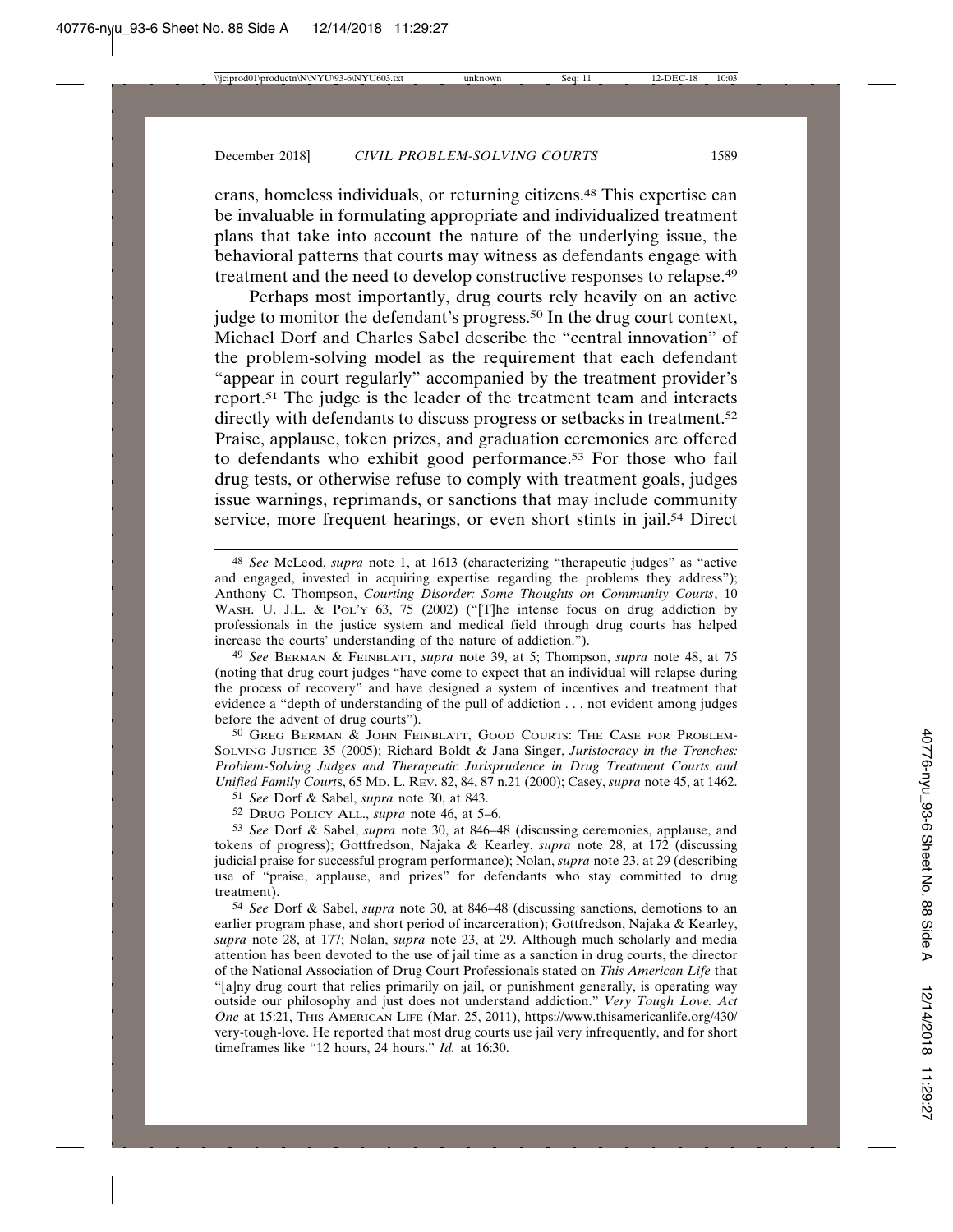erans, homeless individuals, or returning citizens.[48] This expertise can be invaluable in formulating appropriate and individualized treatment plans that take into account the nature of the underlying issue, the behavioral patterns that courts may witness as defendants engage with treatment and the need to develop constructive responses to relapse.[49]

Perhaps most importantly, drug courts rely heavily on an active judge to monitor the defendant's progress.[50] In the drug court context, Michael Dorf and Charles Sabel describe the "central innovation" of the problem-solving model as the requirement that each defendant "appear in court regularly" accompanied by the treatment provider's report.[51] The judge is the leader of the treatment team and interacts directly with defendants to discuss progress or setbacks in treatment.[52] Praise, applause, token prizes, and graduation ceremonies are offered to defendants who exhibit good performance.[53] For those who fail drug tests, or otherwise refuse to comply with treatment goals, judges issue warnings, reprimands, or sanctions that may include community service, more frequent hearings, or even short stints in jail.[54] Direct

---

[48] *See* McLeod, *supra* note 1, at 1613 (characterizing "therapeutic judges" as "active and engaged, invested in acquiring expertise regarding the problems they address"); Anthony C. Thompson, *Courting Disorder: Some Thoughts on Community Courts*, 10 WASH. U. J.L. & POL'Y 63, 75 (2002) ("[T]he intense focus on drug addiction by professionals in the justice system and medical field through drug courts has helped increase the courts' understanding of the nature of addiction.").

[49] *See* BERMAN & FEINBLATT, *supra* note 39, at 5; Thompson, *supra* note 48, at 75 (noting that drug court judges "have come to expect that an individual will relapse during the process of recovery" and have designed a system of incentives and treatment that evidence a "depth of understanding of the pull of addiction . . . not evident among judges before the advent of drug courts").

[50] GREG BERMAN & JOHN FEINBLATT, GOOD COURTS: THE CASE FOR PROBLEM-SOLVING JUSTICE 35 (2005); Richard Boldt & Jana Singer, *Juristocracy in the Trenches: Problem-Solving Judges and Therapeutic Jurisprudence in Drug Treatment Courts and Unified Family Courts*, 65 MD. L. REV. 82, 84, 87 n.21 (2000); Casey, *supra* note 45, at 1462.

[51] *See* Dorf & Sabel, *supra* note 30, at 843.

[52] DRUG POLICY ALL., *supra* note 46, at 5–6.

[53] *See* Dorf & Sabel, *supra* note 30, at 846–48 (discussing ceremonies, applause, and tokens of progress); Gottfredson, Najaka & Kearley, *supra* note 28, at 172 (discussing judicial praise for successful program performance); Nolan, *supra* note 23, at 29 (describing use of "praise, applause, and prizes" for defendants who stay committed to drug treatment).

[54] *See* Dorf & Sabel, *supra* note 30, at 846–48 (discussing sanctions, demotions to an earlier program phase, and short period of incarceration); Gottfredson, Najaka & Kearley, *supra* note 28, at 177; Nolan, *supra* note 23, at 29. Although much scholarly and media attention has been devoted to the use of jail time as a sanction in drug courts, the director of the National Association of Drug Court Professionals stated on *This American Life* that "[a]ny drug court that relies primarily on jail, or punishment generally, is operating way outside our philosophy and just does not understand addiction." *Very Tough Love: Act One* at 15:21, THIS AMERICAN LIFE (Mar. 25, 2011), https://www.thisamericanlife.org/430/very-tough-love. He reported that most drug courts use jail very infrequently, and for short timeframes like "12 hours, 24 hours." *Id.* at 16:30.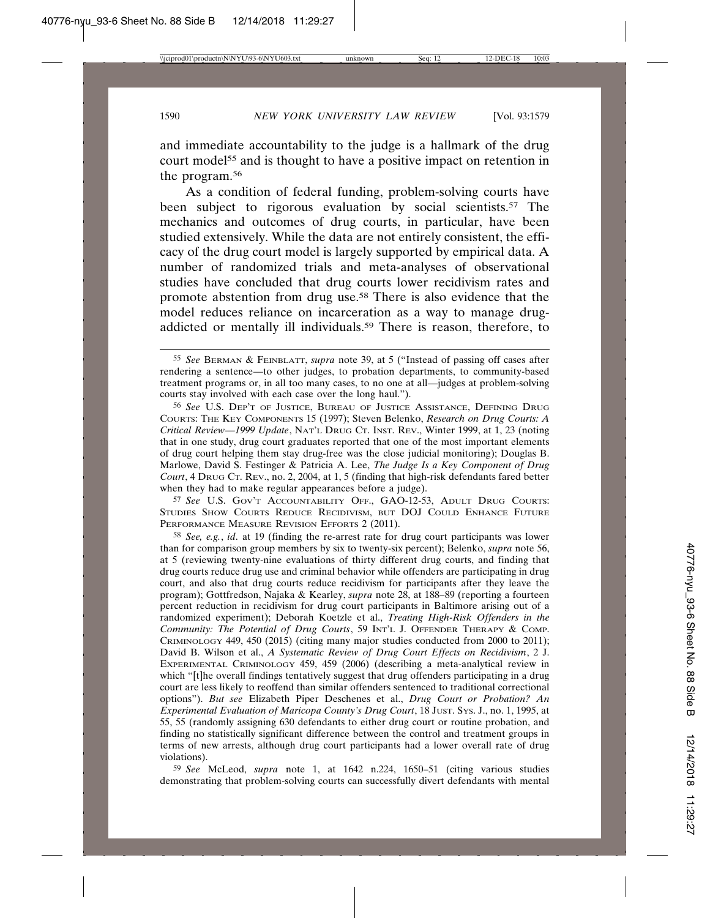and immediate accountability to the judge is a hallmark of the drug court model[55] and is thought to have a positive impact on retention in the program.[56]

As a condition of federal funding, problem-solving courts have been subject to rigorous evaluation by social scientists.[57] The mechanics and outcomes of drug courts, in particular, have been studied extensively. While the data are not entirely consistent, the efficacy of the drug court model is largely supported by empirical data. A number of randomized trials and meta-analyses of observational studies have concluded that drug courts lower recidivism rates and promote abstention from drug use.[58] There is also evidence that the model reduces reliance on incarceration as a way to manage drug-addicted or mentally ill individuals.[59] There is reason, therefore, to

---

[55] *See* BERMAN & FEINBLATT, *supra* note 39, at 5 ("Instead of passing off cases after rendering a sentence—to other judges, to probation departments, to community-based treatment programs or, in all too many cases, to no one at all—judges at problem-solving courts stay involved with each case over the long haul.").

[56] *See* U.S. DEP'T OF JUSTICE, BUREAU OF JUSTICE ASSISTANCE, DEFINING DRUG COURTS: THE KEY COMPONENTS 15 (1997); Steven Belenko, *Research on Drug Courts: A Critical Review—1999 Update*, NAT'L DRUG CT. INST. REV., Winter 1999, at 1, 23 (noting that in one study, drug court graduates reported that one of the most important elements of drug court helping them stay drug-free was the close judicial monitoring); Douglas B. Marlowe, David S. Festinger & Patricia A. Lee, *The Judge Is a Key Component of Drug Court*, 4 DRUG CT. REV., no. 2, 2004, at 1, 5 (finding that high-risk defendants fared better when they had to make regular appearances before a judge).

[57] *See* U.S. GOV'T ACCOUNTABILITY OFF., GAO-12-53, ADULT DRUG COURTS: STUDIES SHOW COURTS REDUCE RECIDIVISM, BUT DOJ COULD ENHANCE FUTURE PERFORMANCE MEASURE REVISION EFFORTS 2 (2011).

[58] *See, e.g.*, *id*. at 19 (finding the re-arrest rate for drug court participants was lower than for comparison group members by six to twenty-six percent); Belenko, *supra* note 56, at 5 (reviewing twenty-nine evaluations of thirty different drug courts, and finding that drug courts reduce drug use and criminal behavior while offenders are participating in drug court, and also that drug courts reduce recidivism for participants after they leave the program); Gottfredson, Najaka & Kearley, *supra* note 28, at 188–89 (reporting a fourteen percent reduction in recidivism for drug court participants in Baltimore arising out of a randomized experiment); Deborah Koetzle et al., *Treating High-Risk Offenders in the Community: The Potential of Drug Courts*, 59 INT'L J. OFFENDER THERAPY & COMP. CRIMINOLOGY 449, 450 (2015) (citing many major studies conducted from 2000 to 2011); David B. Wilson et al., *A Systematic Review of Drug Court Effects on Recidivism*, 2 J. EXPERIMENTAL CRIMINOLOGY 459, 459 (2006) (describing a meta-analytical review in which "[t]he overall findings tentatively suggest that drug offenders participating in a drug court are less likely to reoffend than similar offenders sentenced to traditional correctional options"). *But see* Elizabeth Piper Deschenes et al., *Drug Court or Probation? An Experimental Evaluation of Maricopa County's Drug Court*, 18 JUST. SYS. J., no. 1, 1995, at 55, 55 (randomly assigning 630 defendants to either drug court or routine probation, and finding no statistically significant difference between the control and treatment groups in terms of new arrests, although drug court participants had a lower overall rate of drug violations).

[59] *See* McLeod, *supra* note 1, at 1642 n.224, 1650–51 (citing various studies demonstrating that problem-solving courts can successfully divert defendants with mental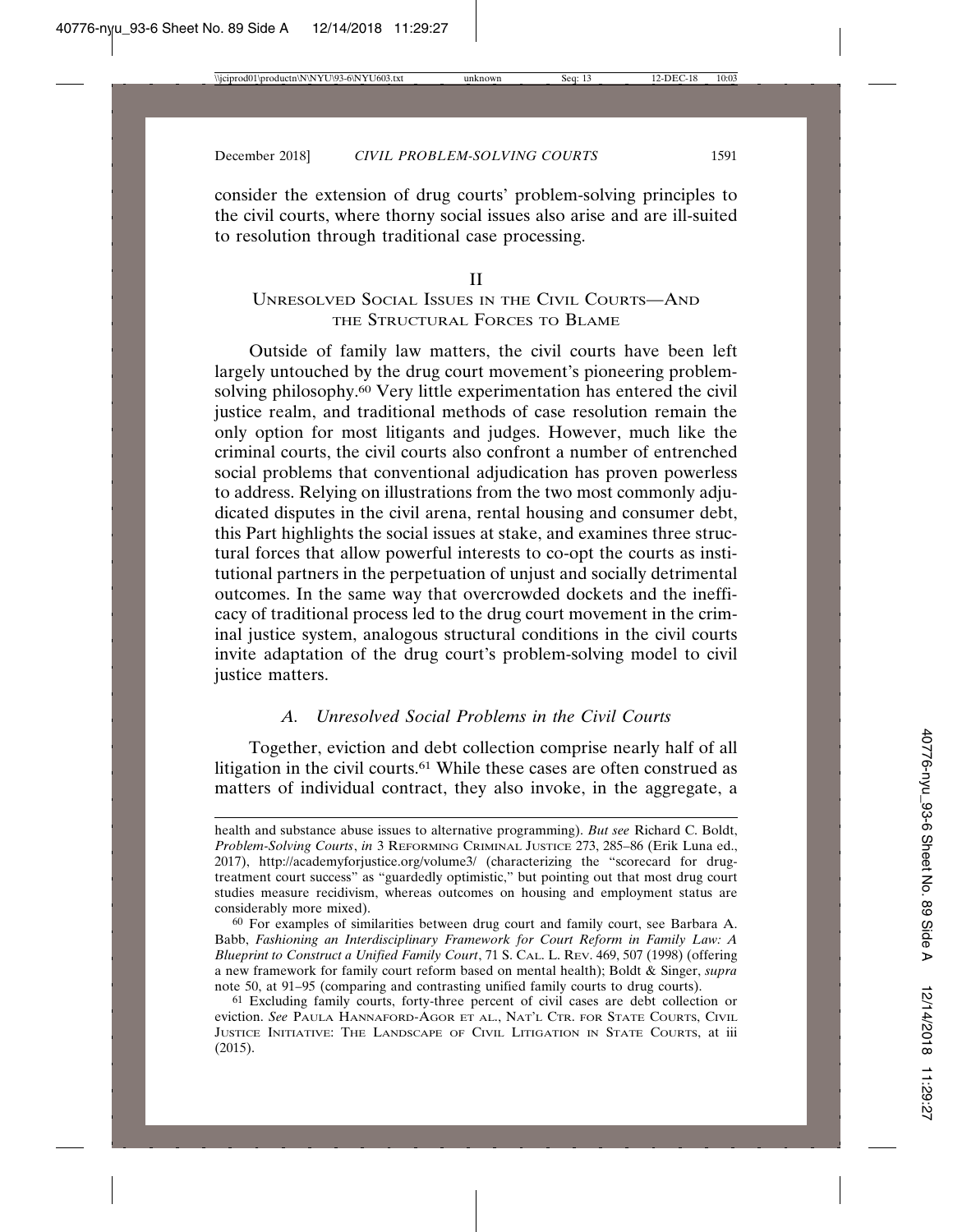consider the extension of drug courts' problem-solving principles to the civil courts, where thorny social issues also arise and are ill-suited to resolution through traditional case processing.

## II
## Unresolved Social Issues in the Civil Courts—And the Structural Forces to Blame

Outside of family law matters, the civil courts have been left largely untouched by the drug court movement's pioneering problem-solving philosophy.[60] Very little experimentation has entered the civil justice realm, and traditional methods of case resolution remain the only option for most litigants and judges. However, much like the criminal courts, the civil courts also confront a number of entrenched social problems that conventional adjudication has proven powerless to address. Relying on illustrations from the two most commonly adjudicated disputes in the civil arena, rental housing and consumer debt, this Part highlights the social issues at stake, and examines three structural forces that allow powerful interests to co-opt the courts as institutional partners in the perpetuation of unjust and socially detrimental outcomes. In the same way that overcrowded dockets and the inefficacy of traditional process led to the drug court movement in the criminal justice system, analogous structural conditions in the civil courts invite adaptation of the drug court's problem-solving model to civil justice matters.

### *A. Unresolved Social Problems in the Civil Courts*

Together, eviction and debt collection comprise nearly half of all litigation in the civil courts.[61] While these cases are often construed as matters of individual contract, they also invoke, in the aggregate, a

---

health and substance abuse issues to alternative programming). *But see* Richard C. Boldt, *Problem-Solving Courts*, *in* 3 Reforming Criminal Justice 273, 285–86 (Erik Luna ed., 2017), http://academyforjustice.org/volume3/ (characterizing the "scorecard for drug-treatment court success" as "guardedly optimistic," but pointing out that most drug court studies measure recidivism, whereas outcomes on housing and employment status are considerably more mixed).

[60] For examples of similarities between drug court and family court, see Barbara A. Babb, *Fashioning an Interdisciplinary Framework for Court Reform in Family Law: A Blueprint to Construct a Unified Family Court*, 71 S. Cal. L. Rev. 469, 507 (1998) (offering a new framework for family court reform based on mental health); Boldt & Singer, *supra* note 50, at 91–95 (comparing and contrasting unified family courts to drug courts).

[61] Excluding family courts, forty-three percent of civil cases are debt collection or eviction. *See* Paula Hannaford-Agor et al., Nat'l Ctr. for State Courts, Civil Justice Initiative: The Landscape of Civil Litigation in State Courts, at iii (2015).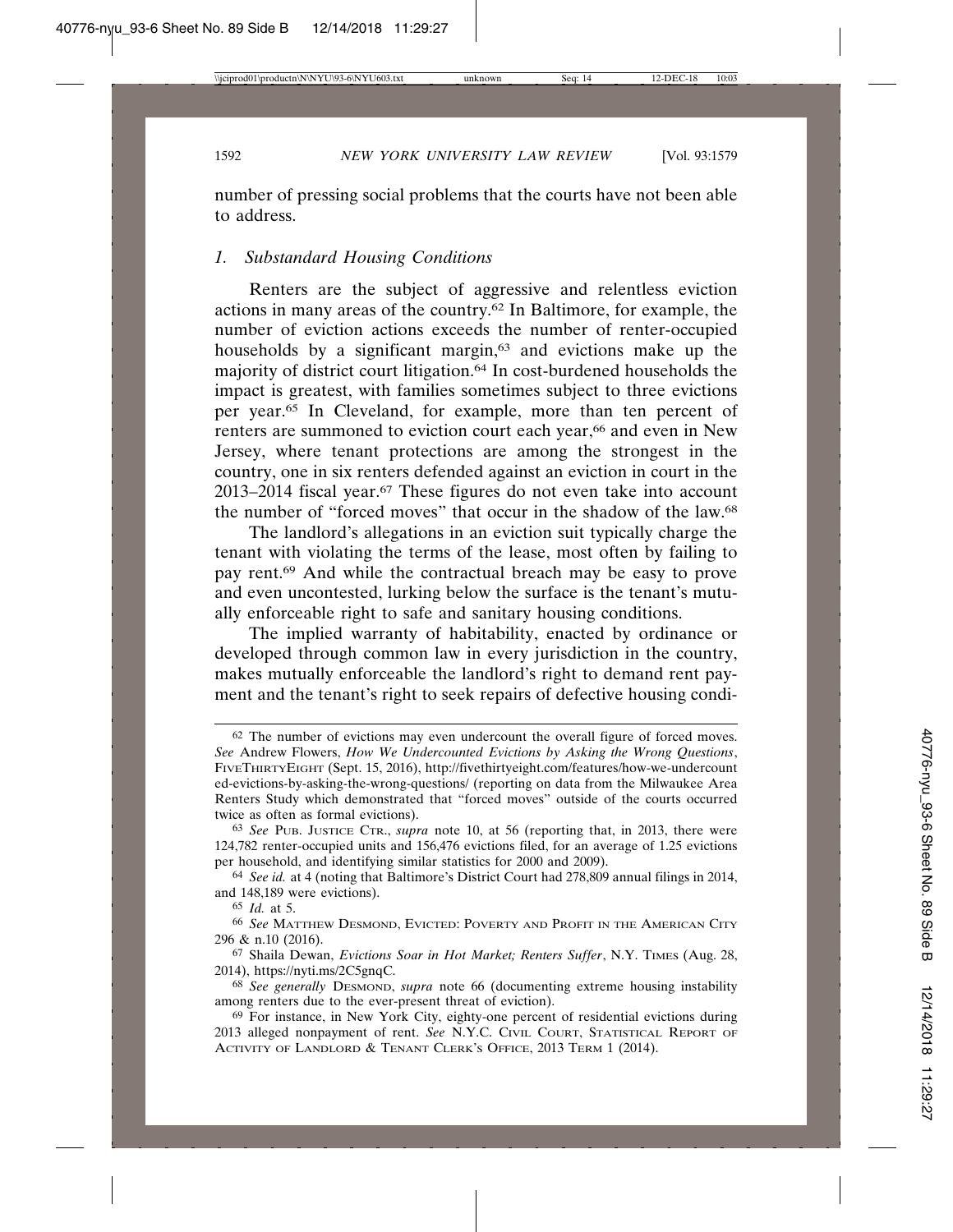number of pressing social problems that the courts have not been able to address.

### *1. Substandard Housing Conditions*

Renters are the subject of aggressive and relentless eviction actions in many areas of the country.[62] In Baltimore, for example, the number of eviction actions exceeds the number of renter-occupied households by a significant margin,[63] and evictions make up the majority of district court litigation.[64] In cost-burdened households the impact is greatest, with families sometimes subject to three evictions per year.[65] In Cleveland, for example, more than ten percent of renters are summoned to eviction court each year,[66] and even in New Jersey, where tenant protections are among the strongest in the country, one in six renters defended against an eviction in court in the 2013–2014 fiscal year.[67] These figures do not even take into account the number of "forced moves" that occur in the shadow of the law.[68]

The landlord's allegations in an eviction suit typically charge the tenant with violating the terms of the lease, most often by failing to pay rent.[69] And while the contractual breach may be easy to prove and even uncontested, lurking below the surface is the tenant's mutually enforceable right to safe and sanitary housing conditions.

The implied warranty of habitability, enacted by ordinance or developed through common law in every jurisdiction in the country, makes mutually enforceable the landlord's right to demand rent payment and the tenant's right to seek repairs of defective housing condi-

---

[62] The number of evictions may even undercount the overall figure of forced moves. *See* Andrew Flowers, *How We Undercounted Evictions by Asking the Wrong Questions*, FIVETHIRTYEIGHT (Sept. 15, 2016), http://fivethirtyeight.com/features/how-we-undercounted-evictions-by-asking-the-wrong-questions/ (reporting on data from the Milwaukee Area Renters Study which demonstrated that "forced moves" outside of the courts occurred twice as often as formal evictions).

[63] *See* PUB. JUSTICE CTR., *supra* note 10, at 56 (reporting that, in 2013, there were 124,782 renter-occupied units and 156,476 evictions filed, for an average of 1.25 evictions per household, and identifying similar statistics for 2000 and 2009).

[64] *See id.* at 4 (noting that Baltimore's District Court had 278,809 annual filings in 2014, and 148,189 were evictions).

[65] *Id.* at 5.

[66] *See* MATTHEW DESMOND, EVICTED: POVERTY AND PROFIT IN THE AMERICAN CITY 296 & n.10 (2016).

[67] Shaila Dewan, *Evictions Soar in Hot Market; Renters Suffer*, N.Y. TIMES (Aug. 28, 2014), https://nyti.ms/2C5gnqC.

[68] *See generally* DESMOND, *supra* note 66 (documenting extreme housing instability among renters due to the ever-present threat of eviction).

[69] For instance, in New York City, eighty-one percent of residential evictions during 2013 alleged nonpayment of rent. *See* N.Y.C. CIVIL COURT, STATISTICAL REPORT OF ACTIVITY OF LANDLORD & TENANT CLERK'S OFFICE, 2013 TERM 1 (2014).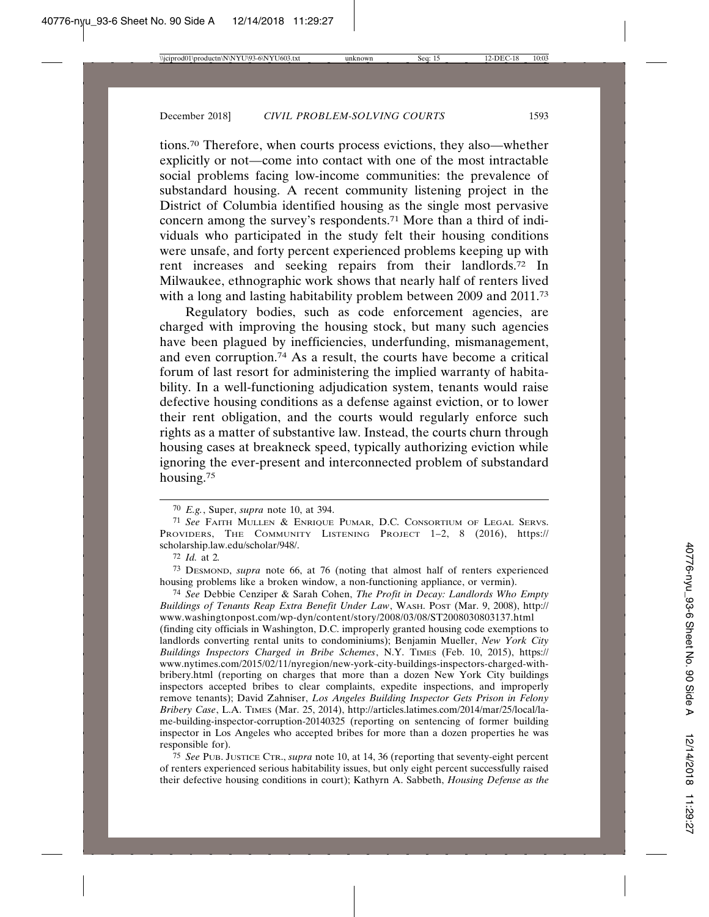tions.[70] Therefore, when courts process evictions, they also—whether explicitly or not—come into contact with one of the most intractable social problems facing low-income communities: the prevalence of substandard housing. A recent community listening project in the District of Columbia identified housing as the single most pervasive concern among the survey's respondents.[71] More than a third of individuals who participated in the study felt their housing conditions were unsafe, and forty percent experienced problems keeping up with rent increases and seeking repairs from their landlords.[72] In Milwaukee, ethnographic work shows that nearly half of renters lived with a long and lasting habitability problem between 2009 and 2011.[73]

Regulatory bodies, such as code enforcement agencies, are charged with improving the housing stock, but many such agencies have been plagued by inefficiencies, underfunding, mismanagement, and even corruption.[74] As a result, the courts have become a critical forum of last resort for administering the implied warranty of habitability. In a well-functioning adjudication system, tenants would raise defective housing conditions as a defense against eviction, or to lower their rent obligation, and the courts would regularly enforce such rights as a matter of substantive law. Instead, the courts churn through housing cases at breakneck speed, typically authorizing eviction while ignoring the ever-present and interconnected problem of substandard housing.[75]

---

[70] *E.g.*, Super, *supra* note 10, at 394.

[71] *See* Faith Mullen & Enrique Pumar, D.C. Consortium of Legal Servs. Providers, The Community Listening Project 1–2, 8 (2016), https://scholarship.law.edu/scholar/948/.

[72] *Id.* at 2.

[73] Desmond, *supra* note 66, at 76 (noting that almost half of renters experienced housing problems like a broken window, a non-functioning appliance, or vermin).

[74] *See* Debbie Cenziper & Sarah Cohen, *The Profit in Decay: Landlords Who Empty Buildings of Tenants Reap Extra Benefit Under Law*, Wash. Post (Mar. 9, 2008), http://www.washingtonpost.com/wp-dyn/content/story/2008/03/08/ST2008030803137.html (finding city officials in Washington, D.C. improperly granted housing code exemptions to landlords converting rental units to condominiums); Benjamin Mueller, *New York City Buildings Inspectors Charged in Bribe Schemes*, N.Y. Times (Feb. 10, 2015), https://www.nytimes.com/2015/02/11/nyregion/new-york-city-buildings-inspectors-charged-with-bribery.html (reporting on charges that more than a dozen New York City buildings inspectors accepted bribes to clear complaints, expedite inspections, and improperly remove tenants); David Zahniser, *Los Angeles Building Inspector Gets Prison in Felony Bribery Case*, L.A. Times (Mar. 25, 2014), http://articles.latimes.com/2014/mar/25/local/la-me-building-inspector-corruption-20140325 (reporting on sentencing of former building inspector in Los Angeles who accepted bribes for more than a dozen properties he was responsible for).

[75] *See* Pub. Justice Ctr., *supra* note 10, at 14, 36 (reporting that seventy-eight percent of renters experienced serious habitability issues, but only eight percent successfully raised their defective housing conditions in court); Kathyrn A. Sabbeth, *Housing Defense as the*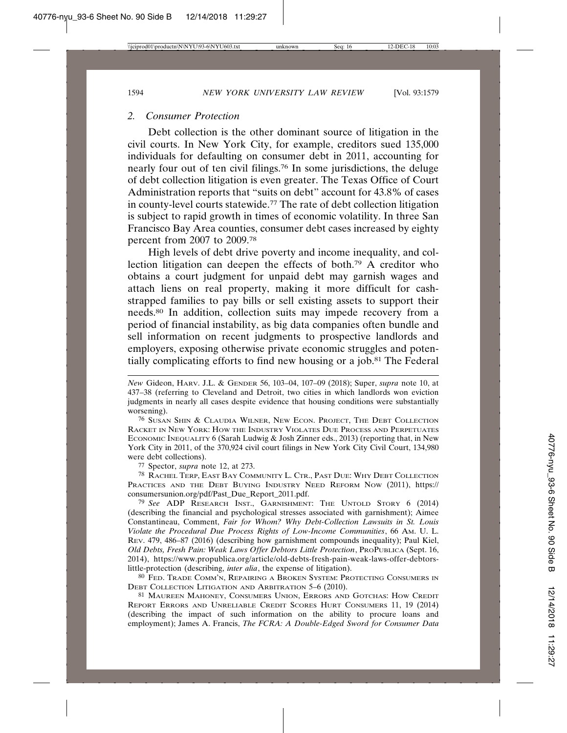### 2. *Consumer Protection*

Debt collection is the other dominant source of litigation in the civil courts. In New York City, for example, creditors sued 135,000 individuals for defaulting on consumer debt in 2011, accounting for nearly four out of ten civil filings.[76] In some jurisdictions, the deluge of debt collection litigation is even greater. The Texas Office of Court Administration reports that "suits on debt" account for 43.8% of cases in county-level courts statewide.[77] The rate of debt collection litigation is subject to rapid growth in times of economic volatility. In three San Francisco Bay Area counties, consumer debt cases increased by eighty percent from 2007 to 2009.[78]

High levels of debt drive poverty and income inequality, and collection litigation can deepen the effects of both.[79] A creditor who obtains a court judgment for unpaid debt may garnish wages and attach liens on real property, making it more difficult for cash-strapped families to pay bills or sell existing assets to support their needs.[80] In addition, collection suits may impede recovery from a period of financial instability, as big data companies often bundle and sell information on recent judgments to prospective landlords and employers, exposing otherwise private economic struggles and potentially complicating efforts to find new housing or a job.[81] The Federal

---

*New* Gideon, HARV. J.L. & GENDER 56, 103–04, 107–09 (2018); Super, *supra* note 10, at 437–38 (referring to Cleveland and Detroit, two cities in which landlords won eviction judgments in nearly all cases despite evidence that housing conditions were substantially worsening).

[76] SUSAN SHIN & CLAUDIA WILNER, NEW ECON. PROJECT, THE DEBT COLLECTION RACKET IN NEW YORK: HOW THE INDUSTRY VIOLATES DUE PROCESS AND PERPETUATES ECONOMIC INEQUALITY 6 (Sarah Ludwig & Josh Zinner eds., 2013) (reporting that, in New York City in 2011, of the 370,924 civil court filings in New York City Civil Court, 134,980 were debt collections).

[77] Spector, *supra* note 12, at 273.

[78] RACHEL TERP, EAST BAY COMMUNITY L. CTR., PAST DUE: WHY DEBT COLLECTION PRACTICES AND THE DEBT BUYING INDUSTRY NEED REFORM NOW (2011), https://consumersunion.org/pdf/Past_Due_Report_2011.pdf.

[79] *See* ADP RESEARCH INST., GARNISHMENT: THE UNTOLD STORY 6 (2014) (describing the financial and psychological stresses associated with garnishment); Aimee Constantineau, Comment, *Fair for Whom? Why Debt-Collection Lawsuits in St. Louis Violate the Procedural Due Process Rights of Low-Income Communities*, 66 AM. U. L. REV. 479, 486–87 (2016) (describing how garnishment compounds inequality); Paul Kiel, *Old Debts, Fresh Pain: Weak Laws Offer Debtors Little Protection*, PROPUBLICA (Sept. 16, 2014), https://www.propublica.org/article/old-debts-fresh-pain-weak-laws-offer-debtors-little-protection (describing, *inter alia*, the expense of litigation).

[80] FED. TRADE COMM'N, REPAIRING A BROKEN SYSTEM: PROTECTING CONSUMERS IN DEBT COLLECTION LITIGATION AND ARBITRATION 5–6 (2010).

[81] MAUREEN MAHONEY, CONSUMERS UNION, ERRORS AND GOTCHAS: HOW CREDIT REPORT ERRORS AND UNRELIABLE CREDIT SCORES HURT CONSUMERS 11, 19 (2014) (describing the impact of such information on the ability to procure loans and employment); James A. Francis, *The FCRA: A Double-Edged Sword for Consumer Data*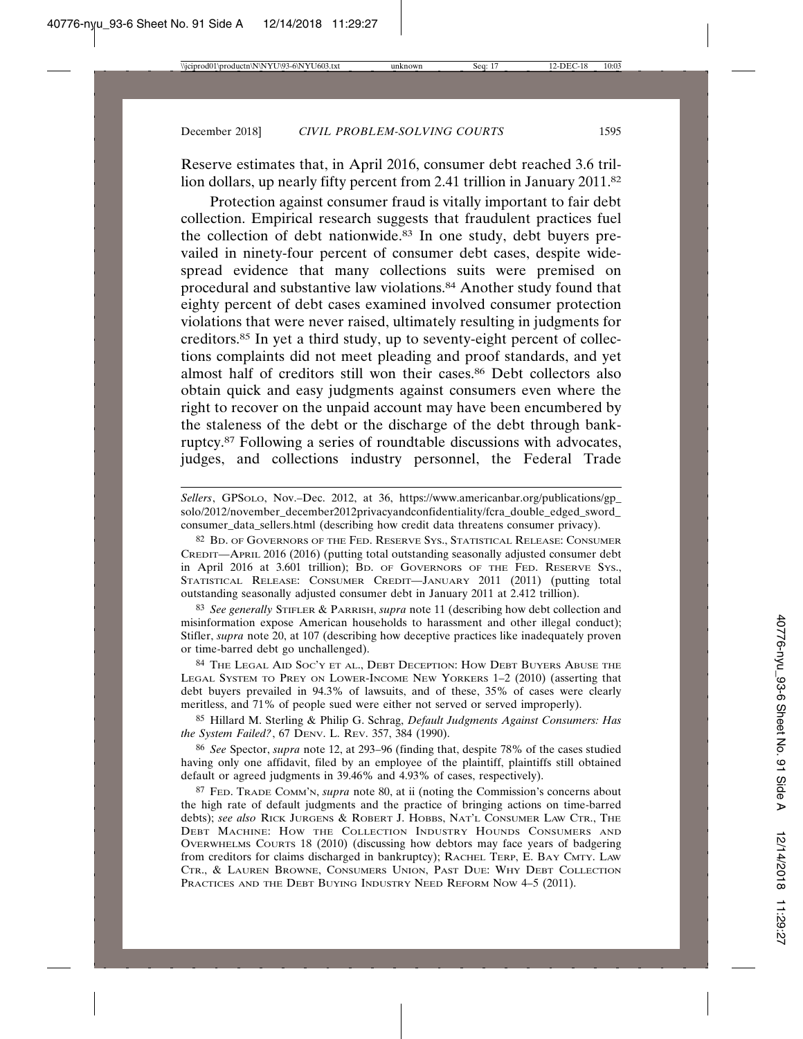Reserve estimates that, in April 2016, consumer debt reached 3.6 trillion dollars, up nearly fifty percent from 2.41 trillion in January 2011.[82]

Protection against consumer fraud is vitally important to fair debt collection. Empirical research suggests that fraudulent practices fuel the collection of debt nationwide.[83] In one study, debt buyers prevailed in ninety-four percent of consumer debt cases, despite widespread evidence that many collections suits were premised on procedural and substantive law violations.[84] Another study found that eighty percent of debt cases examined involved consumer protection violations that were never raised, ultimately resulting in judgments for creditors.[85] In yet a third study, up to seventy-eight percent of collections complaints did not meet pleading and proof standards, and yet almost half of creditors still won their cases.[86] Debt collectors also obtain quick and easy judgments against consumers even where the right to recover on the unpaid account may have been encumbered by the staleness of the debt or the discharge of the debt through bankruptcy.[87] Following a series of roundtable discussions with advocates, judges, and collections industry personnel, the Federal Trade

---

*Sellers*, GPSOLO, Nov.–Dec. 2012, at 36, https://www.americanbar.org/publications/gp_solo/2012/november_december2012privacyandconfidentiality/fcra_double_edged_sword_consumer_data_sellers.html (describing how credit data threatens consumer privacy).

[82] BD. OF GOVERNORS OF THE FED. RESERVE SYS., STATISTICAL RELEASE: CONSUMER CREDIT—APRIL 2016 (2016) (putting total outstanding seasonally adjusted consumer debt in April 2016 at 3.601 trillion); BD. OF GOVERNORS OF THE FED. RESERVE SYS., STATISTICAL RELEASE: CONSUMER CREDIT—JANUARY 2011 (2011) (putting total outstanding seasonally adjusted consumer debt in January 2011 at 2.412 trillion).

[83] *See generally* STIFLER & PARRISH, *supra* note 11 (describing how debt collection and misinformation expose American households to harassment and other illegal conduct); Stifler, *supra* note 20, at 107 (describing how deceptive practices like inadequately proven or time-barred debt go unchallenged).

[84] THE LEGAL AID SOC'Y ET AL., DEBT DECEPTION: HOW DEBT BUYERS ABUSE THE LEGAL SYSTEM TO PREY ON LOWER-INCOME NEW YORKERS 1–2 (2010) (asserting that debt buyers prevailed in 94.3% of lawsuits, and of these, 35% of cases were clearly meritless, and 71% of people sued were either not served or served improperly).

[85] Hillard M. Sterling & Philip G. Schrag, *Default Judgments Against Consumers: Has the System Failed?*, 67 DENV. L. REV. 357, 384 (1990).

[86] *See* Spector, *supra* note 12, at 293–96 (finding that, despite 78% of the cases studied having only one affidavit, filed by an employee of the plaintiff, plaintiffs still obtained default or agreed judgments in 39.46% and 4.93% of cases, respectively).

[87] FED. TRADE COMM'N, *supra* note 80, at ii (noting the Commission's concerns about the high rate of default judgments and the practice of bringing actions on time-barred debts); *see also* RICK JURGENS & ROBERT J. HOBBS, NAT'L CONSUMER LAW CTR., THE DEBT MACHINE: HOW THE COLLECTION INDUSTRY HOUNDS CONSUMERS AND OVERWHELMS COURTS 18 (2010) (discussing how debtors may face years of badgering from creditors for claims discharged in bankruptcy); RACHEL TERP, E. BAY CMTY. LAW CTR., & LAUREN BROWNE, CONSUMERS UNION, PAST DUE: WHY DEBT COLLECTION PRACTICES AND THE DEBT BUYING INDUSTRY NEED REFORM NOW 4–5 (2011).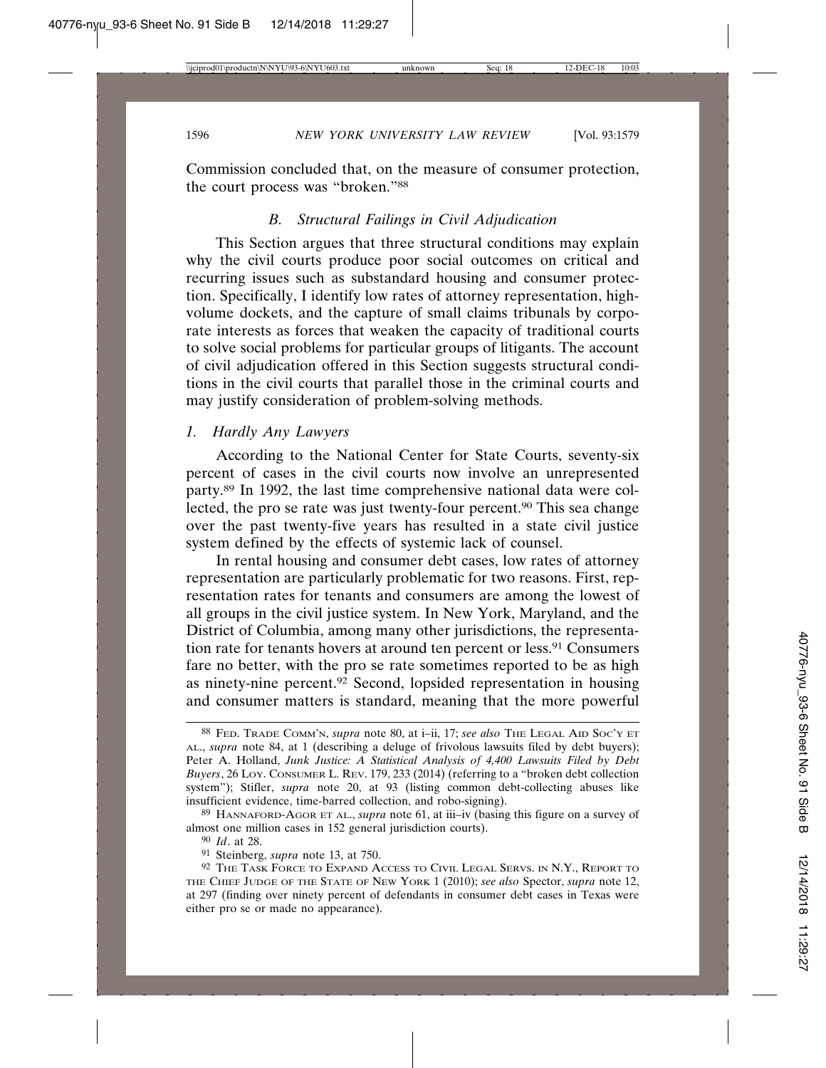Commission concluded that, on the measure of consumer protection, the court process was "broken."[88]

### *B. Structural Failings in Civil Adjudication*

This Section argues that three structural conditions may explain why the civil courts produce poor social outcomes on critical and recurring issues such as substandard housing and consumer protection. Specifically, I identify low rates of attorney representation, high-volume dockets, and the capture of small claims tribunals by corporate interests as forces that weaken the capacity of traditional courts to solve social problems for particular groups of litigants. The account of civil adjudication offered in this Section suggests structural conditions in the civil courts that parallel those in the criminal courts and may justify consideration of problem-solving methods.

#### *1. Hardly Any Lawyers*

According to the National Center for State Courts, seventy-six percent of cases in the civil courts now involve an unrepresented party.[89] In 1992, the last time comprehensive national data were collected, the pro se rate was just twenty-four percent.[90] This sea change over the past twenty-five years has resulted in a state civil justice system defined by the effects of systemic lack of counsel.

In rental housing and consumer debt cases, low rates of attorney representation are particularly problematic for two reasons. First, representation rates for tenants and consumers are among the lowest of all groups in the civil justice system. In New York, Maryland, and the District of Columbia, among many other jurisdictions, the representation rate for tenants hovers at around ten percent or less.[91] Consumers fare no better, with the pro se rate sometimes reported to be as high as ninety-nine percent.[92] Second, lopsided representation in housing and consumer matters is standard, meaning that the more powerful

---

[88] FED. TRADE COMM'N, *supra* note 80, at i–ii, 17; *see also* THE LEGAL AID SOC'Y ET AL., *supra* note 84, at 1 (describing a deluge of frivolous lawsuits filed by debt buyers); Peter A. Holland, *Junk Justice: A Statistical Analysis of 4,400 Lawsuits Filed by Debt Buyers*, 26 LOY. CONSUMER L. REV. 179, 233 (2014) (referring to a "broken debt collection system"); Stifler, *supra* note 20, at 93 (listing common debt-collecting abuses like insufficient evidence, time-barred collection, and robo-signing).

[89] HANNAFORD-AGOR ET AL., *supra* note 61, at iii–iv (basing this figure on a survey of almost one million cases in 152 general jurisdiction courts).

[90] *Id*. at 28.

[91] Steinberg, *supra* note 13, at 750.

[92] THE TASK FORCE TO EXPAND ACCESS TO CIVIL LEGAL SERVS. IN N.Y., REPORT TO THE CHIEF JUDGE OF THE STATE OF NEW YORK 1 (2010); *see also* Spector, *supra* note 12, at 297 (finding over ninety percent of defendants in consumer debt cases in Texas were either pro se or made no appearance).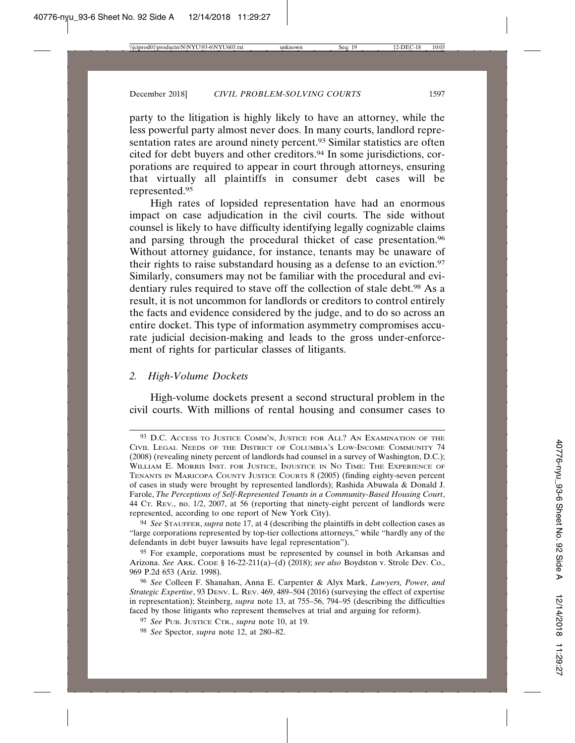party to the litigation is highly likely to have an attorney, while the less powerful party almost never does. In many courts, landlord representation rates are around ninety percent.[93] Similar statistics are often cited for debt buyers and other creditors.[94] In some jurisdictions, corporations are required to appear in court through attorneys, ensuring that virtually all plaintiffs in consumer debt cases will be represented.[95]

High rates of lopsided representation have had an enormous impact on case adjudication in the civil courts. The side without counsel is likely to have difficulty identifying legally cognizable claims and parsing through the procedural thicket of case presentation.[96] Without attorney guidance, for instance, tenants may be unaware of their rights to raise substandard housing as a defense to an eviction.[97] Similarly, consumers may not be familiar with the procedural and evidentiary rules required to stave off the collection of stale debt.[98] As a result, it is not uncommon for landlords or creditors to control entirely the facts and evidence considered by the judge, and to do so across an entire docket. This type of information asymmetry compromises accurate judicial decision-making and leads to the gross under-enforcement of rights for particular classes of litigants.

### 2. *High-Volume Dockets*

High-volume dockets present a second structural problem in the civil courts. With millions of rental housing and consumer cases to

---

[93] D.C. Access to Justice Comm'n, Justice for All? An Examination of the Civil Legal Needs of the District of Columbia's Low-Income Community 74 (2008) (revealing ninety percent of landlords had counsel in a survey of Washington, D.C.); William E. Morris Inst. for Justice, Injustice in No Time: The Experience of Tenants in Maricopa County Justice Courts 8 (2005) (finding eighty-seven percent of cases in study were brought by represented landlords); Rashida Abuwala & Donald J. Farole, *The Perceptions of Self-Represented Tenants in a Community-Based Housing Court*, 44 Ct. Rev., no. 1/2, 2007, at 56 (reporting that ninety-eight percent of landlords were represented, according to one report of New York City).

[94] *See* Stauffer, *supra* note 17, at 4 (describing the plaintiffs in debt collection cases as "large corporations represented by top-tier collections attorneys," while "hardly any of the defendants in debt buyer lawsuits have legal representation").

[95] For example, corporations must be represented by counsel in both Arkansas and Arizona. *See* Ark. Code § 16-22-211(a)–(d) (2018); *see also* Boydston v. Strole Dev. Co., 969 P.2d 653 (Ariz. 1998).

[96] *See* Colleen F. Shanahan, Anna E. Carpenter & Alyx Mark, *Lawyers, Power, and Strategic Expertise*, 93 Denv. L. Rev. 469, 489–504 (2016) (surveying the effect of expertise in representation); Steinberg, *supra* note 13, at 755–56, 794–95 (describing the difficulties faced by those litigants who represent themselves at trial and arguing for reform).

[97] *See* Pub. Justice Ctr., *supra* note 10, at 19.

[98] *See* Spector, *supra* note 12, at 280–82.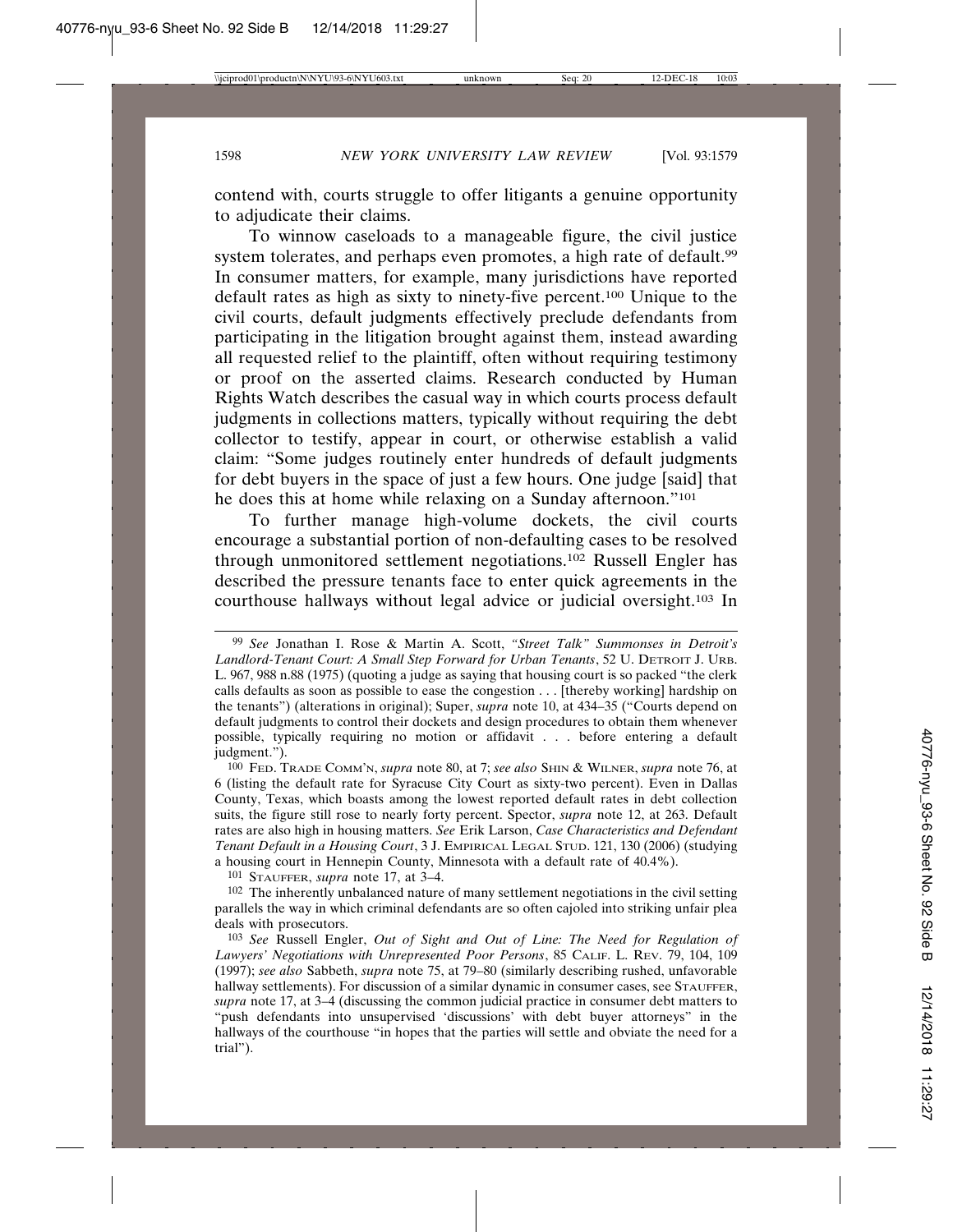contend with, courts struggle to offer litigants a genuine opportunity to adjudicate their claims.

To winnow caseloads to a manageable figure, the civil justice system tolerates, and perhaps even promotes, a high rate of default.[99] In consumer matters, for example, many jurisdictions have reported default rates as high as sixty to ninety-five percent.[100] Unique to the civil courts, default judgments effectively preclude defendants from participating in the litigation brought against them, instead awarding all requested relief to the plaintiff, often without requiring testimony or proof on the asserted claims. Research conducted by Human Rights Watch describes the casual way in which courts process default judgments in collections matters, typically without requiring the debt collector to testify, appear in court, or otherwise establish a valid claim: "Some judges routinely enter hundreds of default judgments for debt buyers in the space of just a few hours. One judge [said] that he does this at home while relaxing on a Sunday afternoon."[101]

To further manage high-volume dockets, the civil courts encourage a substantial portion of non-defaulting cases to be resolved through unmonitored settlement negotiations.[102] Russell Engler has described the pressure tenants face to enter quick agreements in the courthouse hallways without legal advice or judicial oversight.[103] In

---

[99] *See* Jonathan I. Rose & Martin A. Scott, *"Street Talk" Summonses in Detroit's Landlord-Tenant Court: A Small Step Forward for Urban Tenants*, 52 U. DETROIT J. URB. L. 967, 988 n.88 (1975) (quoting a judge as saying that housing court is so packed "the clerk calls defaults as soon as possible to ease the congestion . . . [thereby working] hardship on the tenants") (alterations in original); Super, *supra* note 10, at 434–35 ("Courts depend on default judgments to control their dockets and design procedures to obtain them whenever possible, typically requiring no motion or affidavit . . . before entering a default judgment.").

[100] FED. TRADE COMM'N, *supra* note 80, at 7; *see also* SHIN & WILNER, *supra* note 76, at 6 (listing the default rate for Syracuse City Court as sixty-two percent). Even in Dallas County, Texas, which boasts among the lowest reported default rates in debt collection suits, the figure still rose to nearly forty percent. Spector, *supra* note 12, at 263. Default rates are also high in housing matters. *See* Erik Larson, *Case Characteristics and Defendant Tenant Default in a Housing Court*, 3 J. EMPIRICAL LEGAL STUD. 121, 130 (2006) (studying a housing court in Hennepin County, Minnesota with a default rate of 40.4%).

[101] STAUFFER, *supra* note 17, at 3–4.

[102] The inherently unbalanced nature of many settlement negotiations in the civil setting parallels the way in which criminal defendants are so often cajoled into striking unfair plea deals with prosecutors.

[103] *See* Russell Engler, *Out of Sight and Out of Line: The Need for Regulation of Lawyers' Negotiations with Unrepresented Poor Persons*, 85 CALIF. L. REV. 79, 104, 109 (1997); *see also* Sabbeth, *supra* note 75, at 79–80 (similarly describing rushed, unfavorable hallway settlements). For discussion of a similar dynamic in consumer cases, see STAUFFER, *supra* note 17, at 3–4 (discussing the common judicial practice in consumer debt matters to "push defendants into unsupervised 'discussions' with debt buyer attorneys" in the hallways of the courthouse "in hopes that the parties will settle and obviate the need for a trial").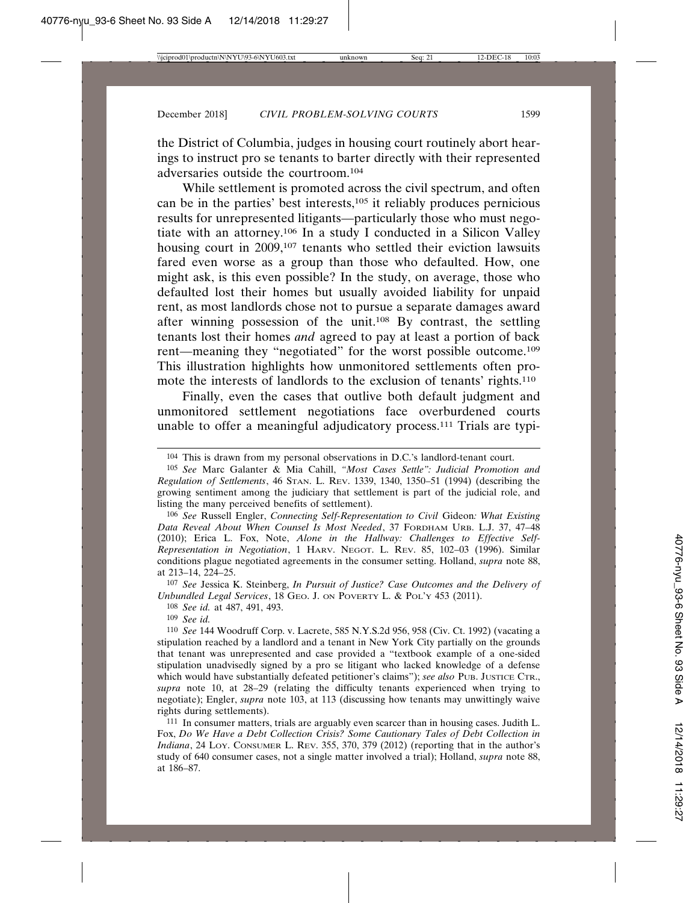the District of Columbia, judges in housing court routinely abort hearings to instruct pro se tenants to barter directly with their represented adversaries outside the courtroom.[104]

While settlement is promoted across the civil spectrum, and often can be in the parties' best interests,[105] it reliably produces pernicious results for unrepresented litigants—particularly those who must negotiate with an attorney.[106] In a study I conducted in a Silicon Valley housing court in 2009,[107] tenants who settled their eviction lawsuits fared even worse as a group than those who defaulted. How, one might ask, is this even possible? In the study, on average, those who defaulted lost their homes but usually avoided liability for unpaid rent, as most landlords chose not to pursue a separate damages award after winning possession of the unit.[108] By contrast, the settling tenants lost their homes *and* agreed to pay at least a portion of back rent—meaning they "negotiated" for the worst possible outcome.[109] This illustration highlights how unmonitored settlements often promote the interests of landlords to the exclusion of tenants' rights.[110]

Finally, even the cases that outlive both default judgment and unmonitored settlement negotiations face overburdened courts unable to offer a meaningful adjudicatory process.[111] Trials are typi-

---

[104] This is drawn from my personal observations in D.C.'s landlord-tenant court.

[105] *See* Marc Galanter & Mia Cahill, *"Most Cases Settle": Judicial Promotion and Regulation of Settlements*, 46 STAN. L. REV. 1339, 1340, 1350–51 (1994) (describing the growing sentiment among the judiciary that settlement is part of the judicial role, and listing the many perceived benefits of settlement).

[106] *See* Russell Engler, *Connecting Self-Representation to Civil* Gideon*: What Existing Data Reveal About When Counsel Is Most Needed*, 37 FORDHAM URB. L.J. 37, 47–48 (2010); Erica L. Fox, Note, *Alone in the Hallway: Challenges to Effective Self-Representation in Negotiation*, 1 HARV. NEGOT. L. REV. 85, 102–03 (1996). Similar conditions plague negotiated agreements in the consumer setting. Holland, *supra* note 88, at 213–14, 224–25.

[107] *See* Jessica K. Steinberg, *In Pursuit of Justice? Case Outcomes and the Delivery of Unbundled Legal Services*, 18 GEO. J. ON POVERTY L. & POL'Y 453 (2011).

[108] *See id.* at 487, 491, 493.

[109] *See id.*

[110] *See* 144 Woodruff Corp. v. Lacrete, 585 N.Y.S.2d 956, 958 (Civ. Ct. 1992) (vacating a stipulation reached by a landlord and a tenant in New York City partially on the grounds that tenant was unrepresented and case provided a "textbook example of a one-sided stipulation unadvisedly signed by a pro se litigant who lacked knowledge of a defense which would have substantially defeated petitioner's claims"); *see also* PUB. JUSTICE CTR., *supra* note 10, at 28–29 (relating the difficulty tenants experienced when trying to negotiate); Engler, *supra* note 103, at 113 (discussing how tenants may unwittingly waive rights during settlements).

[111] In consumer matters, trials are arguably even scarcer than in housing cases. Judith L. Fox, *Do We Have a Debt Collection Crisis? Some Cautionary Tales of Debt Collection in Indiana*, 24 LOY. CONSUMER L. REV. 355, 370, 379 (2012) (reporting that in the author's study of 640 consumer cases, not a single matter involved a trial); Holland, *supra* note 88, at 186–87.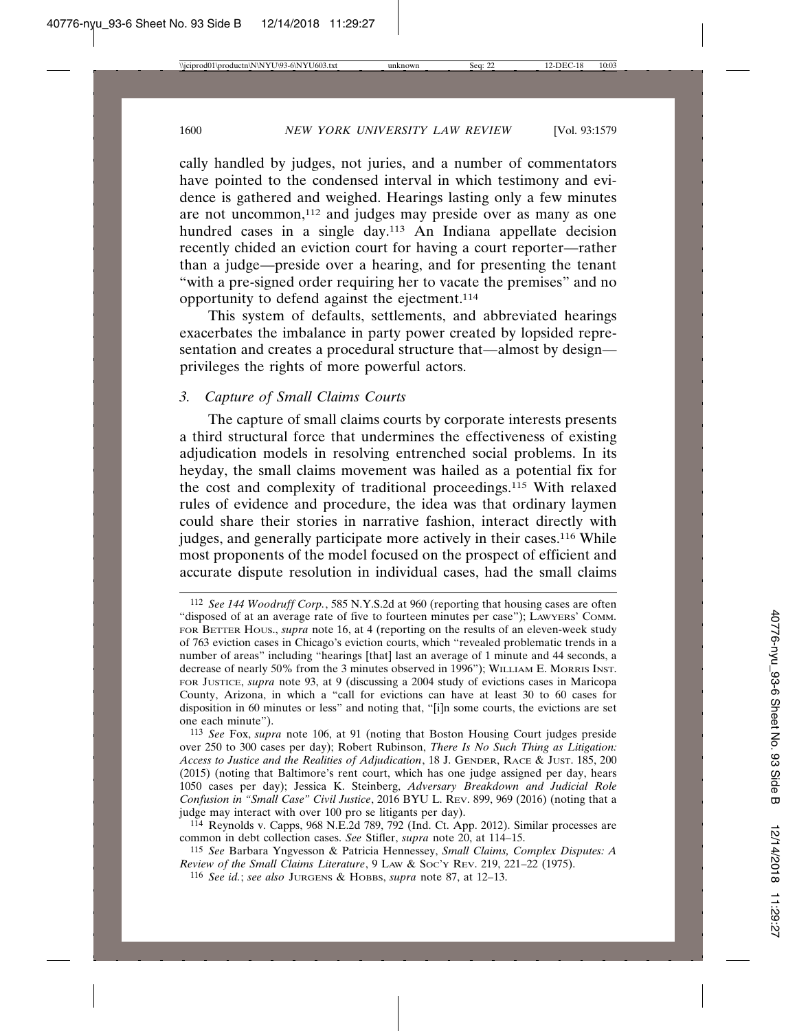cally handled by judges, not juries, and a number of commentators have pointed to the condensed interval in which testimony and evidence is gathered and weighed. Hearings lasting only a few minutes are not uncommon,[112] and judges may preside over as many as one hundred cases in a single day.[113] An Indiana appellate decision recently chided an eviction court for having a court reporter—rather than a judge—preside over a hearing, and for presenting the tenant "with a pre-signed order requiring her to vacate the premises" and no opportunity to defend against the ejectment.[114]

This system of defaults, settlements, and abbreviated hearings exacerbates the imbalance in party power created by lopsided representation and creates a procedural structure that—almost by design—privileges the rights of more powerful actors.

### 3. *Capture of Small Claims Courts*

The capture of small claims courts by corporate interests presents a third structural force that undermines the effectiveness of existing adjudication models in resolving entrenched social problems. In its heyday, the small claims movement was hailed as a potential fix for the cost and complexity of traditional proceedings.[115] With relaxed rules of evidence and procedure, the idea was that ordinary laymen could share their stories in narrative fashion, interact directly with judges, and generally participate more actively in their cases.[116] While most proponents of the model focused on the prospect of efficient and accurate dispute resolution in individual cases, had the small claims

---

[112] *See 144 Woodruff Corp.*, 585 N.Y.S.2d at 960 (reporting that housing cases are often "disposed of at an average rate of five to fourteen minutes per case"); LAWYERS' COMM. FOR BETTER HOUS., *supra* note 16, at 4 (reporting on the results of an eleven-week study of 763 eviction cases in Chicago's eviction courts, which "revealed problematic trends in a number of areas" including "hearings [that] last an average of 1 minute and 44 seconds, a decrease of nearly 50% from the 3 minutes observed in 1996"); WILLIAM E. MORRIS INST. FOR JUSTICE, *supra* note 93, at 9 (discussing a 2004 study of evictions cases in Maricopa County, Arizona, in which a "call for evictions can have at least 30 to 60 cases for disposition in 60 minutes or less" and noting that, "[i]n some courts, the evictions are set one each minute").

[113] *See* Fox, *supra* note 106, at 91 (noting that Boston Housing Court judges preside over 250 to 300 cases per day); Robert Rubinson, *There Is No Such Thing as Litigation: Access to Justice and the Realities of Adjudication*, 18 J. GENDER, RACE & JUST. 185, 200 (2015) (noting that Baltimore's rent court, which has one judge assigned per day, hears 1050 cases per day); Jessica K. Steinberg, *Adversary Breakdown and Judicial Role Confusion in "Small Case" Civil Justice*, 2016 BYU L. REV. 899, 969 (2016) (noting that a judge may interact with over 100 pro se litigants per day).

[114] Reynolds v. Capps, 968 N.E.2d 789, 792 (Ind. Ct. App. 2012). Similar processes are common in debt collection cases. *See* Stifler, *supra* note 20, at 114–15.

[115] *See* Barbara Yngvesson & Patricia Hennessey, *Small Claims, Complex Disputes: A Review of the Small Claims Literature*, 9 LAW & SOC'Y REV. 219, 221–22 (1975).

[116] *See id.*; *see also* JURGENS & HOBBS, *supra* note 87, at 12–13.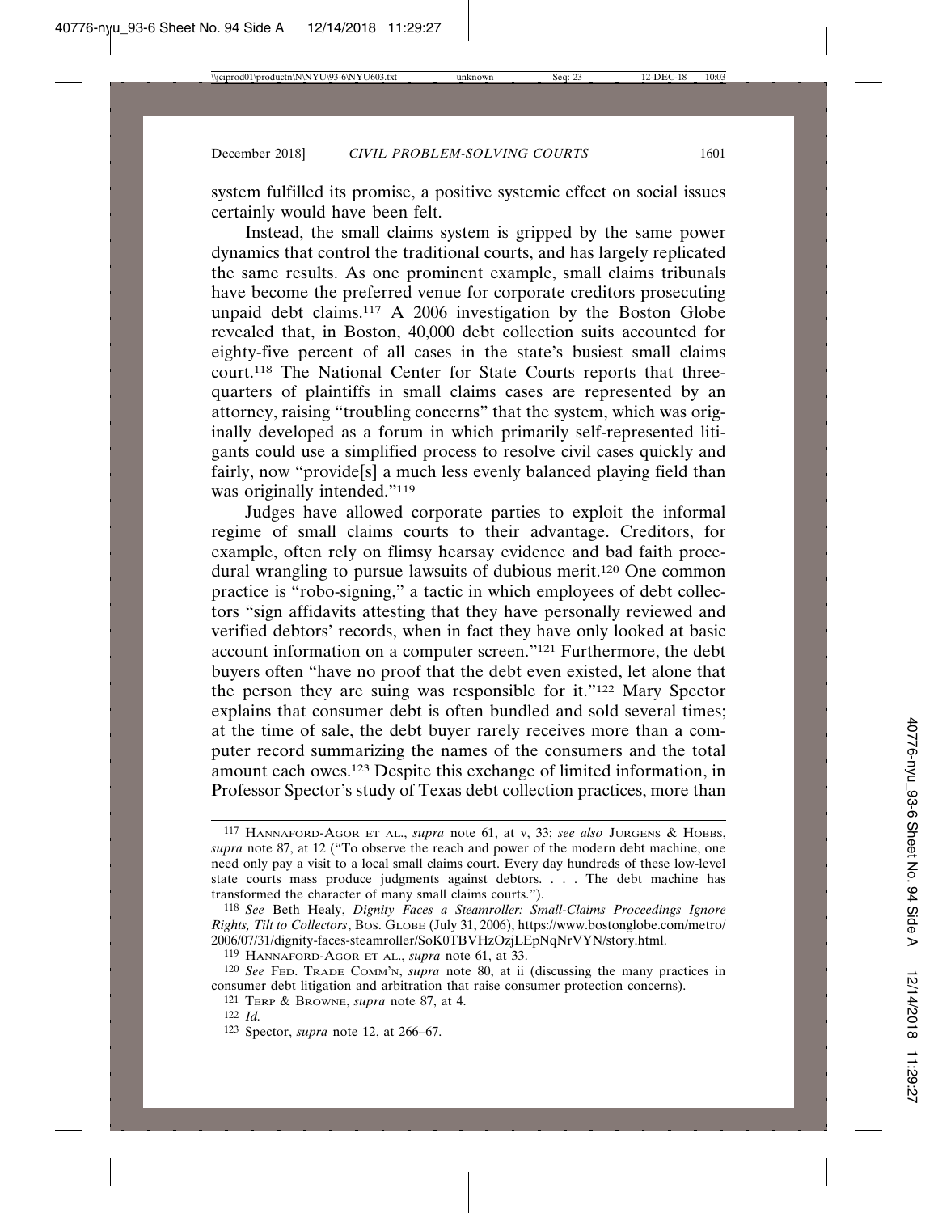system fulfilled its promise, a positive systemic effect on social issues certainly would have been felt.

Instead, the small claims system is gripped by the same power dynamics that control the traditional courts, and has largely replicated the same results. As one prominent example, small claims tribunals have become the preferred venue for corporate creditors prosecuting unpaid debt claims.[117] A 2006 investigation by the Boston Globe revealed that, in Boston, 40,000 debt collection suits accounted for eighty-five percent of all cases in the state's busiest small claims court.[118] The National Center for State Courts reports that three-quarters of plaintiffs in small claims cases are represented by an attorney, raising "troubling concerns" that the system, which was originally developed as a forum in which primarily self-represented litigants could use a simplified process to resolve civil cases quickly and fairly, now "provide[s] a much less evenly balanced playing field than was originally intended."[119]

Judges have allowed corporate parties to exploit the informal regime of small claims courts to their advantage. Creditors, for example, often rely on flimsy hearsay evidence and bad faith procedural wrangling to pursue lawsuits of dubious merit.[120] One common practice is "robo-signing," a tactic in which employees of debt collectors "sign affidavits attesting that they have personally reviewed and verified debtors' records, when in fact they have only looked at basic account information on a computer screen."[121] Furthermore, the debt buyers often "have no proof that the debt even existed, let alone that the person they are suing was responsible for it."[122] Mary Spector explains that consumer debt is often bundled and sold several times; at the time of sale, the debt buyer rarely receives more than a computer record summarizing the names of the consumers and the total amount each owes.[123] Despite this exchange of limited information, in Professor Spector's study of Texas debt collection practices, more than

---

[117] HANNAFORD-AGOR ET AL., *supra* note 61, at v, 33; *see also* JURGENS & HOBBS, *supra* note 87, at 12 ("To observe the reach and power of the modern debt machine, one need only pay a visit to a local small claims court. Every day hundreds of these low-level state courts mass produce judgments against debtors. . . . The debt machine has transformed the character of many small claims courts.").

[118] *See* Beth Healy, *Dignity Faces a Steamroller: Small-Claims Proceedings Ignore Rights, Tilt to Collectors*, BOS. GLOBE (July 31, 2006), https://www.bostonglobe.com/metro/2006/07/31/dignity-faces-steamroller/SoK0TBVHzOzjLEpNqNrVYN/story.html.

[119] HANNAFORD-AGOR ET AL., *supra* note 61, at 33.

[120] *See* FED. TRADE COMM'N, *supra* note 80, at ii (discussing the many practices in consumer debt litigation and arbitration that raise consumer protection concerns).

[121] TERP & BROWNE, *supra* note 87, at 4.

[122] *Id.*

[123] Spector, *supra* note 12, at 266–67.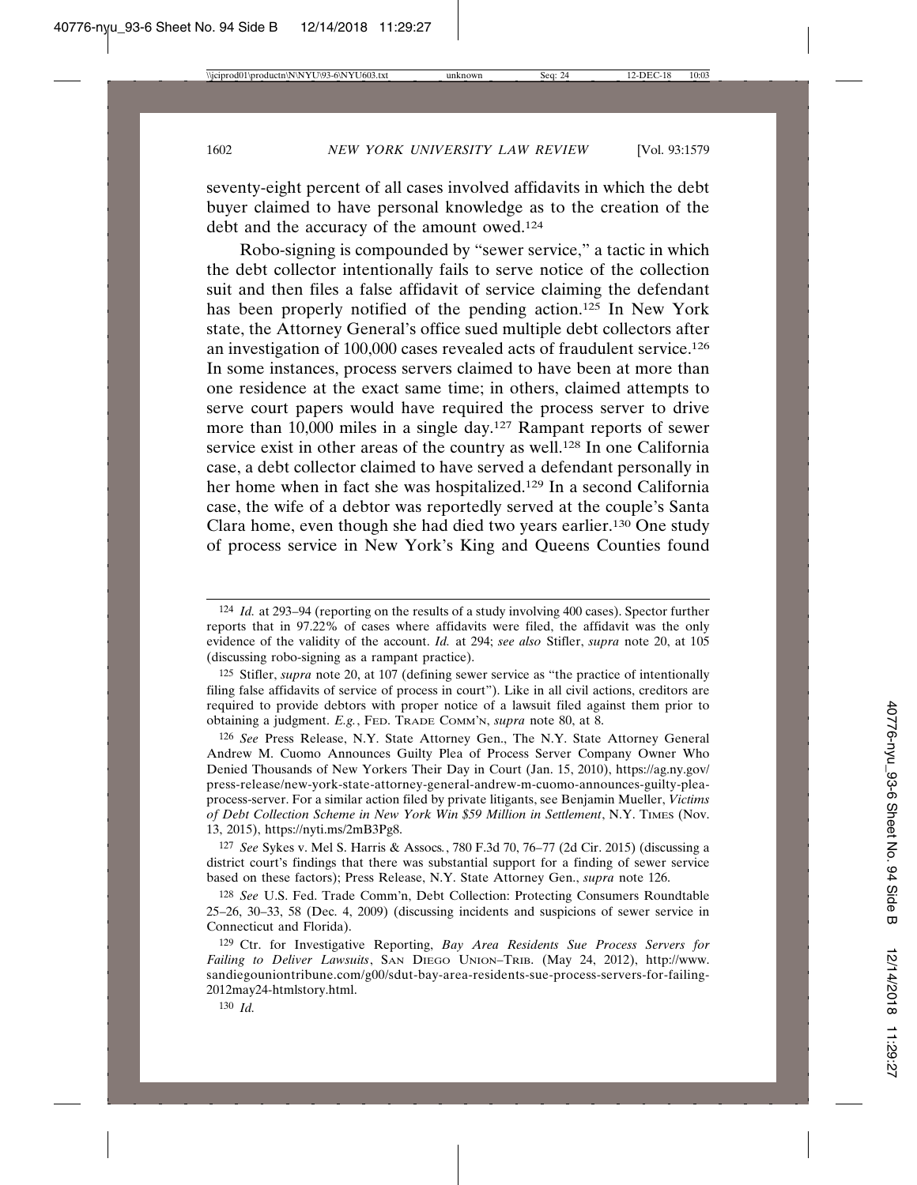seventy-eight percent of all cases involved affidavits in which the debt buyer claimed to have personal knowledge as to the creation of the debt and the accuracy of the amount owed.[124]

Robo-signing is compounded by "sewer service," a tactic in which the debt collector intentionally fails to serve notice of the collection suit and then files a false affidavit of service claiming the defendant has been properly notified of the pending action.[125] In New York state, the Attorney General's office sued multiple debt collectors after an investigation of 100,000 cases revealed acts of fraudulent service.[126] In some instances, process servers claimed to have been at more than one residence at the exact same time; in others, claimed attempts to serve court papers would have required the process server to drive more than 10,000 miles in a single day.[127] Rampant reports of sewer service exist in other areas of the country as well.[128] In one California case, a debt collector claimed to have served a defendant personally in her home when in fact she was hospitalized.[129] In a second California case, the wife of a debtor was reportedly served at the couple's Santa Clara home, even though she had died two years earlier.[130] One study of process service in New York's King and Queens Counties found

---

[124] *Id.* at 293–94 (reporting on the results of a study involving 400 cases). Spector further reports that in 97.22% of cases where affidavits were filed, the affidavit was the only evidence of the validity of the account. *Id.* at 294; *see also* Stifler, *supra* note 20, at 105 (discussing robo-signing as a rampant practice).

[125] Stifler, *supra* note 20, at 107 (defining sewer service as "the practice of intentionally filing false affidavits of service of process in court"). Like in all civil actions, creditors are required to provide debtors with proper notice of a lawsuit filed against them prior to obtaining a judgment. *E.g.*, FED. TRADE COMM'N, *supra* note 80, at 8.

[126] *See* Press Release, N.Y. State Attorney Gen., The N.Y. State Attorney General Andrew M. Cuomo Announces Guilty Plea of Process Server Company Owner Who Denied Thousands of New Yorkers Their Day in Court (Jan. 15, 2010), https://ag.ny.gov/press-release/new-york-state-attorney-general-andrew-m-cuomo-announces-guilty-plea-process-server. For a similar action filed by private litigants, see Benjamin Mueller, *Victims of Debt Collection Scheme in New York Win $59 Million in Settlement*, N.Y. TIMES (Nov. 13, 2015), https://nyti.ms/2mB3Pg8.

[127] *See* Sykes v. Mel S. Harris & Assocs., 780 F.3d 70, 76–77 (2d Cir. 2015) (discussing a district court's findings that there was substantial support for a finding of sewer service based on these factors); Press Release, N.Y. State Attorney Gen., *supra* note 126.

[128] *See* U.S. Fed. Trade Comm'n, Debt Collection: Protecting Consumers Roundtable 25–26, 30–33, 58 (Dec. 4, 2009) (discussing incidents and suspicions of sewer service in Connecticut and Florida).

[129] Ctr. for Investigative Reporting, *Bay Area Residents Sue Process Servers for Failing to Deliver Lawsuits*, SAN DIEGO UNION–TRIB. (May 24, 2012), http://www.sandiegouniontribune.com/g00/sdut-bay-area-residents-sue-process-servers-for-failing-2012may24-htmlstory.html.

[130] *Id.*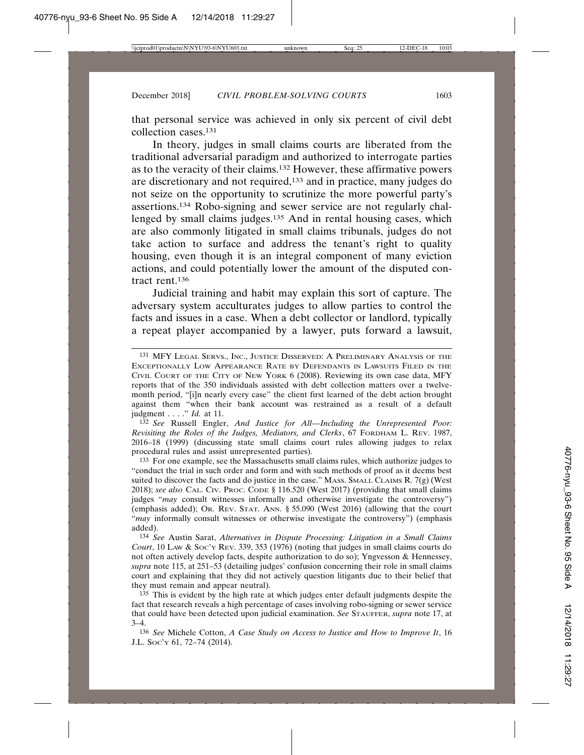that personal service was achieved in only six percent of civil debt collection cases.[131]

In theory, judges in small claims courts are liberated from the traditional adversarial paradigm and authorized to interrogate parties as to the veracity of their claims.[132] However, these affirmative powers are discretionary and not required,[133] and in practice, many judges do not seize on the opportunity to scrutinize the more powerful party's assertions.[134] Robo-signing and sewer service are not regularly challenged by small claims judges.[135] And in rental housing cases, which are also commonly litigated in small claims tribunals, judges do not take action to surface and address the tenant's right to quality housing, even though it is an integral component of many eviction actions, and could potentially lower the amount of the disputed contract rent.[136]

Judicial training and habit may explain this sort of capture. The adversary system acculturates judges to allow parties to control the facts and issues in a case. When a debt collector or landlord, typically a repeat player accompanied by a lawyer, puts forward a lawsuit,

---

[131] MFY Legal Servs., Inc., Justice Disserved: A Preliminary Analysis of the Exceptionally Low Appearance Rate by Defendants in Lawsuits Filed in the Civil Court of the City of New York 6 (2008). Reviewing its own case data, MFY reports that of the 350 individuals assisted with debt collection matters over a twelve-month period, "[i]n nearly every case" the client first learned of the debt action brought against them "when their bank account was restrained as a result of a default judgment . . . ." *Id.* at 11.

[132] *See* Russell Engler, *And Justice for All—Including the Unrepresented Poor: Revisiting the Roles of the Judges, Mediators, and Clerks*, 67 Fordham L. Rev. 1987, 2016–18 (1999) (discussing state small claims court rules allowing judges to relax procedural rules and assist unrepresented parties).

[133] For one example, see the Massachusetts small claims rules, which authorize judges to "conduct the trial in such order and form and with such methods of proof as it deems best suited to discover the facts and do justice in the case." Mass. Small Claims R. 7(g) (West 2018); *see also* Cal. Civ. Proc. Code § 116.520 (West 2017) (providing that small claims judges "*may* consult witnesses informally and otherwise investigate the controversy") (emphasis added); Or. Rev. Stat. Ann. § 55.090 (West 2016) (allowing that the court "*may* informally consult witnesses or otherwise investigate the controversy") (emphasis added).

[134] *See* Austin Sarat, *Alternatives in Dispute Processing: Litigation in a Small Claims Court*, 10 Law & Soc'y Rev. 339, 353 (1976) (noting that judges in small claims courts do not often actively develop facts, despite authorization to do so); Yngvesson & Hennessey, *supra* note 115, at 251–53 (detailing judges' confusion concerning their role in small claims court and explaining that they did not actively question litigants due to their belief that they must remain and appear neutral).

[135] This is evident by the high rate at which judges enter default judgments despite the fact that research reveals a high percentage of cases involving robo-signing or sewer service that could have been detected upon judicial examination. *See* Stauffer, *supra* note 17, at 3–4.

[136] *See* Michele Cotton, *A Case Study on Access to Justice and How to Improve It*, 16 J.L. Soc'y 61, 72–74 (2014).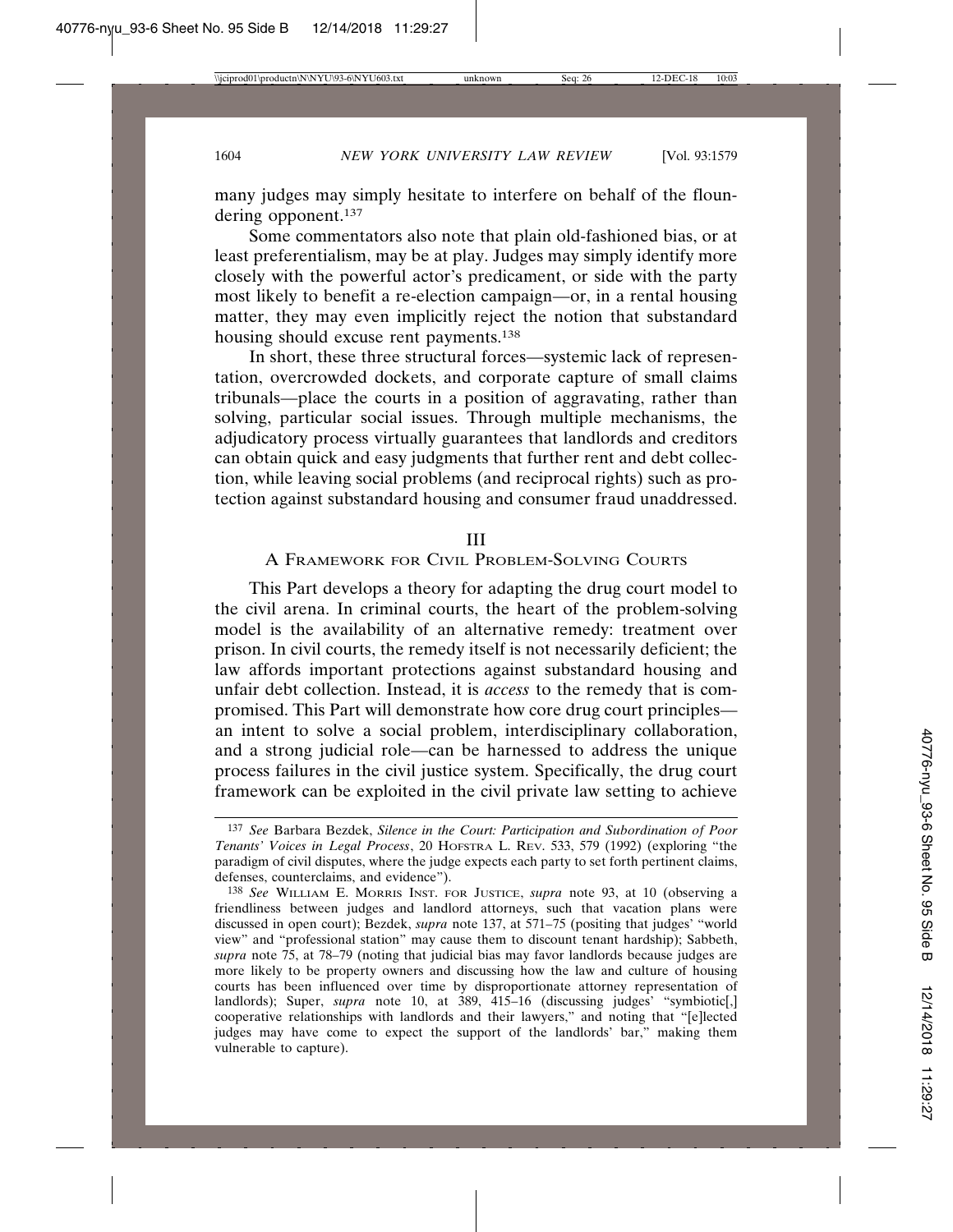many judges may simply hesitate to interfere on behalf of the floundering opponent.[137]

Some commentators also note that plain old-fashioned bias, or at least preferentialism, may be at play. Judges may simply identify more closely with the powerful actor's predicament, or side with the party most likely to benefit a re-election campaign—or, in a rental housing matter, they may even implicitly reject the notion that substandard housing should excuse rent payments.[138]

In short, these three structural forces—systemic lack of representation, overcrowded dockets, and corporate capture of small claims tribunals—place the courts in a position of aggravating, rather than solving, particular social issues. Through multiple mechanisms, the adjudicatory process virtually guarantees that landlords and creditors can obtain quick and easy judgments that further rent and debt collection, while leaving social problems (and reciprocal rights) such as protection against substandard housing and consumer fraud unaddressed.

## III
## A Framework for Civil Problem-Solving Courts

This Part develops a theory for adapting the drug court model to the civil arena. In criminal courts, the heart of the problem-solving model is the availability of an alternative remedy: treatment over prison. In civil courts, the remedy itself is not necessarily deficient; the law affords important protections against substandard housing and unfair debt collection. Instead, it is *access* to the remedy that is compromised. This Part will demonstrate how core drug court principles—an intent to solve a social problem, interdisciplinary collaboration, and a strong judicial role—can be harnessed to address the unique process failures in the civil justice system. Specifically, the drug court framework can be exploited in the civil private law setting to achieve

---

[137] *See* Barbara Bezdek, *Silence in the Court: Participation and Subordination of Poor Tenants' Voices in Legal Process*, 20 Hofstra L. Rev. 533, 579 (1992) (exploring "the paradigm of civil disputes, where the judge expects each party to set forth pertinent claims, defenses, counterclaims, and evidence").

[138] *See* William E. Morris Inst. for Justice, *supra* note 93, at 10 (observing a friendliness between judges and landlord attorneys, such that vacation plans were discussed in open court); Bezdek, *supra* note 137, at 571–75 (positing that judges' "world view" and "professional station" may cause them to discount tenant hardship); Sabbeth, *supra* note 75, at 78–79 (noting that judicial bias may favor landlords because judges are more likely to be property owners and discussing how the law and culture of housing courts has been influenced over time by disproportionate attorney representation of landlords); Super, *supra* note 10, at 389, 415–16 (discussing judges' "symbiotic[,] cooperative relationships with landlords and their lawyers," and noting that "[e]lected judges may have come to expect the support of the landlords' bar," making them vulnerable to capture).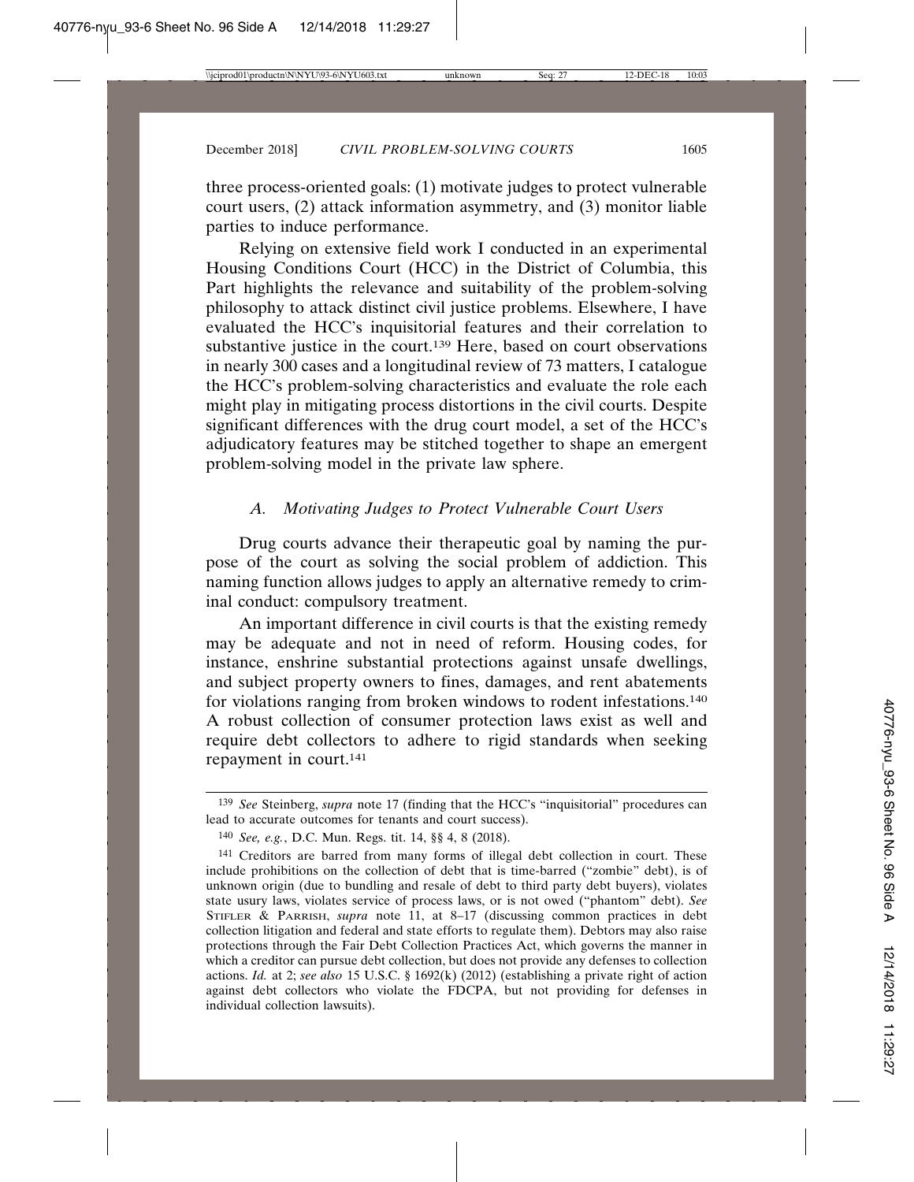three process-oriented goals: (1) motivate judges to protect vulnerable court users, (2) attack information asymmetry, and (3) monitor liable parties to induce performance.

Relying on extensive field work I conducted in an experimental Housing Conditions Court (HCC) in the District of Columbia, this Part highlights the relevance and suitability of the problem-solving philosophy to attack distinct civil justice problems. Elsewhere, I have evaluated the HCC's inquisitorial features and their correlation to substantive justice in the court.[139] Here, based on court observations in nearly 300 cases and a longitudinal review of 73 matters, I catalogue the HCC's problem-solving characteristics and evaluate the role each might play in mitigating process distortions in the civil courts. Despite significant differences with the drug court model, a set of the HCC's adjudicatory features may be stitched together to shape an emergent problem-solving model in the private law sphere.

### *A. Motivating Judges to Protect Vulnerable Court Users*

Drug courts advance their therapeutic goal by naming the purpose of the court as solving the social problem of addiction. This naming function allows judges to apply an alternative remedy to criminal conduct: compulsory treatment.

An important difference in civil courts is that the existing remedy may be adequate and not in need of reform. Housing codes, for instance, enshrine substantial protections against unsafe dwellings, and subject property owners to fines, damages, and rent abatements for violations ranging from broken windows to rodent infestations.[140] A robust collection of consumer protection laws exist as well and require debt collectors to adhere to rigid standards when seeking repayment in court.[141]

---

[139] *See* Steinberg, *supra* note 17 (finding that the HCC's "inquisitorial" procedures can lead to accurate outcomes for tenants and court success).

[140] *See, e.g.*, D.C. Mun. Regs. tit. 14, §§ 4, 8 (2018).

[141] Creditors are barred from many forms of illegal debt collection in court. These include prohibitions on the collection of debt that is time-barred ("zombie" debt), is of unknown origin (due to bundling and resale of debt to third party debt buyers), violates state usury laws, violates service of process laws, or is not owed ("phantom" debt). *See* Stifler & Parrish, *supra* note 11, at 8–17 (discussing common practices in debt collection litigation and federal and state efforts to regulate them). Debtors may also raise protections through the Fair Debt Collection Practices Act, which governs the manner in which a creditor can pursue debt collection, but does not provide any defenses to collection actions. *Id.* at 2; *see also* 15 U.S.C. § 1692(k) (2012) (establishing a private right of action against debt collectors who violate the FDCPA, but not providing for defenses in individual collection lawsuits).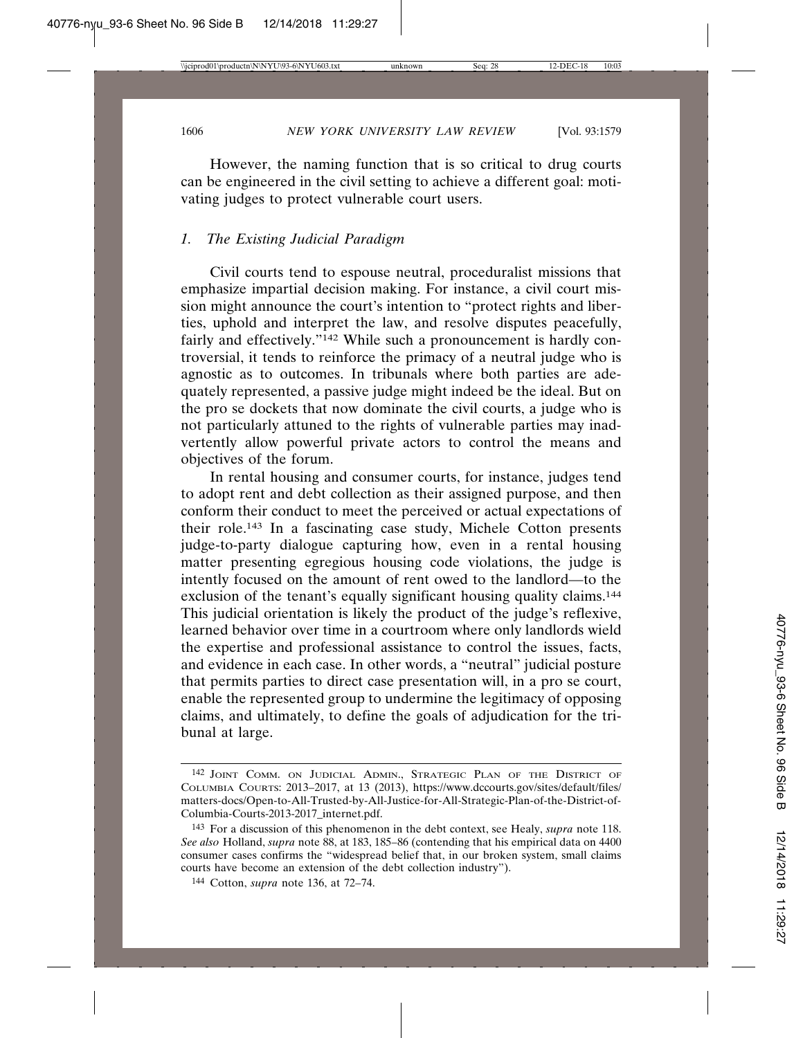However, the naming function that is so critical to drug courts can be engineered in the civil setting to achieve a different goal: motivating judges to protect vulnerable court users.

### 1. *The Existing Judicial Paradigm*

Civil courts tend to espouse neutral, proceduralist missions that emphasize impartial decision making. For instance, a civil court mission might announce the court's intention to "protect rights and liberties, uphold and interpret the law, and resolve disputes peacefully, fairly and effectively."[142] While such a pronouncement is hardly controversial, it tends to reinforce the primacy of a neutral judge who is agnostic as to outcomes. In tribunals where both parties are adequately represented, a passive judge might indeed be the ideal. But on the pro se dockets that now dominate the civil courts, a judge who is not particularly attuned to the rights of vulnerable parties may inadvertently allow powerful private actors to control the means and objectives of the forum.

In rental housing and consumer courts, for instance, judges tend to adopt rent and debt collection as their assigned purpose, and then conform their conduct to meet the perceived or actual expectations of their role.[143] In a fascinating case study, Michele Cotton presents judge-to-party dialogue capturing how, even in a rental housing matter presenting egregious housing code violations, the judge is intently focused on the amount of rent owed to the landlord—to the exclusion of the tenant's equally significant housing quality claims.[144] This judicial orientation is likely the product of the judge's reflexive, learned behavior over time in a courtroom where only landlords wield the expertise and professional assistance to control the issues, facts, and evidence in each case. In other words, a "neutral" judicial posture that permits parties to direct case presentation will, in a pro se court, enable the represented group to undermine the legitimacy of opposing claims, and ultimately, to define the goals of adjudication for the tribunal at large.

---

142 Joint Comm. on Judicial Admin., Strategic Plan of the District of Columbia Courts: 2013–2017, at 13 (2013), https://www.dccourts.gov/sites/default/files/matters-docs/Open-to-All-Trusted-by-All-Justice-for-All-Strategic-Plan-of-the-District-of-Columbia-Courts-2013-2017_internet.pdf.

143 For a discussion of this phenomenon in the debt context, see Healy, *supra* note 118. *See also* Holland, *supra* note 88, at 183, 185–86 (contending that his empirical data on 4400 consumer cases confirms the "widespread belief that, in our broken system, small claims courts have become an extension of the debt collection industry").

144 Cotton, *supra* note 136, at 72–74.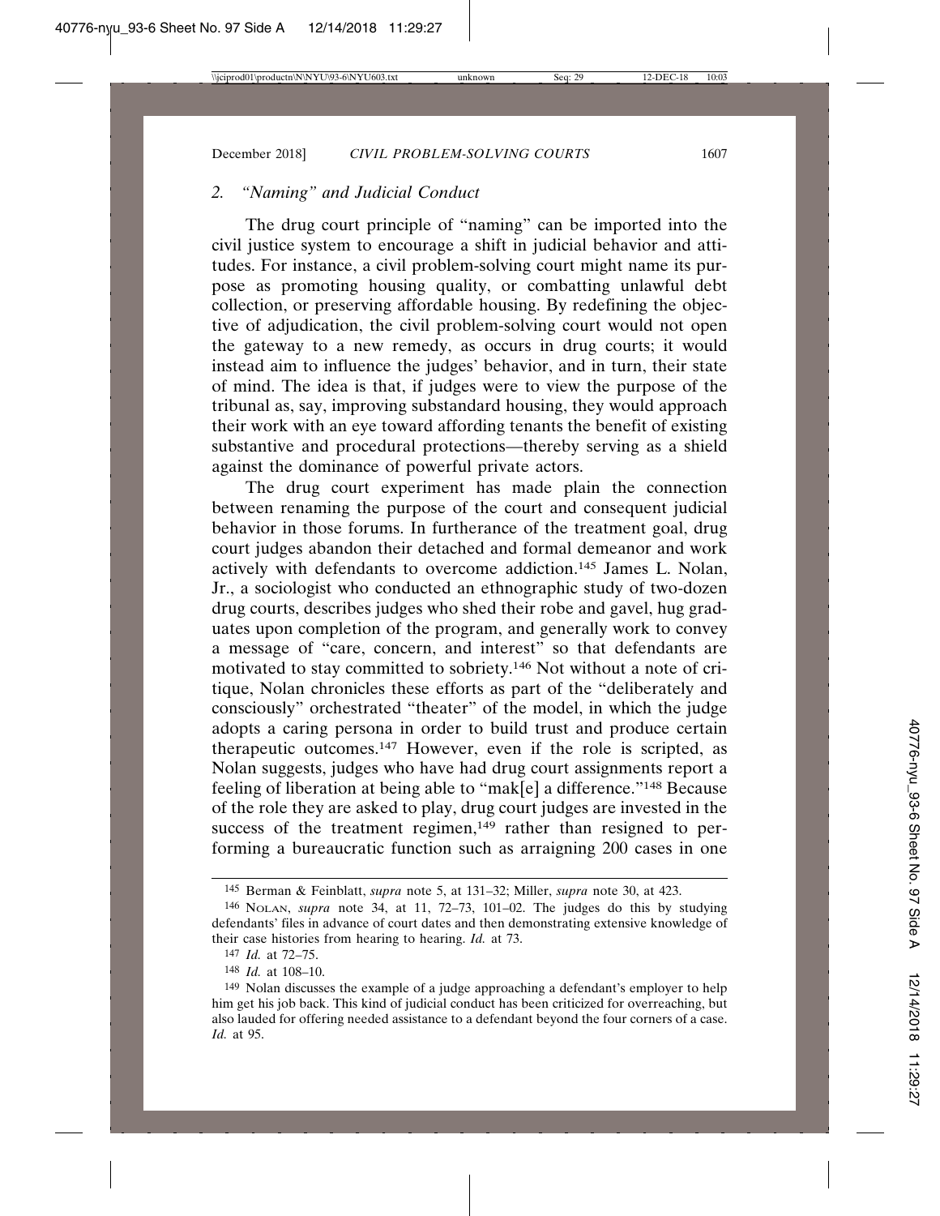### 2. *"Naming" and Judicial Conduct*

The drug court principle of "naming" can be imported into the civil justice system to encourage a shift in judicial behavior and attitudes. For instance, a civil problem-solving court might name its purpose as promoting housing quality, or combatting unlawful debt collection, or preserving affordable housing. By redefining the objective of adjudication, the civil problem-solving court would not open the gateway to a new remedy, as occurs in drug courts; it would instead aim to influence the judges' behavior, and in turn, their state of mind. The idea is that, if judges were to view the purpose of the tribunal as, say, improving substandard housing, they would approach their work with an eye toward affording tenants the benefit of existing substantive and procedural protections—thereby serving as a shield against the dominance of powerful private actors.

The drug court experiment has made plain the connection between renaming the purpose of the court and consequent judicial behavior in those forums. In furtherance of the treatment goal, drug court judges abandon their detached and formal demeanor and work actively with defendants to overcome addiction.[145] James L. Nolan, Jr., a sociologist who conducted an ethnographic study of two-dozen drug courts, describes judges who shed their robe and gavel, hug graduates upon completion of the program, and generally work to convey a message of "care, concern, and interest" so that defendants are motivated to stay committed to sobriety.[146] Not without a note of critique, Nolan chronicles these efforts as part of the "deliberately and consciously" orchestrated "theater" of the model, in which the judge adopts a caring persona in order to build trust and produce certain therapeutic outcomes.[147] However, even if the role is scripted, as Nolan suggests, judges who have had drug court assignments report a feeling of liberation at being able to "mak[e] a difference."[148] Because of the role they are asked to play, drug court judges are invested in the success of the treatment regimen,[149] rather than resigned to performing a bureaucratic function such as arraigning 200 cases in one

---

145 Berman & Feinblatt, *supra* note 5, at 131–32; Miller, *supra* note 30, at 423.

146 NOLAN, *supra* note 34, at 11, 72–73, 101–02. The judges do this by studying defendants' files in advance of court dates and then demonstrating extensive knowledge of their case histories from hearing to hearing. *Id.* at 73.

147 *Id.* at 72–75.

148 *Id.* at 108–10.

149 Nolan discusses the example of a judge approaching a defendant's employer to help him get his job back. This kind of judicial conduct has been criticized for overreaching, but also lauded for offering needed assistance to a defendant beyond the four corners of a case. *Id.* at 95.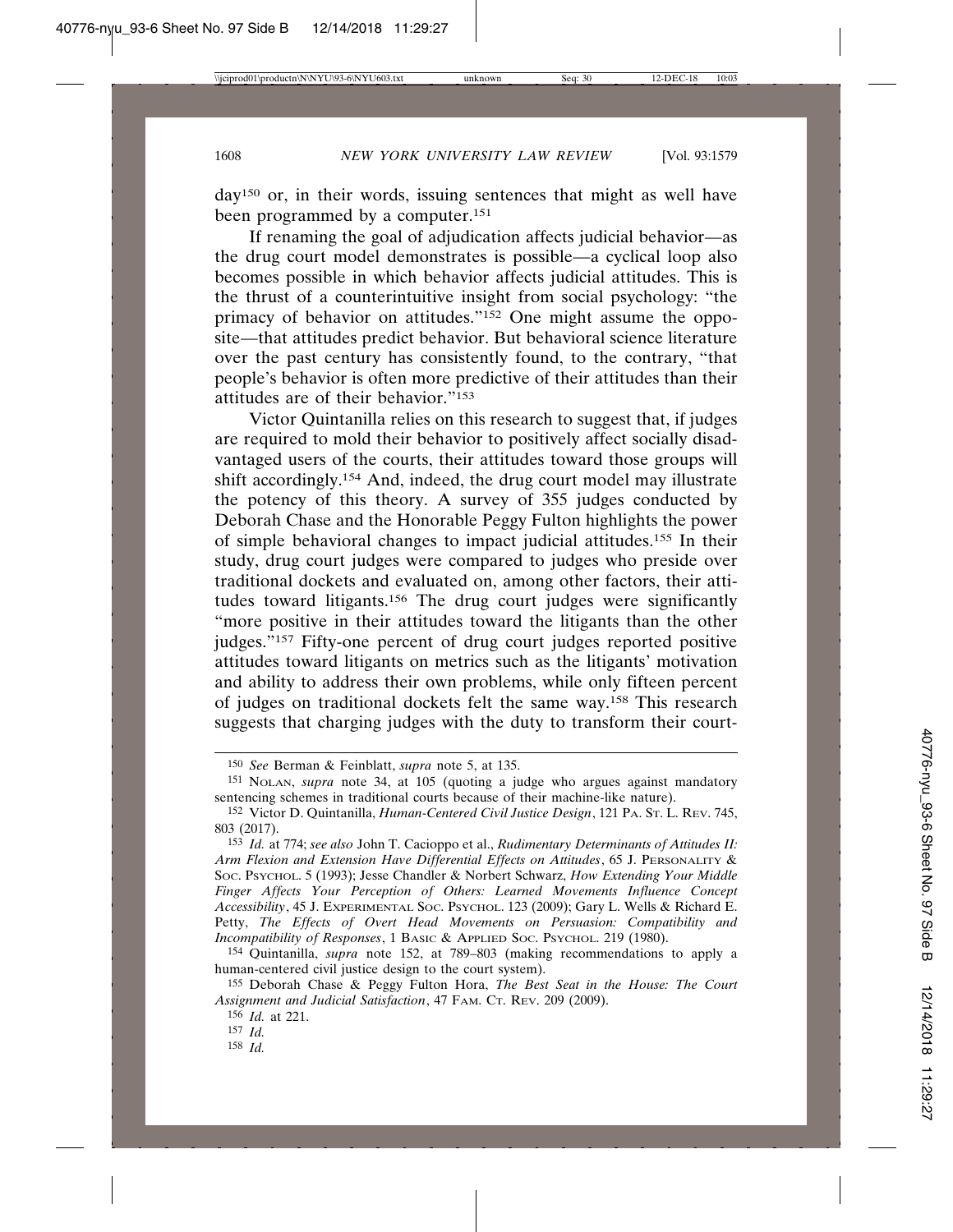day[150] or, in their words, issuing sentences that might as well have been programmed by a computer.[151]

If renaming the goal of adjudication affects judicial behavior—as the drug court model demonstrates is possible—a cyclical loop also becomes possible in which behavior affects judicial attitudes. This is the thrust of a counterintuitive insight from social psychology: "the primacy of behavior on attitudes."[152] One might assume the opposite—that attitudes predict behavior. But behavioral science literature over the past century has consistently found, to the contrary, "that people's behavior is often more predictive of their attitudes than their attitudes are of their behavior."[153]

Victor Quintanilla relies on this research to suggest that, if judges are required to mold their behavior to positively affect socially disadvantaged users of the courts, their attitudes toward those groups will shift accordingly.[154] And, indeed, the drug court model may illustrate the potency of this theory. A survey of 355 judges conducted by Deborah Chase and the Honorable Peggy Fulton highlights the power of simple behavioral changes to impact judicial attitudes.[155] In their study, drug court judges were compared to judges who preside over traditional dockets and evaluated on, among other factors, their attitudes toward litigants.[156] The drug court judges were significantly "more positive in their attitudes toward the litigants than the other judges."[157] Fifty-one percent of drug court judges reported positive attitudes toward litigants on metrics such as the litigants' motivation and ability to address their own problems, while only fifteen percent of judges on traditional dockets felt the same way.[158] This research suggests that charging judges with the duty to transform their court-

---

[150] *See* Berman & Feinblatt, *supra* note 5, at 135.

[151] NOLAN, *supra* note 34, at 105 (quoting a judge who argues against mandatory sentencing schemes in traditional courts because of their machine-like nature).

[152] Victor D. Quintanilla, *Human-Centered Civil Justice Design*, 121 PA. ST. L. REV. 745, 803 (2017).

[153] *Id.* at 774; *see also* John T. Cacioppo et al., *Rudimentary Determinants of Attitudes II: Arm Flexion and Extension Have Differential Effects on Attitudes*, 65 J. PERSONALITY & SOC. PSYCHOL. 5 (1993); Jesse Chandler & Norbert Schwarz, *How Extending Your Middle Finger Affects Your Perception of Others: Learned Movements Influence Concept Accessibility*, 45 J. EXPERIMENTAL SOC. PSYCHOL. 123 (2009); Gary L. Wells & Richard E. Petty, *The Effects of Overt Head Movements on Persuasion: Compatibility and Incompatibility of Responses*, 1 BASIC & APPLIED SOC. PSYCHOL. 219 (1980).

[154] Quintanilla, *supra* note 152, at 789–803 (making recommendations to apply a human-centered civil justice design to the court system).

[155] Deborah Chase & Peggy Fulton Hora, *The Best Seat in the House: The Court Assignment and Judicial Satisfaction*, 47 FAM. CT. REV. 209 (2009).

[156] *Id.* at 221.

[157] *Id.*

[158] *Id.*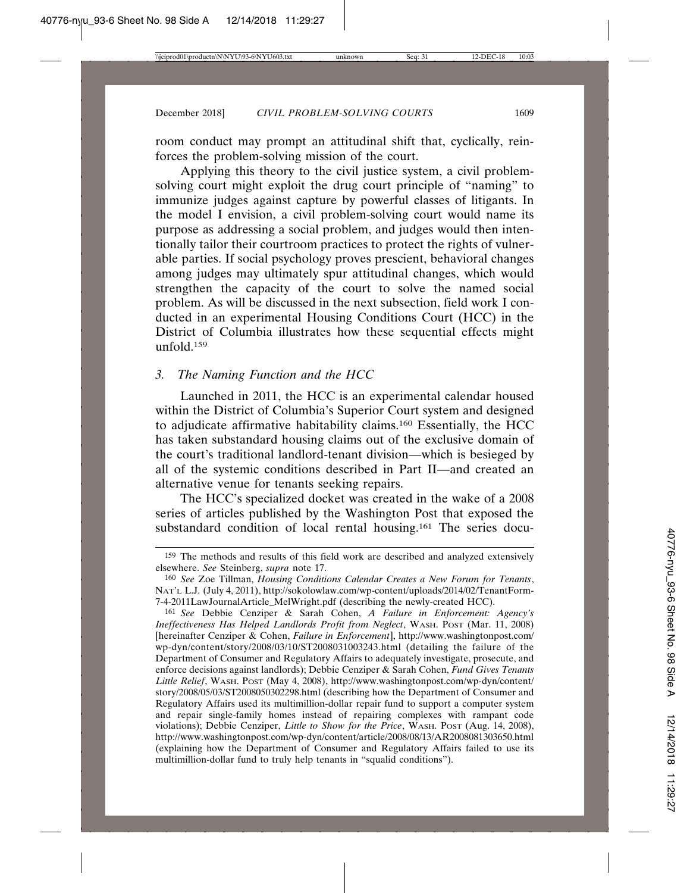room conduct may prompt an attitudinal shift that, cyclically, reinforces the problem-solving mission of the court.

Applying this theory to the civil justice system, a civil problem-solving court might exploit the drug court principle of "naming" to immunize judges against capture by powerful classes of litigants. In the model I envision, a civil problem-solving court would name its purpose as addressing a social problem, and judges would then intentionally tailor their courtroom practices to protect the rights of vulnerable parties. If social psychology proves prescient, behavioral changes among judges may ultimately spur attitudinal changes, which would strengthen the capacity of the court to solve the named social problem. As will be discussed in the next subsection, field work I conducted in an experimental Housing Conditions Court (HCC) in the District of Columbia illustrates how these sequential effects might unfold.[159]

### 3. *The Naming Function and the HCC*

Launched in 2011, the HCC is an experimental calendar housed within the District of Columbia's Superior Court system and designed to adjudicate affirmative habitability claims.[160] Essentially, the HCC has taken substandard housing claims out of the exclusive domain of the court's traditional landlord-tenant division—which is besieged by all of the systemic conditions described in Part II—and created an alternative venue for tenants seeking repairs.

The HCC's specialized docket was created in the wake of a 2008 series of articles published by the Washington Post that exposed the substandard condition of local rental housing.[161] The series docu-

---

[159] The methods and results of this field work are described and analyzed extensively elsewhere. *See* Steinberg, *supra* note 17.

[160] *See* Zoe Tillman, *Housing Conditions Calendar Creates a New Forum for Tenants*, NAT'L L.J. (July 4, 2011), http://sokolowlaw.com/wp-content/uploads/2014/02/TenantForm-7-4-2011LawJournalArticle_MelWright.pdf (describing the newly-created HCC).

[161] *See* Debbie Cenziper & Sarah Cohen, *A Failure in Enforcement: Agency's Ineffectiveness Has Helped Landlords Profit from Neglect*, WASH. POST (Mar. 11, 2008) [hereinafter Cenziper & Cohen, *Failure in Enforcement*], http://www.washingtonpost.com/wp-dyn/content/story/2008/03/10/ST2008031003243.html (detailing the failure of the Department of Consumer and Regulatory Affairs to adequately investigate, prosecute, and enforce decisions against landlords); Debbie Cenziper & Sarah Cohen, *Fund Gives Tenants Little Relief*, WASH. POST (May 4, 2008), http://www.washingtonpost.com/wp-dyn/content/story/2008/05/03/ST2008050302298.html (describing how the Department of Consumer and Regulatory Affairs used its multimillion-dollar repair fund to support a computer system and repair single-family homes instead of repairing complexes with rampant code violations); Debbie Cenziper, *Little to Show for the Price*, WASH. POST (Aug. 14, 2008), http://www.washingtonpost.com/wp-dyn/content/article/2008/08/13/AR2008081303650.html (explaining how the Department of Consumer and Regulatory Affairs failed to use its multimillion-dollar fund to truly help tenants in "squalid conditions").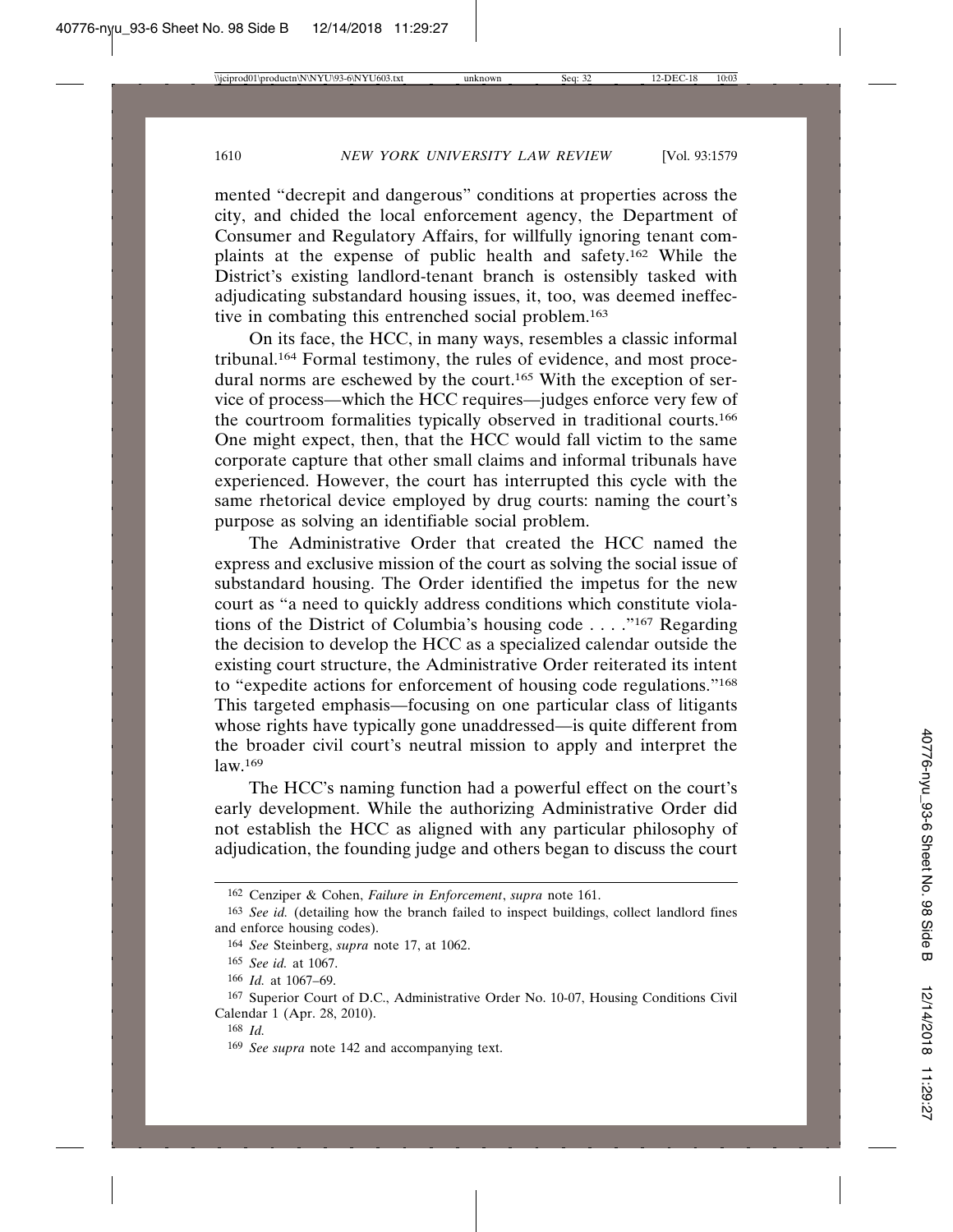mented "decrepit and dangerous" conditions at properties across the city, and chided the local enforcement agency, the Department of Consumer and Regulatory Affairs, for willfully ignoring tenant complaints at the expense of public health and safety.[162] While the District's existing landlord-tenant branch is ostensibly tasked with adjudicating substandard housing issues, it, too, was deemed ineffective in combating this entrenched social problem.[163]

On its face, the HCC, in many ways, resembles a classic informal tribunal.[164] Formal testimony, the rules of evidence, and most procedural norms are eschewed by the court.[165] With the exception of service of process—which the HCC requires—judges enforce very few of the courtroom formalities typically observed in traditional courts.[166] One might expect, then, that the HCC would fall victim to the same corporate capture that other small claims and informal tribunals have experienced. However, the court has interrupted this cycle with the same rhetorical device employed by drug courts: naming the court's purpose as solving an identifiable social problem.

The Administrative Order that created the HCC named the express and exclusive mission of the court as solving the social issue of substandard housing. The Order identified the impetus for the new court as "a need to quickly address conditions which constitute violations of the District of Columbia's housing code . . . ."[167] Regarding the decision to develop the HCC as a specialized calendar outside the existing court structure, the Administrative Order reiterated its intent to "expedite actions for enforcement of housing code regulations."[168] This targeted emphasis—focusing on one particular class of litigants whose rights have typically gone unaddressed—is quite different from the broader civil court's neutral mission to apply and interpret the law.[169]

The HCC's naming function had a powerful effect on the court's early development. While the authorizing Administrative Order did not establish the HCC as aligned with any particular philosophy of adjudication, the founding judge and others began to discuss the court

---

[162] Cenziper & Cohen, *Failure in Enforcement*, *supra* note 161.

[163] *See id.* (detailing how the branch failed to inspect buildings, collect landlord fines and enforce housing codes).

[164] *See* Steinberg, *supra* note 17, at 1062.

[165] *See id.* at 1067.

[166] *Id.* at 1067–69.

[167] Superior Court of D.C., Administrative Order No. 10-07, Housing Conditions Civil Calendar 1 (Apr. 28, 2010).

[168] *Id.*

[169] *See supra* note 142 and accompanying text.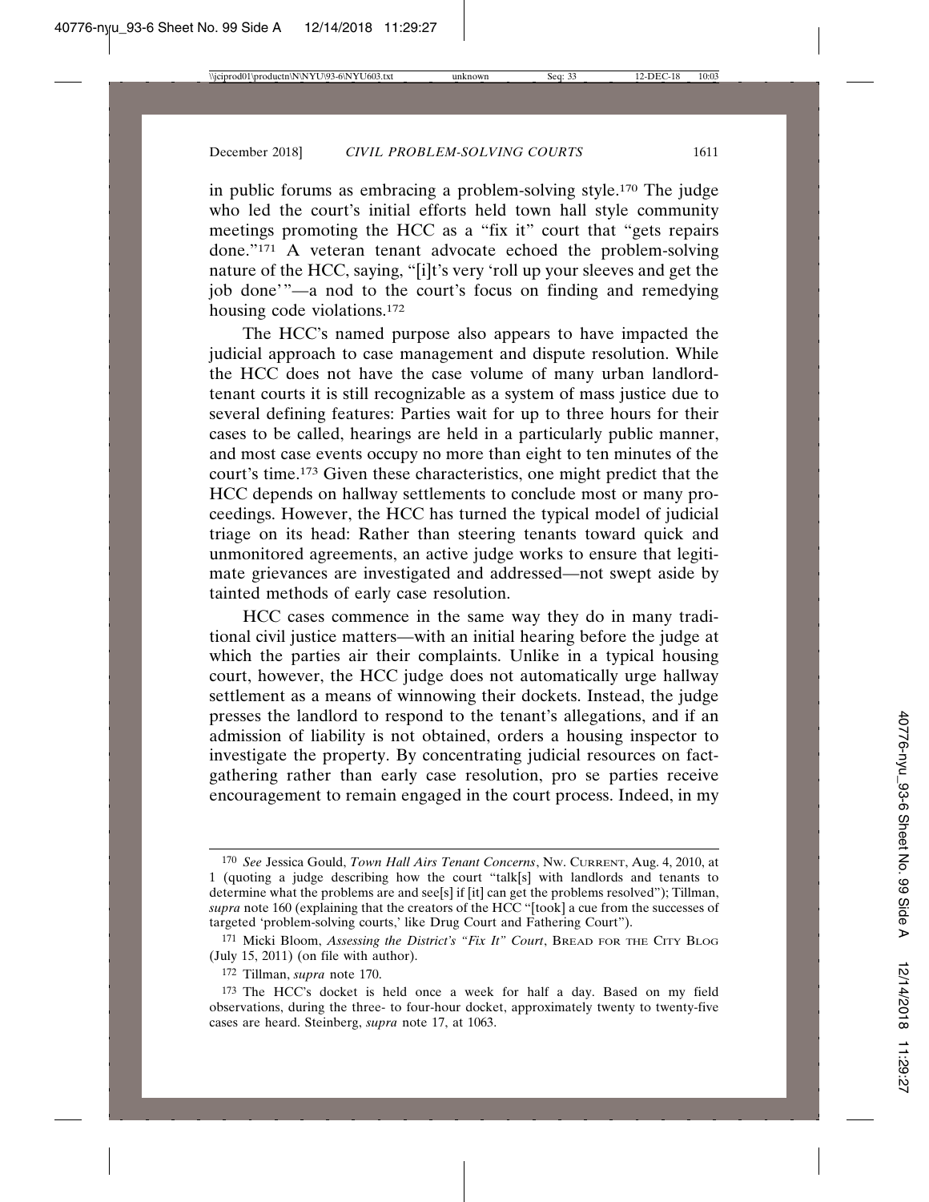in public forums as embracing a problem-solving style.[170] The judge who led the court's initial efforts held town hall style community meetings promoting the HCC as a "fix it" court that "gets repairs done."[171] A veteran tenant advocate echoed the problem-solving nature of the HCC, saying, "[i]t's very 'roll up your sleeves and get the job done'"—a nod to the court's focus on finding and remedying housing code violations.[172]

The HCC's named purpose also appears to have impacted the judicial approach to case management and dispute resolution. While the HCC does not have the case volume of many urban landlord-tenant courts it is still recognizable as a system of mass justice due to several defining features: Parties wait for up to three hours for their cases to be called, hearings are held in a particularly public manner, and most case events occupy no more than eight to ten minutes of the court's time.[173] Given these characteristics, one might predict that the HCC depends on hallway settlements to conclude most or many proceedings. However, the HCC has turned the typical model of judicial triage on its head: Rather than steering tenants toward quick and unmonitored agreements, an active judge works to ensure that legitimate grievances are investigated and addressed—not swept aside by tainted methods of early case resolution.

HCC cases commence in the same way they do in many traditional civil justice matters—with an initial hearing before the judge at which the parties air their complaints. Unlike in a typical housing court, however, the HCC judge does not automatically urge hallway settlement as a means of winnowing their dockets. Instead, the judge presses the landlord to respond to the tenant's allegations, and if an admission of liability is not obtained, orders a housing inspector to investigate the property. By concentrating judicial resources on fact-gathering rather than early case resolution, pro se parties receive encouragement to remain engaged in the court process. Indeed, in my

---

[170] *See* Jessica Gould, *Town Hall Airs Tenant Concerns*, Nw. CURRENT, Aug. 4, 2010, at 1 (quoting a judge describing how the court "talk[s] with landlords and tenants to determine what the problems are and see[s] if [it] can get the problems resolved"); Tillman, *supra* note 160 (explaining that the creators of the HCC "[took] a cue from the successes of targeted 'problem-solving courts,' like Drug Court and Fathering Court").

[171] Micki Bloom, *Assessing the District's "Fix It" Court*, BREAD FOR THE CITY BLOG (July 15, 2011) (on file with author).

[172] Tillman, *supra* note 170.

[173] The HCC's docket is held once a week for half a day. Based on my field observations, during the three- to four-hour docket, approximately twenty to twenty-five cases are heard. Steinberg, *supra* note 17, at 1063.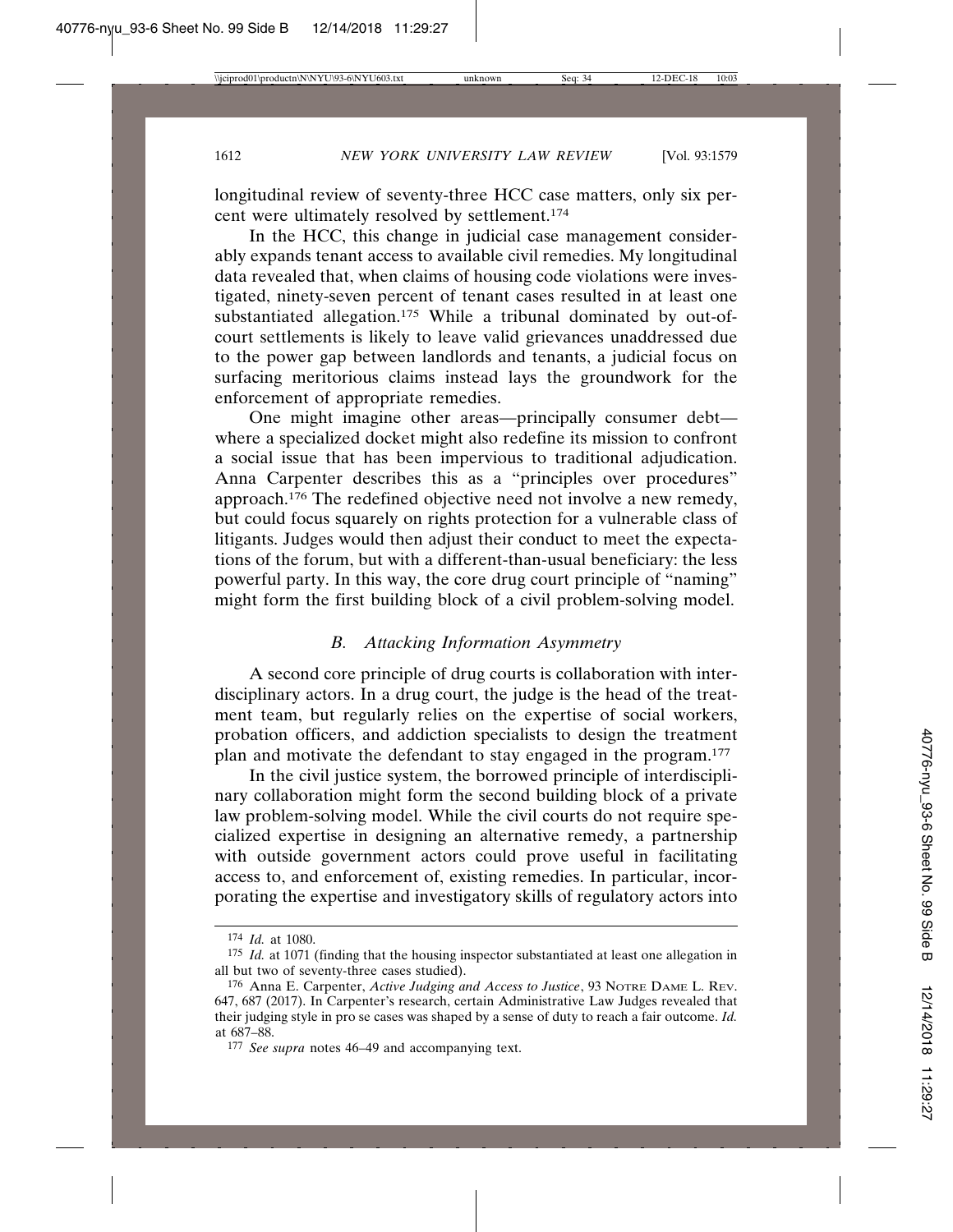longitudinal review of seventy-three HCC case matters, only six percent were ultimately resolved by settlement.[174]

In the HCC, this change in judicial case management considerably expands tenant access to available civil remedies. My longitudinal data revealed that, when claims of housing code violations were investigated, ninety-seven percent of tenant cases resulted in at least one substantiated allegation.[175] While a tribunal dominated by out-of-court settlements is likely to leave valid grievances unaddressed due to the power gap between landlords and tenants, a judicial focus on surfacing meritorious claims instead lays the groundwork for the enforcement of appropriate remedies.

One might imagine other areas—principally consumer debt—where a specialized docket might also redefine its mission to confront a social issue that has been impervious to traditional adjudication. Anna Carpenter describes this as a "principles over procedures" approach.[176] The redefined objective need not involve a new remedy, but could focus squarely on rights protection for a vulnerable class of litigants. Judges would then adjust their conduct to meet the expectations of the forum, but with a different-than-usual beneficiary: the less powerful party. In this way, the core drug court principle of "naming" might form the first building block of a civil problem-solving model.

### *B. Attacking Information Asymmetry*

A second core principle of drug courts is collaboration with interdisciplinary actors. In a drug court, the judge is the head of the treatment team, but regularly relies on the expertise of social workers, probation officers, and addiction specialists to design the treatment plan and motivate the defendant to stay engaged in the program.[177]

In the civil justice system, the borrowed principle of interdisciplinary collaboration might form the second building block of a private law problem-solving model. While the civil courts do not require specialized expertise in designing an alternative remedy, a partnership with outside government actors could prove useful in facilitating access to, and enforcement of, existing remedies. In particular, incorporating the expertise and investigatory skills of regulatory actors into

---

[174] *Id.* at 1080.

[175] *Id.* at 1071 (finding that the housing inspector substantiated at least one allegation in all but two of seventy-three cases studied).

[176] Anna E. Carpenter, *Active Judging and Access to Justice*, 93 NOTRE DAME L. REV. 647, 687 (2017). In Carpenter's research, certain Administrative Law Judges revealed that their judging style in pro se cases was shaped by a sense of duty to reach a fair outcome. *Id.* at 687–88.

[177] *See supra* notes 46–49 and accompanying text.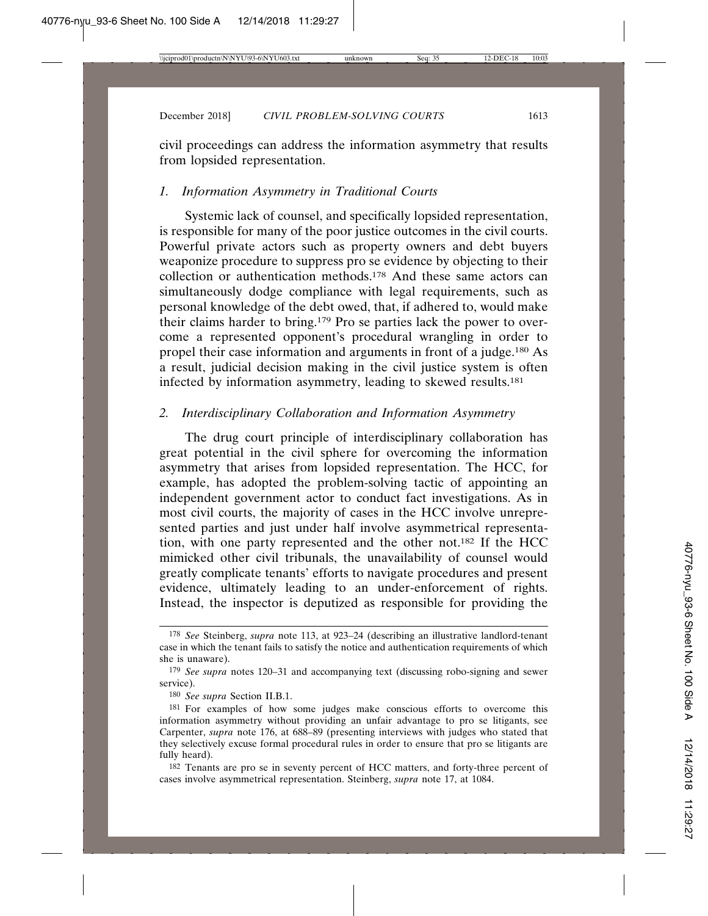civil proceedings can address the information asymmetry that results from lopsided representation.

### *1. Information Asymmetry in Traditional Courts*

Systemic lack of counsel, and specifically lopsided representation, is responsible for many of the poor justice outcomes in the civil courts. Powerful private actors such as property owners and debt buyers weaponize procedure to suppress pro se evidence by objecting to their collection or authentication methods.[178] And these same actors can simultaneously dodge compliance with legal requirements, such as personal knowledge of the debt owed, that, if adhered to, would make their claims harder to bring.[179] Pro se parties lack the power to overcome a represented opponent's procedural wrangling in order to propel their case information and arguments in front of a judge.[180] As a result, judicial decision making in the civil justice system is often infected by information asymmetry, leading to skewed results.[181]

### *2. Interdisciplinary Collaboration and Information Asymmetry*

The drug court principle of interdisciplinary collaboration has great potential in the civil sphere for overcoming the information asymmetry that arises from lopsided representation. The HCC, for example, has adopted the problem-solving tactic of appointing an independent government actor to conduct fact investigations. As in most civil courts, the majority of cases in the HCC involve unrepresented parties and just under half involve asymmetrical representation, with one party represented and the other not.[182] If the HCC mimicked other civil tribunals, the unavailability of counsel would greatly complicate tenants' efforts to navigate procedures and present evidence, ultimately leading to an under-enforcement of rights. Instead, the inspector is deputized as responsible for providing the

---

[178] *See* Steinberg, *supra* note 113, at 923–24 (describing an illustrative landlord-tenant case in which the tenant fails to satisfy the notice and authentication requirements of which she is unaware).

[179] *See supra* notes 120–31 and accompanying text (discussing robo-signing and sewer service).

[180] *See supra* Section II.B.1.

[181] For examples of how some judges make conscious efforts to overcome this information asymmetry without providing an unfair advantage to pro se litigants, see Carpenter, *supra* note 176, at 688–89 (presenting interviews with judges who stated that they selectively excuse formal procedural rules in order to ensure that pro se litigants are fully heard).

[182] Tenants are pro se in seventy percent of HCC matters, and forty-three percent of cases involve asymmetrical representation. Steinberg, *supra* note 17, at 1084.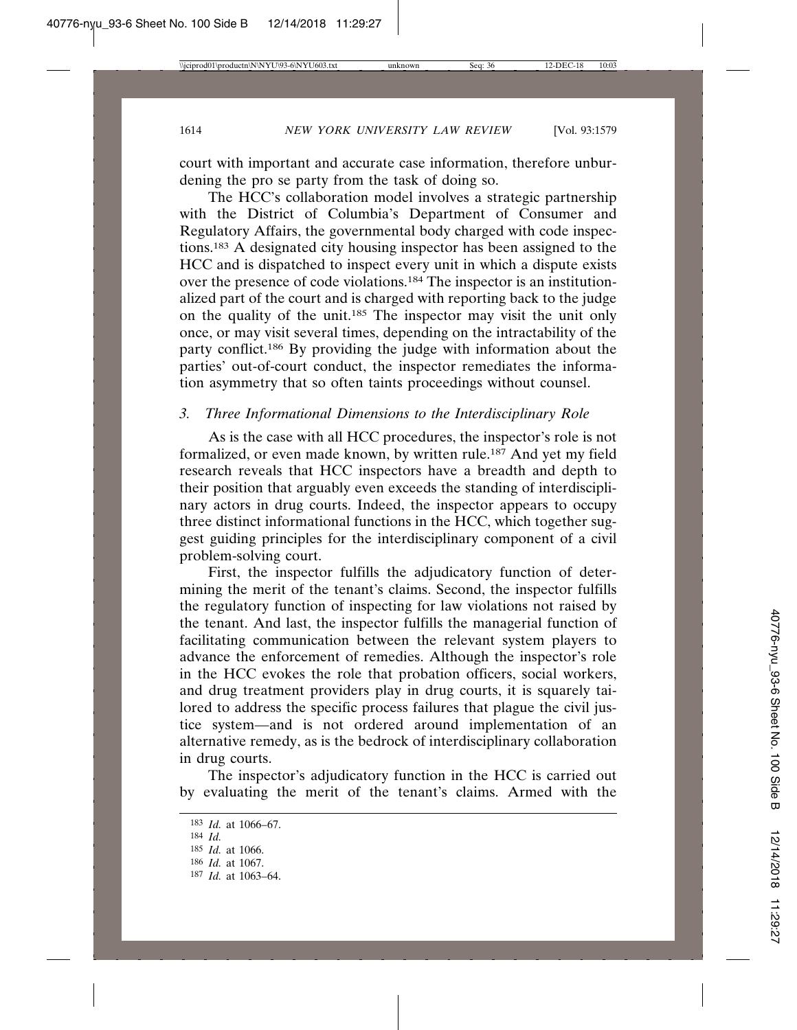court with important and accurate case information, therefore unburdening the pro se party from the task of doing so.

The HCC's collaboration model involves a strategic partnership with the District of Columbia's Department of Consumer and Regulatory Affairs, the governmental body charged with code inspections.[183] A designated city housing inspector has been assigned to the HCC and is dispatched to inspect every unit in which a dispute exists over the presence of code violations.[184] The inspector is an institutionalized part of the court and is charged with reporting back to the judge on the quality of the unit.[185] The inspector may visit the unit only once, or may visit several times, depending on the intractability of the party conflict.[186] By providing the judge with information about the parties' out-of-court conduct, the inspector remediates the information asymmetry that so often taints proceedings without counsel.

### 3. *Three Informational Dimensions to the Interdisciplinary Role*

As is the case with all HCC procedures, the inspector's role is not formalized, or even made known, by written rule.[187] And yet my field research reveals that HCC inspectors have a breadth and depth to their position that arguably even exceeds the standing of interdisciplinary actors in drug courts. Indeed, the inspector appears to occupy three distinct informational functions in the HCC, which together suggest guiding principles for the interdisciplinary component of a civil problem-solving court.

First, the inspector fulfills the adjudicatory function of determining the merit of the tenant's claims. Second, the inspector fulfills the regulatory function of inspecting for law violations not raised by the tenant. And last, the inspector fulfills the managerial function of facilitating communication between the relevant system players to advance the enforcement of remedies. Although the inspector's role in the HCC evokes the role that probation officers, social workers, and drug treatment providers play in drug courts, it is squarely tailored to address the specific process failures that plague the civil justice system—and is not ordered around implementation of an alternative remedy, as is the bedrock of interdisciplinary collaboration in drug courts.

The inspector's adjudicatory function in the HCC is carried out by evaluating the merit of the tenant's claims. Armed with the

---

[183] *Id.* at 1066–67.

[184] *Id.*

[185] *Id.* at 1066.

[186] *Id.* at 1067.

[187] *Id.* at 1063–64.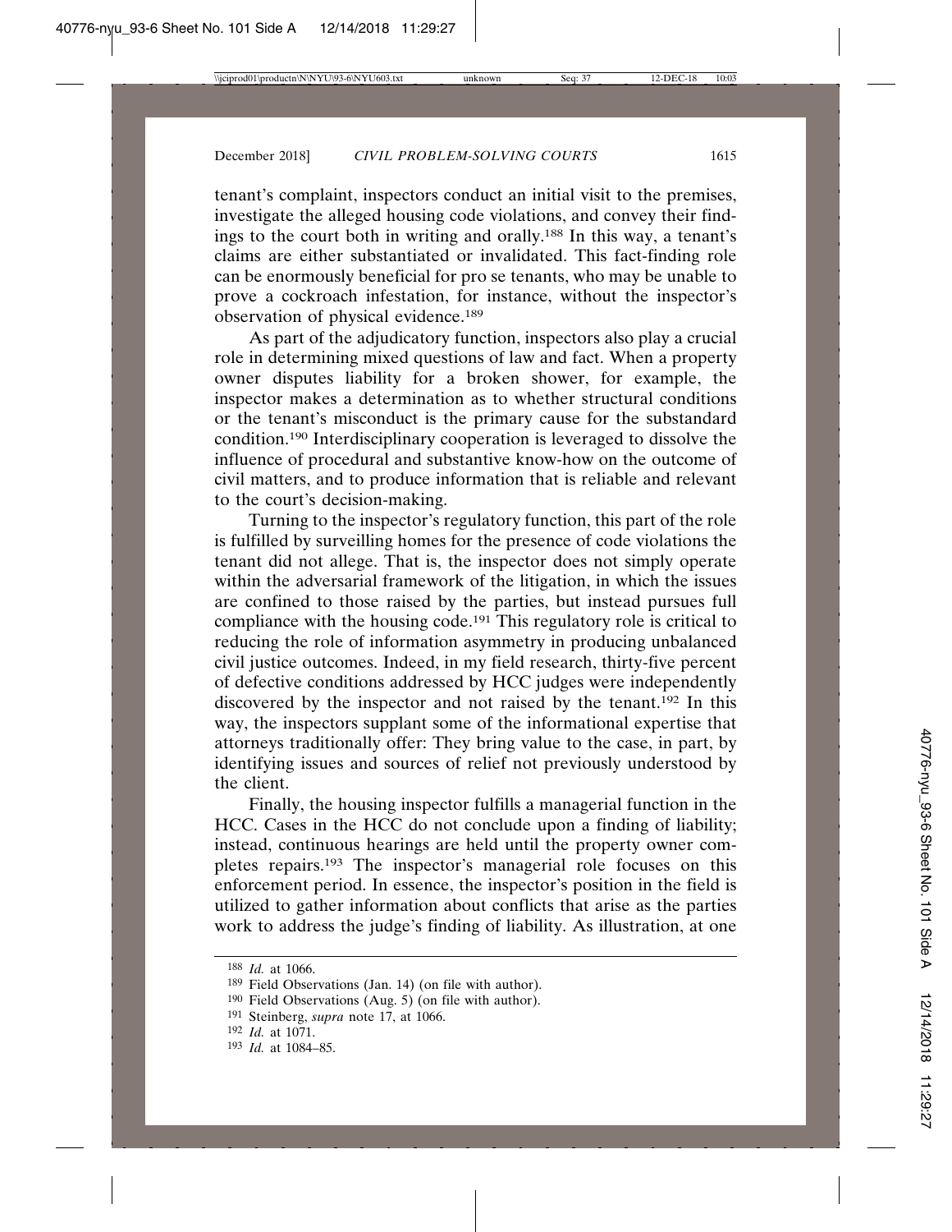tenant's complaint, inspectors conduct an initial visit to the premises, investigate the alleged housing code violations, and convey their findings to the court both in writing and orally.[188] In this way, a tenant's claims are either substantiated or invalidated. This fact-finding role can be enormously beneficial for pro se tenants, who may be unable to prove a cockroach infestation, for instance, without the inspector's observation of physical evidence.[189]

As part of the adjudicatory function, inspectors also play a crucial role in determining mixed questions of law and fact. When a property owner disputes liability for a broken shower, for example, the inspector makes a determination as to whether structural conditions or the tenant's misconduct is the primary cause for the substandard condition.[190] Interdisciplinary cooperation is leveraged to dissolve the influence of procedural and substantive know-how on the outcome of civil matters, and to produce information that is reliable and relevant to the court's decision-making.

Turning to the inspector's regulatory function, this part of the role is fulfilled by surveilling homes for the presence of code violations the tenant did not allege. That is, the inspector does not simply operate within the adversarial framework of the litigation, in which the issues are confined to those raised by the parties, but instead pursues full compliance with the housing code.[191] This regulatory role is critical to reducing the role of information asymmetry in producing unbalanced civil justice outcomes. Indeed, in my field research, thirty-five percent of defective conditions addressed by HCC judges were independently discovered by the inspector and not raised by the tenant.[192] In this way, the inspectors supplant some of the informational expertise that attorneys traditionally offer: They bring value to the case, in part, by identifying issues and sources of relief not previously understood by the client.

Finally, the housing inspector fulfills a managerial function in the HCC. Cases in the HCC do not conclude upon a finding of liability; instead, continuous hearings are held until the property owner completes repairs.[193] The inspector's managerial role focuses on this enforcement period. In essence, the inspector's position in the field is utilized to gather information about conflicts that arise as the parties work to address the judge's finding of liability. As illustration, at one

---

[188] *Id.* at 1066.

[189] Field Observations (Jan. 14) (on file with author).

[190] Field Observations (Aug. 5) (on file with author).

[191] Steinberg, *supra* note 17, at 1066.

[192] *Id.* at 1071.

[193] *Id.* at 1084–85.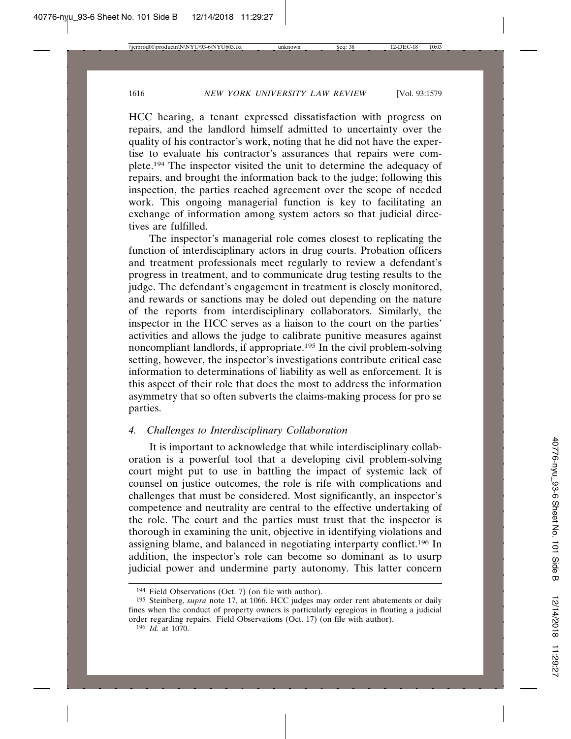HCC hearing, a tenant expressed dissatisfaction with progress on repairs, and the landlord himself admitted to uncertainty over the quality of his contractor's work, noting that he did not have the expertise to evaluate his contractor's assurances that repairs were complete.[194] The inspector visited the unit to determine the adequacy of repairs, and brought the information back to the judge; following this inspection, the parties reached agreement over the scope of needed work. This ongoing managerial function is key to facilitating an exchange of information among system actors so that judicial directives are fulfilled.

The inspector's managerial role comes closest to replicating the function of interdisciplinary actors in drug courts. Probation officers and treatment professionals meet regularly to review a defendant's progress in treatment, and to communicate drug testing results to the judge. The defendant's engagement in treatment is closely monitored, and rewards or sanctions may be doled out depending on the nature of the reports from interdisciplinary collaborators. Similarly, the inspector in the HCC serves as a liaison to the court on the parties' activities and allows the judge to calibrate punitive measures against noncompliant landlords, if appropriate.[195] In the civil problem-solving setting, however, the inspector's investigations contribute critical case information to determinations of liability as well as enforcement. It is this aspect of their role that does the most to address the information asymmetry that so often subverts the claims-making process for pro se parties.

### 4. *Challenges to Interdisciplinary Collaboration*

It is important to acknowledge that while interdisciplinary collaboration is a powerful tool that a developing civil problem-solving court might put to use in battling the impact of systemic lack of counsel on justice outcomes, the role is rife with complications and challenges that must be considered. Most significantly, an inspector's competence and neutrality are central to the effective undertaking of the role. The court and the parties must trust that the inspector is thorough in examining the unit, objective in identifying violations and assigning blame, and balanced in negotiating interparty conflict.[196] In addition, the inspector's role can become so dominant as to usurp judicial power and undermine party autonomy. This latter concern

---

194 Field Observations (Oct. 7) (on file with author).

195 Steinberg, *supra* note 17, at 1066. HCC judges may order rent abatements or daily fines when the conduct of property owners is particularly egregious in flouting a judicial order regarding repairs. Field Observations (Oct. 17) (on file with author).

196 *Id.* at 1070.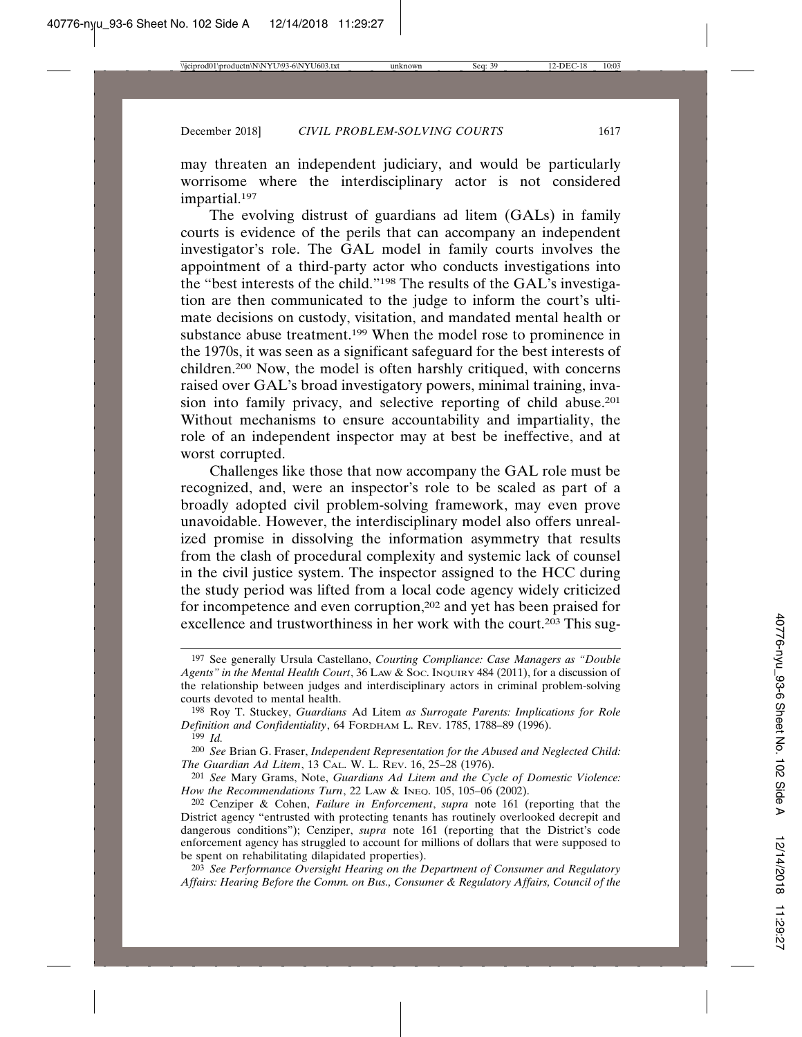may threaten an independent judiciary, and would be particularly worrisome where the interdisciplinary actor is not considered impartial.[197]

The evolving distrust of guardians ad litem (GALs) in family courts is evidence of the perils that can accompany an independent investigator's role. The GAL model in family courts involves the appointment of a third-party actor who conducts investigations into the "best interests of the child."[198] The results of the GAL's investigation are then communicated to the judge to inform the court's ultimate decisions on custody, visitation, and mandated mental health or substance abuse treatment.[199] When the model rose to prominence in the 1970s, it was seen as a significant safeguard for the best interests of children.[200] Now, the model is often harshly critiqued, with concerns raised over GAL's broad investigatory powers, minimal training, invasion into family privacy, and selective reporting of child abuse.[201] Without mechanisms to ensure accountability and impartiality, the role of an independent inspector may at best be ineffective, and at worst corrupted.

Challenges like those that now accompany the GAL role must be recognized, and, were an inspector's role to be scaled as part of a broadly adopted civil problem-solving framework, may even prove unavoidable. However, the interdisciplinary model also offers unrealized promise in dissolving the information asymmetry that results from the clash of procedural complexity and systemic lack of counsel in the civil justice system. The inspector assigned to the HCC during the study period was lifted from a local code agency widely criticized for incompetence and even corruption,[202] and yet has been praised for excellence and trustworthiness in her work with the court.[203] This sug-

---

[197] See generally Ursula Castellano, *Courting Compliance: Case Managers as "Double Agents" in the Mental Health Court*, 36 LAW & SOC. INQUIRY 484 (2011), for a discussion of the relationship between judges and interdisciplinary actors in criminal problem-solving courts devoted to mental health.

[198] Roy T. Stuckey, *Guardians* Ad Litem *as Surrogate Parents: Implications for Role Definition and Confidentiality*, 64 FORDHAM L. REV. 1785, 1788–89 (1996).

[199] *Id.*

[200] *See* Brian G. Fraser, *Independent Representation for the Abused and Neglected Child: The Guardian Ad Litem*, 13 CAL. W. L. REV. 16, 25–28 (1976).

[201] *See* Mary Grams, Note, *Guardians Ad Litem and the Cycle of Domestic Violence: How the Recommendations Turn*, 22 LAW & INEQ. 105, 105–06 (2002).

[202] Cenziper & Cohen, *Failure in Enforcement*, *supra* note 161 (reporting that the District agency "entrusted with protecting tenants has routinely overlooked decrepit and dangerous conditions"); Cenziper, *supra* note 161 (reporting that the District's code enforcement agency has struggled to account for millions of dollars that were supposed to be spent on rehabilitating dilapidated properties).

[203] *See Performance Oversight Hearing on the Department of Consumer and Regulatory Affairs: Hearing Before the Comm. on Bus., Consumer & Regulatory Affairs, Council of the*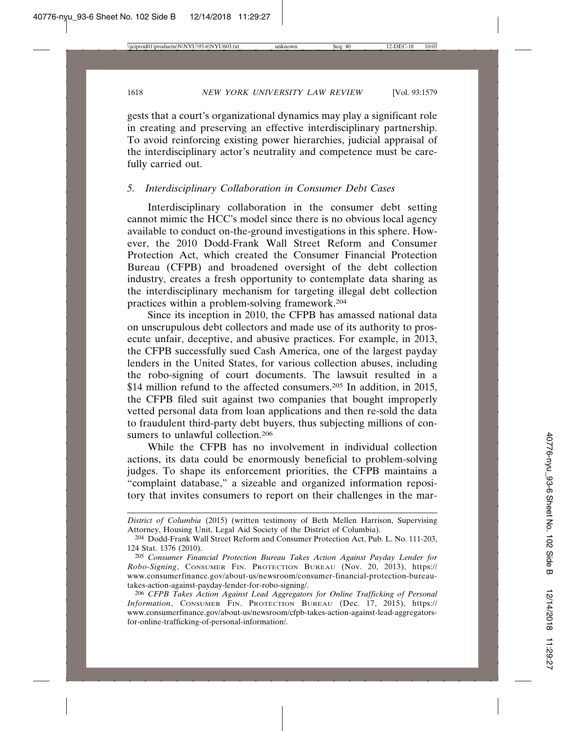gests that a court's organizational dynamics may play a significant role in creating and preserving an effective interdisciplinary partnership. To avoid reinforcing existing power hierarchies, judicial appraisal of the interdisciplinary actor's neutrality and competence must be carefully carried out.

### 5. *Interdisciplinary Collaboration in Consumer Debt Cases*

Interdisciplinary collaboration in the consumer debt setting cannot mimic the HCC's model since there is no obvious local agency available to conduct on-the-ground investigations in this sphere. However, the 2010 Dodd-Frank Wall Street Reform and Consumer Protection Act, which created the Consumer Financial Protection Bureau (CFPB) and broadened oversight of the debt collection industry, creates a fresh opportunity to contemplate data sharing as the interdisciplinary mechanism for targeting illegal debt collection practices within a problem-solving framework.[204]

Since its inception in 2010, the CFPB has amassed national data on unscrupulous debt collectors and made use of its authority to prosecute unfair, deceptive, and abusive practices. For example, in 2013, the CFPB successfully sued Cash America, one of the largest payday lenders in the United States, for various collection abuses, including the robo-signing of court documents. The lawsuit resulted in a $14 million refund to the affected consumers.[205] In addition, in 2015, the CFPB filed suit against two companies that bought improperly vetted personal data from loan applications and then re-sold the data to fraudulent third-party debt buyers, thus subjecting millions of consumers to unlawful collection.[206]

While the CFPB has no involvement in individual collection actions, its data could be enormously beneficial to problem-solving judges. To shape its enforcement priorities, the CFPB maintains a "complaint database," a sizeable and organized information repository that invites consumers to report on their challenges in the mar-

---

*District of Columbia* (2015) (written testimony of Beth Mellen Harrison, Supervising Attorney, Housing Unit, Legal Aid Society of the District of Columbia).

204 Dodd-Frank Wall Street Reform and Consumer Protection Act, Pub. L. No. 111-203, 124 Stat. 1376 (2010).

205 *Consumer Financial Protection Bureau Takes Action Against Payday Lender for Robo-Signing*, CONSUMER FIN. PROTECTION BUREAU (Nov. 20, 2013), https://www.consumerfinance.gov/about-us/newsroom/consumer-financial-protection-bureau-takes-action-against-payday-lender-for-robo-signing/.

206 *CFPB Takes Action Against Lead Aggregators for Online Trafficking of Personal Information*, CONSUMER FIN. PROTECTION BUREAU (Dec. 17, 2015), https://www.consumerfinance.gov/about-us/newsroom/cfpb-takes-action-against-lead-aggregators-for-online-trafficking-of-personal-information/.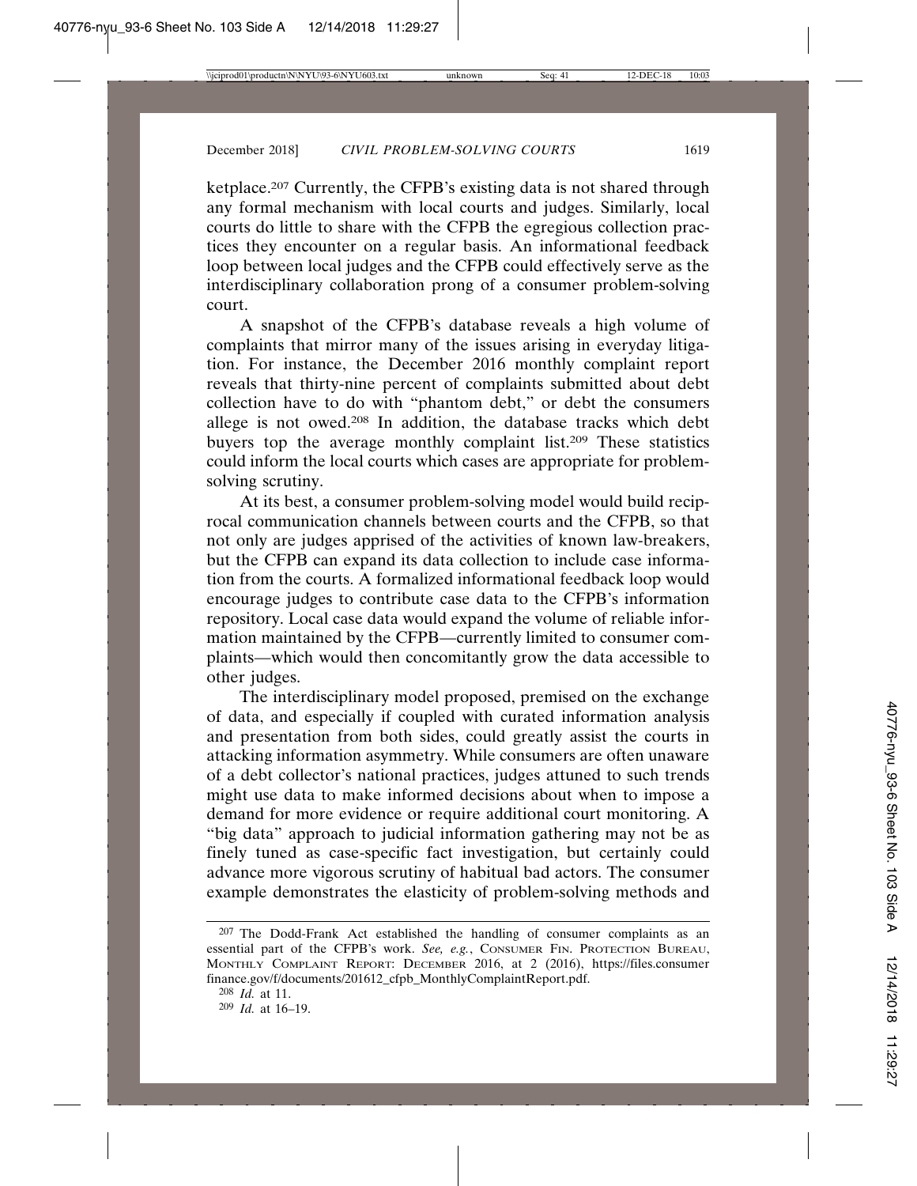ketplace.[207] Currently, the CFPB's existing data is not shared through any formal mechanism with local courts and judges. Similarly, local courts do little to share with the CFPB the egregious collection practices they encounter on a regular basis. An informational feedback loop between local judges and the CFPB could effectively serve as the interdisciplinary collaboration prong of a consumer problem-solving court.

A snapshot of the CFPB's database reveals a high volume of complaints that mirror many of the issues arising in everyday litigation. For instance, the December 2016 monthly complaint report reveals that thirty-nine percent of complaints submitted about debt collection have to do with "phantom debt," or debt the consumers allege is not owed.[208] In addition, the database tracks which debt buyers top the average monthly complaint list.[209] These statistics could inform the local courts which cases are appropriate for problem-solving scrutiny.

At its best, a consumer problem-solving model would build reciprocal communication channels between courts and the CFPB, so that not only are judges apprised of the activities of known law-breakers, but the CFPB can expand its data collection to include case information from the courts. A formalized informational feedback loop would encourage judges to contribute case data to the CFPB's information repository. Local case data would expand the volume of reliable information maintained by the CFPB—currently limited to consumer complaints—which would then concomitantly grow the data accessible to other judges.

The interdisciplinary model proposed, premised on the exchange of data, and especially if coupled with curated information analysis and presentation from both sides, could greatly assist the courts in attacking information asymmetry. While consumers are often unaware of a debt collector's national practices, judges attuned to such trends might use data to make informed decisions about when to impose a demand for more evidence or require additional court monitoring. A "big data" approach to judicial information gathering may not be as finely tuned as case-specific fact investigation, but certainly could advance more vigorous scrutiny of habitual bad actors. The consumer example demonstrates the elasticity of problem-solving methods and

---

[207] The Dodd-Frank Act established the handling of consumer complaints as an essential part of the CFPB's work. *See, e.g.*, CONSUMER FIN. PROTECTION BUREAU, MONTHLY COMPLAINT REPORT: DECEMBER 2016, at 2 (2016), https://files.consumerfinance.gov/f/documents/201612_cfpb_MonthlyComplaintReport.pdf.

[208] *Id.* at 11.

[209] *Id.* at 16–19.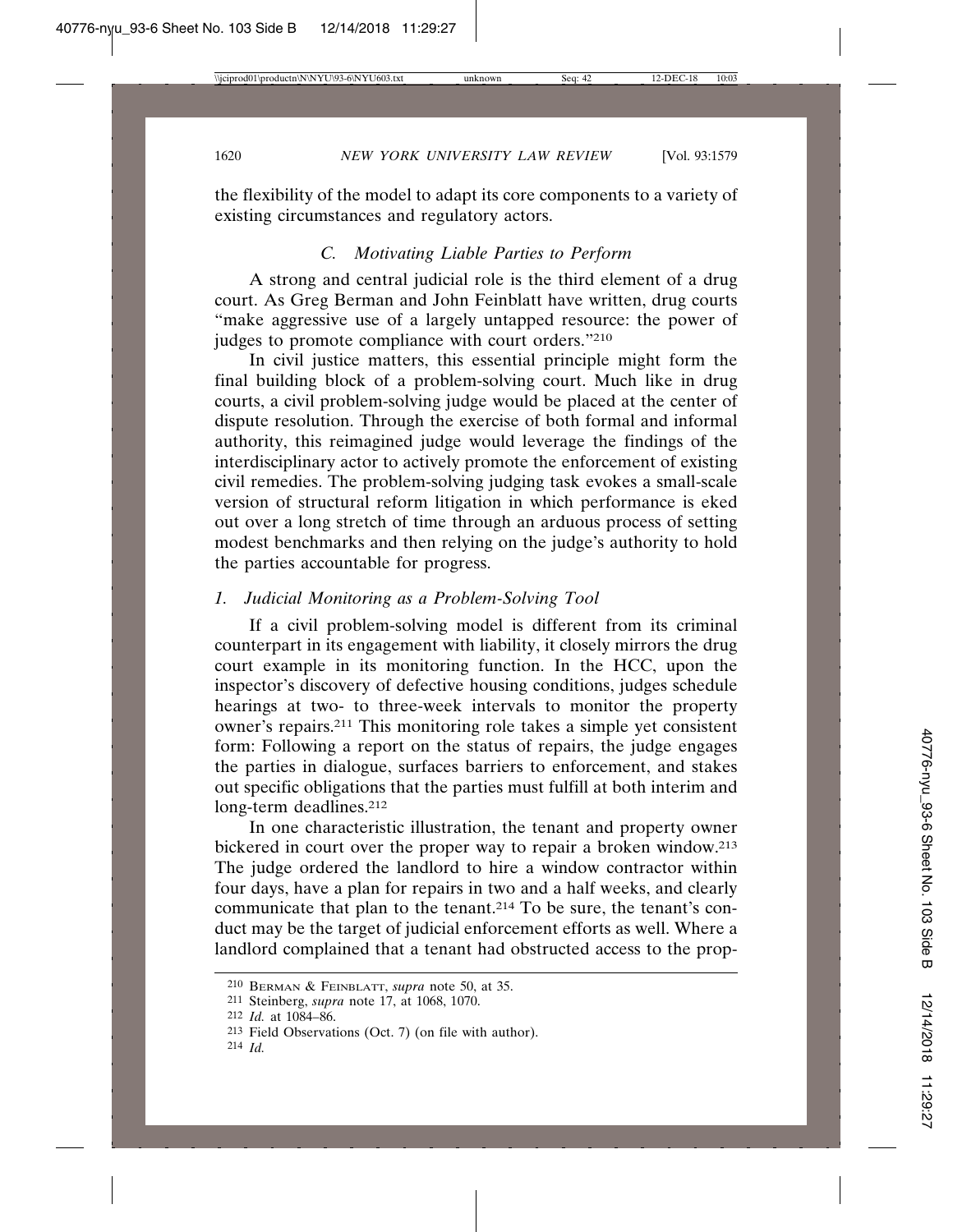the flexibility of the model to adapt its core components to a variety of existing circumstances and regulatory actors.

### *C. Motivating Liable Parties to Perform*

A strong and central judicial role is the third element of a drug court. As Greg Berman and John Feinblatt have written, drug courts "make aggressive use of a largely untapped resource: the power of judges to promote compliance with court orders."[210]

In civil justice matters, this essential principle might form the final building block of a problem-solving court. Much like in drug courts, a civil problem-solving judge would be placed at the center of dispute resolution. Through the exercise of both formal and informal authority, this reimagined judge would leverage the findings of the interdisciplinary actor to actively promote the enforcement of existing civil remedies. The problem-solving judging task evokes a small-scale version of structural reform litigation in which performance is eked out over a long stretch of time through an arduous process of setting modest benchmarks and then relying on the judge's authority to hold the parties accountable for progress.

#### *1. Judicial Monitoring as a Problem-Solving Tool*

If a civil problem-solving model is different from its criminal counterpart in its engagement with liability, it closely mirrors the drug court example in its monitoring function. In the HCC, upon the inspector's discovery of defective housing conditions, judges schedule hearings at two- to three-week intervals to monitor the property owner's repairs.[211] This monitoring role takes a simple yet consistent form: Following a report on the status of repairs, the judge engages the parties in dialogue, surfaces barriers to enforcement, and stakes out specific obligations that the parties must fulfill at both interim and long-term deadlines.[212]

In one characteristic illustration, the tenant and property owner bickered in court over the proper way to repair a broken window.[213] The judge ordered the landlord to hire a window contractor within four days, have a plan for repairs in two and a half weeks, and clearly communicate that plan to the tenant.[214] To be sure, the tenant's conduct may be the target of judicial enforcement efforts as well. Where a landlord complained that a tenant had obstructed access to the prop-

---

[210] Berman & Feinblatt, *supra* note 50, at 35.

[211] Steinberg, *supra* note 17, at 1068, 1070.

[212] *Id.* at 1084–86.

[213] Field Observations (Oct. 7) (on file with author).

[214] *Id.*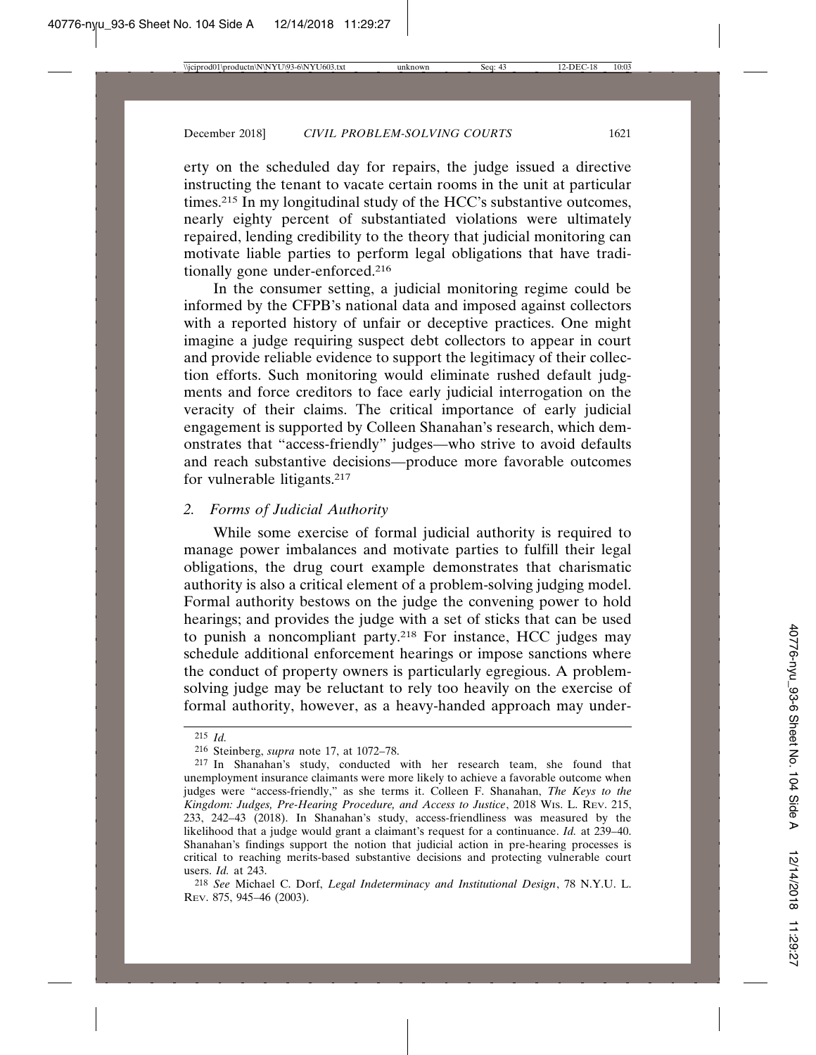erty on the scheduled day for repairs, the judge issued a directive instructing the tenant to vacate certain rooms in the unit at particular times.[215] In my longitudinal study of the HCC's substantive outcomes, nearly eighty percent of substantiated violations were ultimately repaired, lending credibility to the theory that judicial monitoring can motivate liable parties to perform legal obligations that have traditionally gone under-enforced.[216]

In the consumer setting, a judicial monitoring regime could be informed by the CFPB's national data and imposed against collectors with a reported history of unfair or deceptive practices. One might imagine a judge requiring suspect debt collectors to appear in court and provide reliable evidence to support the legitimacy of their collection efforts. Such monitoring would eliminate rushed default judgments and force creditors to face early judicial interrogation on the veracity of their claims. The critical importance of early judicial engagement is supported by Colleen Shanahan's research, which demonstrates that "access-friendly" judges—who strive to avoid defaults and reach substantive decisions—produce more favorable outcomes for vulnerable litigants.[217]

### 2. *Forms of Judicial Authority*

While some exercise of formal judicial authority is required to manage power imbalances and motivate parties to fulfill their legal obligations, the drug court example demonstrates that charismatic authority is also a critical element of a problem-solving judging model. Formal authority bestows on the judge the convening power to hold hearings; and provides the judge with a set of sticks that can be used to punish a noncompliant party.[218] For instance, HCC judges may schedule additional enforcement hearings or impose sanctions where the conduct of property owners is particularly egregious. A problem-solving judge may be reluctant to rely too heavily on the exercise of formal authority, however, as a heavy-handed approach may under-

---

[215] *Id.*

[216] Steinberg, *supra* note 17, at 1072–78.

[217] In Shanahan's study, conducted with her research team, she found that unemployment insurance claimants were more likely to achieve a favorable outcome when judges were "access-friendly," as she terms it. Colleen F. Shanahan, *The Keys to the Kingdom: Judges, Pre-Hearing Procedure, and Access to Justice*, 2018 WIS. L. REV. 215, 233, 242–43 (2018). In Shanahan's study, access-friendliness was measured by the likelihood that a judge would grant a claimant's request for a continuance. *Id.* at 239–40. Shanahan's findings support the notion that judicial action in pre-hearing processes is critical to reaching merits-based substantive decisions and protecting vulnerable court users. *Id.* at 243.

[218] *See* Michael C. Dorf, *Legal Indeterminacy and Institutional Design*, 78 N.Y.U. L. REV. 875, 945–46 (2003).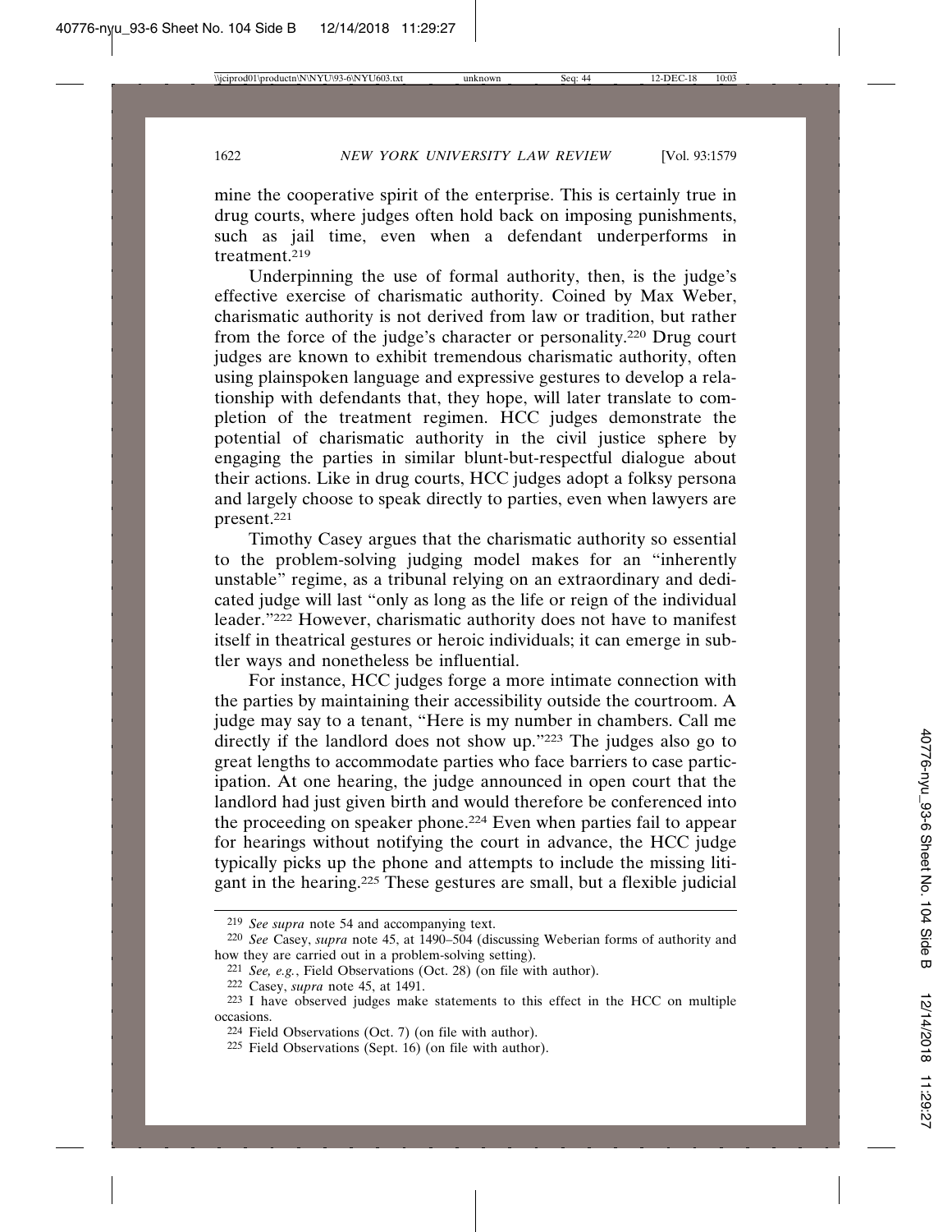mine the cooperative spirit of the enterprise. This is certainly true in drug courts, where judges often hold back on imposing punishments, such as jail time, even when a defendant underperforms in treatment.[219]

Underpinning the use of formal authority, then, is the judge's effective exercise of charismatic authority. Coined by Max Weber, charismatic authority is not derived from law or tradition, but rather from the force of the judge's character or personality.[220] Drug court judges are known to exhibit tremendous charismatic authority, often using plainspoken language and expressive gestures to develop a relationship with defendants that, they hope, will later translate to completion of the treatment regimen. HCC judges demonstrate the potential of charismatic authority in the civil justice sphere by engaging the parties in similar blunt-but-respectful dialogue about their actions. Like in drug courts, HCC judges adopt a folksy persona and largely choose to speak directly to parties, even when lawyers are present.[221]

Timothy Casey argues that the charismatic authority so essential to the problem-solving judging model makes for an "inherently unstable" regime, as a tribunal relying on an extraordinary and dedicated judge will last "only as long as the life or reign of the individual leader."[222] However, charismatic authority does not have to manifest itself in theatrical gestures or heroic individuals; it can emerge in subtler ways and nonetheless be influential.

For instance, HCC judges forge a more intimate connection with the parties by maintaining their accessibility outside the courtroom. A judge may say to a tenant, "Here is my number in chambers. Call me directly if the landlord does not show up."[223] The judges also go to great lengths to accommodate parties who face barriers to case participation. At one hearing, the judge announced in open court that the landlord had just given birth and would therefore be conferenced into the proceeding on speaker phone.[224] Even when parties fail to appear for hearings without notifying the court in advance, the HCC judge typically picks up the phone and attempts to include the missing litigant in the hearing.[225] These gestures are small, but a flexible judicial

---

[219] *See supra* note 54 and accompanying text.

[220] *See* Casey, *supra* note 45, at 1490–504 (discussing Weberian forms of authority and how they are carried out in a problem-solving setting).

[221] *See, e.g.*, Field Observations (Oct. 28) (on file with author).

[222] Casey, *supra* note 45, at 1491.

[223] I have observed judges make statements to this effect in the HCC on multiple occasions.

[224] Field Observations (Oct. 7) (on file with author).

[225] Field Observations (Sept. 16) (on file with author).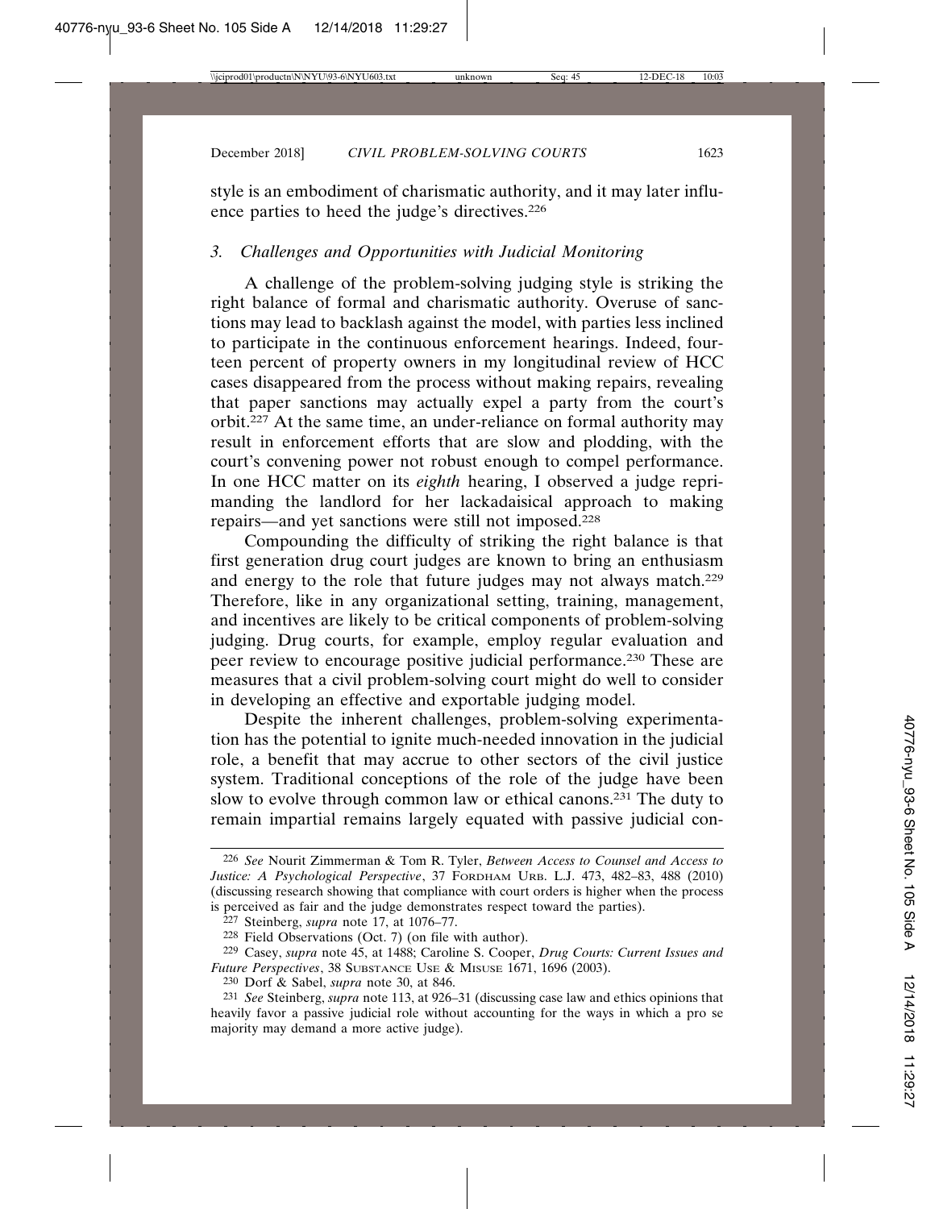style is an embodiment of charismatic authority, and it may later influence parties to heed the judge's directives.[226]

### 3. *Challenges and Opportunities with Judicial Monitoring*

A challenge of the problem-solving judging style is striking the right balance of formal and charismatic authority. Overuse of sanctions may lead to backlash against the model, with parties less inclined to participate in the continuous enforcement hearings. Indeed, fourteen percent of property owners in my longitudinal review of HCC cases disappeared from the process without making repairs, revealing that paper sanctions may actually expel a party from the court's orbit.[227] At the same time, an under-reliance on formal authority may result in enforcement efforts that are slow and plodding, with the court's convening power not robust enough to compel performance. In one HCC matter on its *eighth* hearing, I observed a judge reprimanding the landlord for her lackadaisical approach to making repairs—and yet sanctions were still not imposed.[228]

Compounding the difficulty of striking the right balance is that first generation drug court judges are known to bring an enthusiasm and energy to the role that future judges may not always match.[229] Therefore, like in any organizational setting, training, management, and incentives are likely to be critical components of problem-solving judging. Drug courts, for example, employ regular evaluation and peer review to encourage positive judicial performance.[230] These are measures that a civil problem-solving court might do well to consider in developing an effective and exportable judging model.

Despite the inherent challenges, problem-solving experimentation has the potential to ignite much-needed innovation in the judicial role, a benefit that may accrue to other sectors of the civil justice system. Traditional conceptions of the role of the judge have been slow to evolve through common law or ethical canons.[231] The duty to remain impartial remains largely equated with passive judicial con-

---

[226] *See* Nourit Zimmerman & Tom R. Tyler, *Between Access to Counsel and Access to Justice: A Psychological Perspective*, 37 FORDHAM URB. L.J. 473, 482–83, 488 (2010) (discussing research showing that compliance with court orders is higher when the process is perceived as fair and the judge demonstrates respect toward the parties).

[227] Steinberg, *supra* note 17, at 1076–77.

[228] Field Observations (Oct. 7) (on file with author).

[229] Casey, *supra* note 45, at 1488; Caroline S. Cooper, *Drug Courts: Current Issues and Future Perspectives*, 38 SUBSTANCE USE & MISUSE 1671, 1696 (2003).

[230] Dorf & Sabel, *supra* note 30, at 846.

[231] *See* Steinberg, *supra* note 113, at 926–31 (discussing case law and ethics opinions that heavily favor a passive judicial role without accounting for the ways in which a pro se majority may demand a more active judge).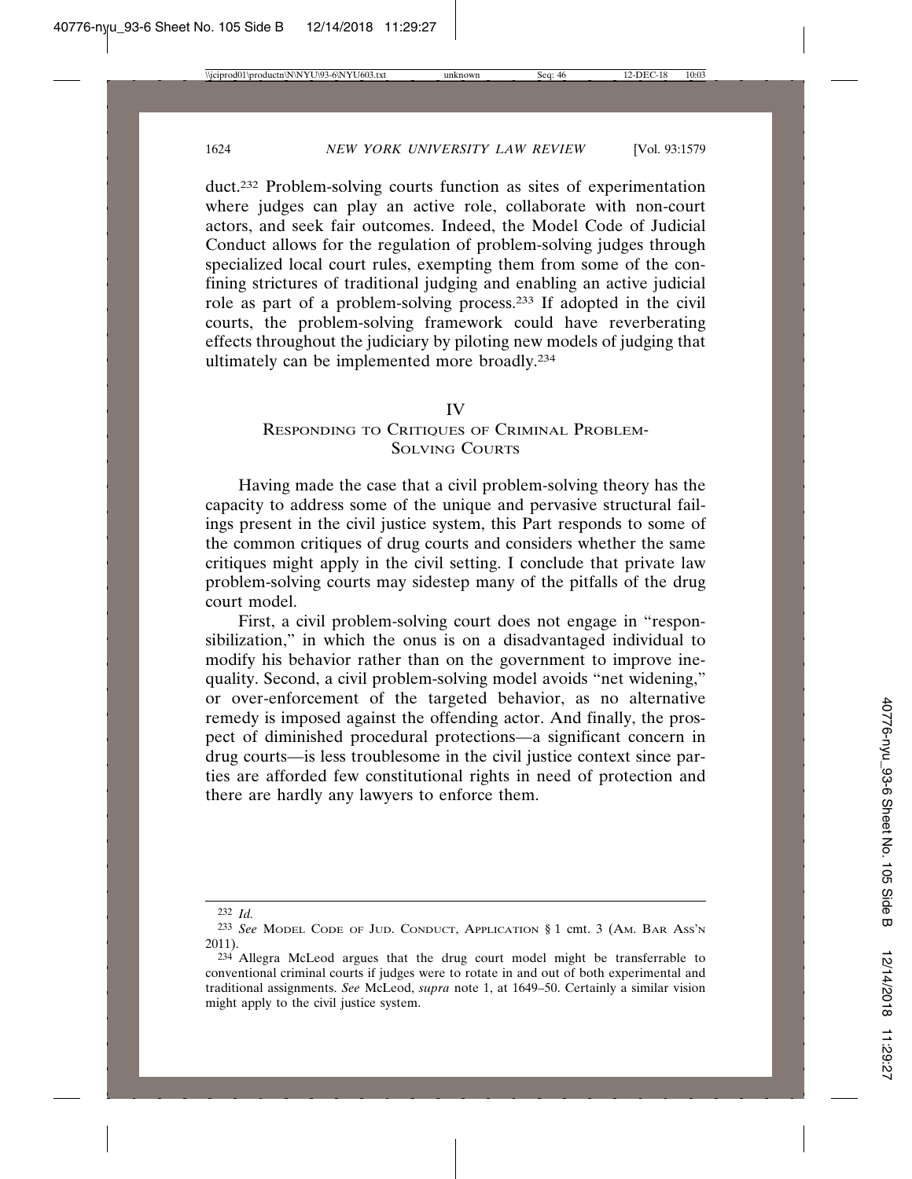duct.[232] Problem-solving courts function as sites of experimentation where judges can play an active role, collaborate with non-court actors, and seek fair outcomes. Indeed, the Model Code of Judicial Conduct allows for the regulation of problem-solving judges through specialized local court rules, exempting them from some of the confining strictures of traditional judging and enabling an active judicial role as part of a problem-solving process.[233] If adopted in the civil courts, the problem-solving framework could have reverberating effects throughout the judiciary by piloting new models of judging that ultimately can be implemented more broadly.[234]

## IV
## Responding to Critiques of Criminal Problem-Solving Courts

Having made the case that a civil problem-solving theory has the capacity to address some of the unique and pervasive structural failings present in the civil justice system, this Part responds to some of the common critiques of drug courts and considers whether the same critiques might apply in the civil setting. I conclude that private law problem-solving courts may sidestep many of the pitfalls of the drug court model.

First, a civil problem-solving court does not engage in "responsibilization," in which the onus is on a disadvantaged individual to modify his behavior rather than on the government to improve inequality. Second, a civil problem-solving model avoids "net widening," or over-enforcement of the targeted behavior, as no alternative remedy is imposed against the offending actor. And finally, the prospect of diminished procedural protections—a significant concern in drug courts—is less troublesome in the civil justice context since parties are afforded few constitutional rights in need of protection and there are hardly any lawyers to enforce them.

---

[232] *Id.*

[233] *See* Model Code of Jud. Conduct, Application § 1 cmt. 3 (Am. Bar Ass'n 2011).

[234] Allegra McLeod argues that the drug court model might be transferrable to conventional criminal courts if judges were to rotate in and out of both experimental and traditional assignments. *See* McLeod, *supra* note 1, at 1649–50. Certainly a similar vision might apply to the civil justice system.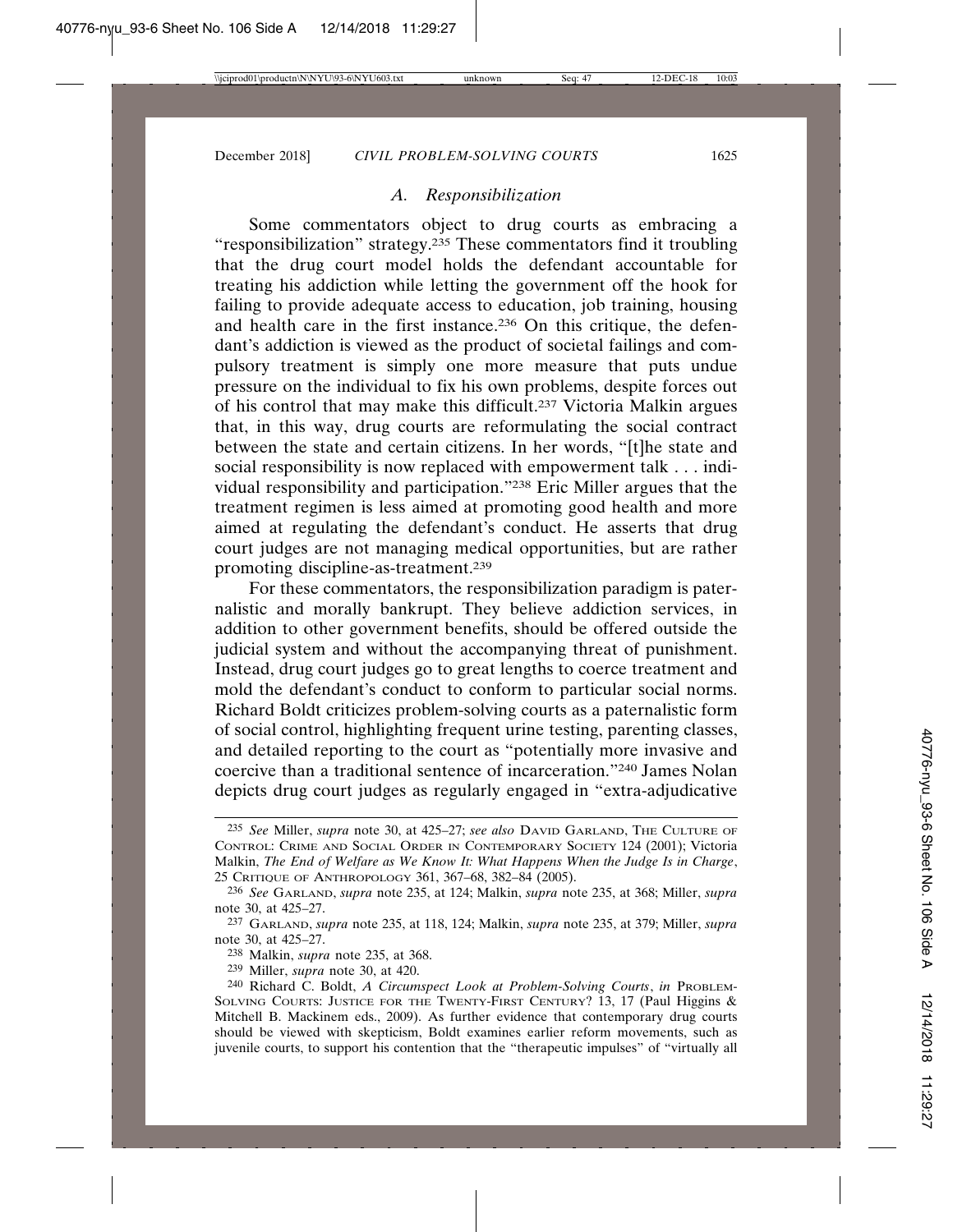### *A. Responsibilization*

Some commentators object to drug courts as embracing a "responsibilization" strategy.[235] These commentators find it troubling that the drug court model holds the defendant accountable for treating his addiction while letting the government off the hook for failing to provide adequate access to education, job training, housing and health care in the first instance.[236] On this critique, the defendant's addiction is viewed as the product of societal failings and compulsory treatment is simply one more measure that puts undue pressure on the individual to fix his own problems, despite forces out of his control that may make this difficult.[237] Victoria Malkin argues that, in this way, drug courts are reformulating the social contract between the state and certain citizens. In her words, "[t]he state and social responsibility is now replaced with empowerment talk . . . individual responsibility and participation."[238] Eric Miller argues that the treatment regimen is less aimed at promoting good health and more aimed at regulating the defendant's conduct. He asserts that drug court judges are not managing medical opportunities, but are rather promoting discipline-as-treatment.[239]

For these commentators, the responsibilization paradigm is paternalistic and morally bankrupt. They believe addiction services, in addition to other government benefits, should be offered outside the judicial system and without the accompanying threat of punishment. Instead, drug court judges go to great lengths to coerce treatment and mold the defendant's conduct to conform to particular social norms. Richard Boldt criticizes problem-solving courts as a paternalistic form of social control, highlighting frequent urine testing, parenting classes, and detailed reporting to the court as "potentially more invasive and coercive than a traditional sentence of incarceration."[240] James Nolan depicts drug court judges as regularly engaged in "extra-adjudicative

---

[235] *See* Miller, *supra* note 30, at 425–27; *see also* DAVID GARLAND, THE CULTURE OF CONTROL: CRIME AND SOCIAL ORDER IN CONTEMPORARY SOCIETY 124 (2001); Victoria Malkin, *The End of Welfare as We Know It: What Happens When the Judge Is in Charge*, 25 CRITIQUE OF ANTHROPOLOGY 361, 367–68, 382–84 (2005).

[236] *See* GARLAND, *supra* note 235, at 124; Malkin, *supra* note 235, at 368; Miller, *supra* note 30, at 425–27.

[237] GARLAND, *supra* note 235, at 118, 124; Malkin, *supra* note 235, at 379; Miller, *supra* note 30, at 425–27.

[238] Malkin, *supra* note 235, at 368.

[239] Miller, *supra* note 30, at 420.

[240] Richard C. Boldt, *A Circumspect Look at Problem-Solving Courts*, *in* PROBLEM-SOLVING COURTS: JUSTICE FOR THE TWENTY-FIRST CENTURY? 13, 17 (Paul Higgins & Mitchell B. Mackinem eds., 2009). As further evidence that contemporary drug courts should be viewed with skepticism, Boldt examines earlier reform movements, such as juvenile courts, to support his contention that the "therapeutic impulses" of "virtually all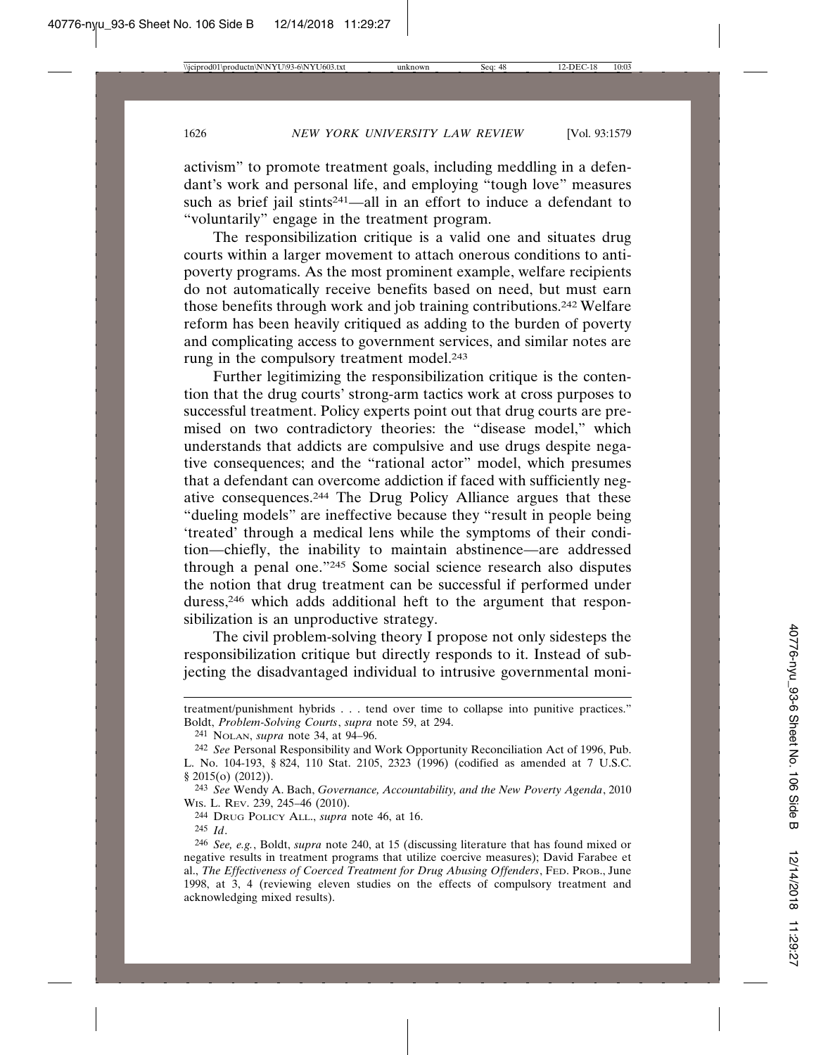activism" to promote treatment goals, including meddling in a defendant's work and personal life, and employing "tough love" measures such as brief jail stints[241]—all in an effort to induce a defendant to "voluntarily" engage in the treatment program.

The responsibilization critique is a valid one and situates drug courts within a larger movement to attach onerous conditions to antipoverty programs. As the most prominent example, welfare recipients do not automatically receive benefits based on need, but must earn those benefits through work and job training contributions.[242] Welfare reform has been heavily critiqued as adding to the burden of poverty and complicating access to government services, and similar notes are rung in the compulsory treatment model.[243]

Further legitimizing the responsibilization critique is the contention that the drug courts' strong-arm tactics work at cross purposes to successful treatment. Policy experts point out that drug courts are premised on two contradictory theories: the "disease model," which understands that addicts are compulsive and use drugs despite negative consequences; and the "rational actor" model, which presumes that a defendant can overcome addiction if faced with sufficiently negative consequences.[244] The Drug Policy Alliance argues that these "dueling models" are ineffective because they "result in people being 'treated' through a medical lens while the symptoms of their condition—chiefly, the inability to maintain abstinence—are addressed through a penal one."[245] Some social science research also disputes the notion that drug treatment can be successful if performed under duress,[246] which adds additional heft to the argument that responsibilization is an unproductive strategy.

The civil problem-solving theory I propose not only sidesteps the responsibilization critique but directly responds to it. Instead of subjecting the disadvantaged individual to intrusive governmental moni-

---

treatment/punishment hybrids . . . tend over time to collapse into punitive practices." Boldt, *Problem-Solving Courts*, *supra* note 59, at 294.

[241] Nolan, *supra* note 34, at 94–96.

[242] *See* Personal Responsibility and Work Opportunity Reconciliation Act of 1996, Pub. L. No. 104-193, § 824, 110 Stat. 2105, 2323 (1996) (codified as amended at 7 U.S.C. § 2015(o) (2012)).

[243] *See* Wendy A. Bach, *Governance, Accountability, and the New Poverty Agenda*, 2010 Wis. L. Rev. 239, 245–46 (2010).

[244] Drug Policy All., *supra* note 46, at 16.

[245] *Id*.

[246] *See, e.g.*, Boldt, *supra* note 240, at 15 (discussing literature that has found mixed or negative results in treatment programs that utilize coercive measures); David Farabee et al., *The Effectiveness of Coerced Treatment for Drug Abusing Offenders*, Fed. Prob., June 1998, at 3, 4 (reviewing eleven studies on the effects of compulsory treatment and acknowledging mixed results).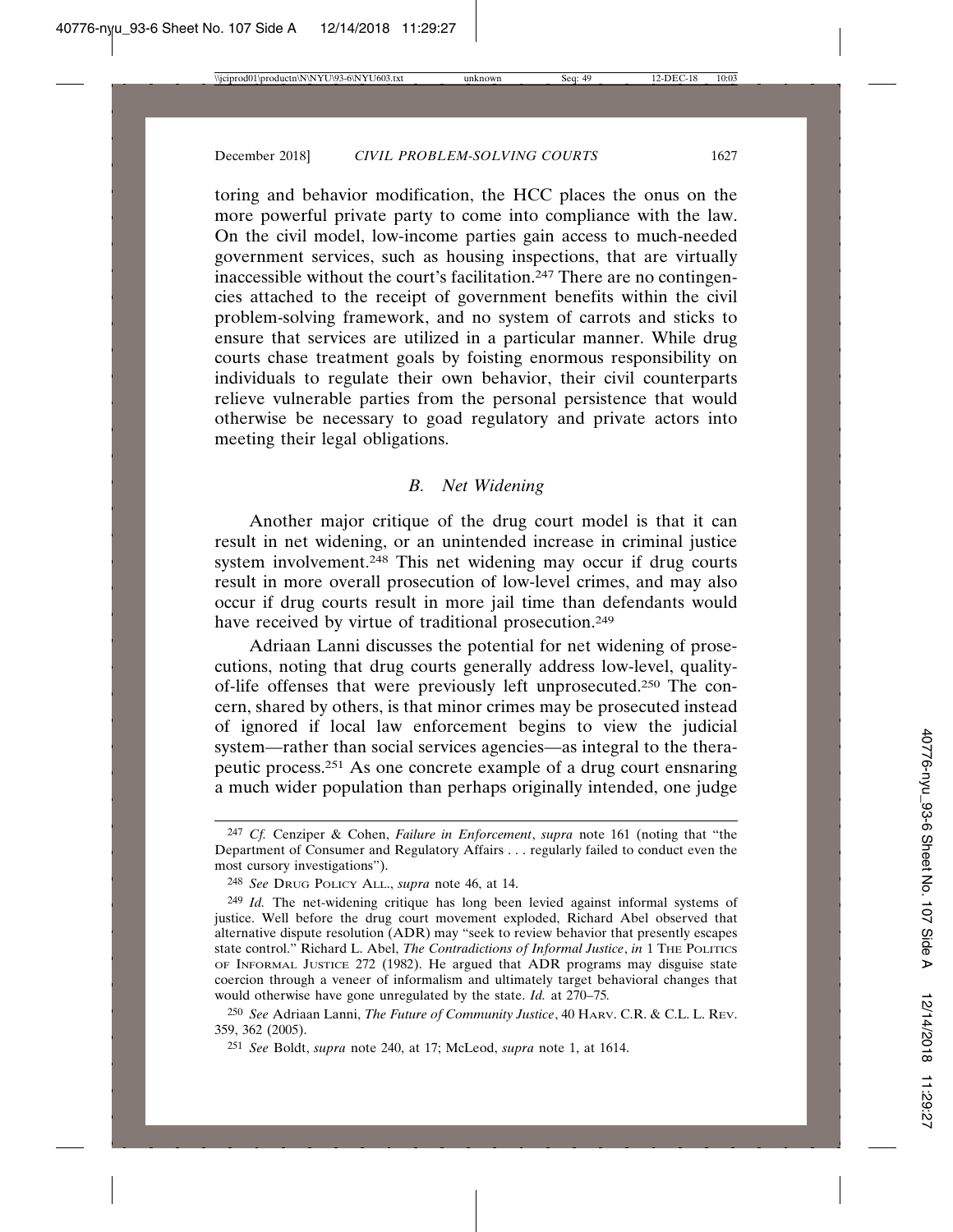toring and behavior modification, the HCC places the onus on the more powerful private party to come into compliance with the law. On the civil model, low-income parties gain access to much-needed government services, such as housing inspections, that are virtually inaccessible without the court's facilitation.[247] There are no contingencies attached to the receipt of government benefits within the civil problem-solving framework, and no system of carrots and sticks to ensure that services are utilized in a particular manner. While drug courts chase treatment goals by foisting enormous responsibility on individuals to regulate their own behavior, their civil counterparts relieve vulnerable parties from the personal persistence that would otherwise be necessary to goad regulatory and private actors into meeting their legal obligations.

### *B. Net Widening*

Another major critique of the drug court model is that it can result in net widening, or an unintended increase in criminal justice system involvement.[248] This net widening may occur if drug courts result in more overall prosecution of low-level crimes, and may also occur if drug courts result in more jail time than defendants would have received by virtue of traditional prosecution.[249]

Adriaan Lanni discusses the potential for net widening of prosecutions, noting that drug courts generally address low-level, quality-of-life offenses that were previously left unprosecuted.[250] The concern, shared by others, is that minor crimes may be prosecuted instead of ignored if local law enforcement begins to view the judicial system—rather than social services agencies—as integral to the therapeutic process.[251] As one concrete example of a drug court ensnaring a much wider population than perhaps originally intended, one judge

---

[247] *Cf.* Cenziper & Cohen, *Failure in Enforcement*, *supra* note 161 (noting that "the Department of Consumer and Regulatory Affairs . . . regularly failed to conduct even the most cursory investigations").

[248] *See* Drug Policy All., *supra* note 46, at 14.

[249] *Id.* The net-widening critique has long been levied against informal systems of justice. Well before the drug court movement exploded, Richard Abel observed that alternative dispute resolution (ADR) may "seek to review behavior that presently escapes state control." Richard L. Abel, *The Contradictions of Informal Justice*, *in* 1 The Politics of Informal Justice 272 (1982). He argued that ADR programs may disguise state coercion through a veneer of informalism and ultimately target behavioral changes that would otherwise have gone unregulated by the state. *Id.* at 270–75.

[250] *See* Adriaan Lanni, *The Future of Community Justice*, 40 Harv. C.R. & C.L. L. Rev. 359, 362 (2005).

[251] *See* Boldt, *supra* note 240, at 17; McLeod, *supra* note 1, at 1614.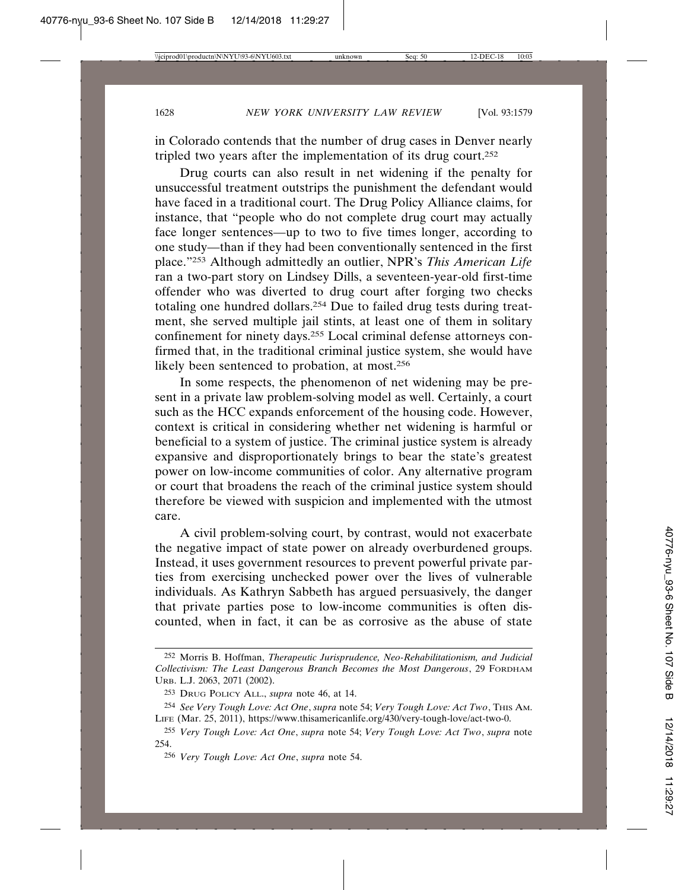in Colorado contends that the number of drug cases in Denver nearly tripled two years after the implementation of its drug court.[252]

Drug courts can also result in net widening if the penalty for unsuccessful treatment outstrips the punishment the defendant would have faced in a traditional court. The Drug Policy Alliance claims, for instance, that "people who do not complete drug court may actually face longer sentences—up to two to five times longer, according to one study—than if they had been conventionally sentenced in the first place."[253] Although admittedly an outlier, NPR's *This American Life* ran a two-part story on Lindsey Dills, a seventeen-year-old first-time offender who was diverted to drug court after forging two checks totaling one hundred dollars.[254] Due to failed drug tests during treatment, she served multiple jail stints, at least one of them in solitary confinement for ninety days.[255] Local criminal defense attorneys confirmed that, in the traditional criminal justice system, she would have likely been sentenced to probation, at most.[256]

In some respects, the phenomenon of net widening may be present in a private law problem-solving model as well. Certainly, a court such as the HCC expands enforcement of the housing code. However, context is critical in considering whether net widening is harmful or beneficial to a system of justice. The criminal justice system is already expansive and disproportionately brings to bear the state's greatest power on low-income communities of color. Any alternative program or court that broadens the reach of the criminal justice system should therefore be viewed with suspicion and implemented with the utmost care.

A civil problem-solving court, by contrast, would not exacerbate the negative impact of state power on already overburdened groups. Instead, it uses government resources to prevent powerful private parties from exercising unchecked power over the lives of vulnerable individuals. As Kathryn Sabbeth has argued persuasively, the danger that private parties pose to low-income communities is often discounted, when in fact, it can be as corrosive as the abuse of state

---

252 Morris B. Hoffman, *Therapeutic Jurisprudence, Neo-Rehabilitationism, and Judicial Collectivism: The Least Dangerous Branch Becomes the Most Dangerous*, 29 FORDHAM URB. L.J. 2063, 2071 (2002).

253 DRUG POLICY ALL., *supra* note 46, at 14.

254 *See Very Tough Love: Act One*, *supra* note 54; *Very Tough Love: Act Two*, THIS AM. LIFE (Mar. 25, 2011), https://www.thisamericanlife.org/430/very-tough-love/act-two-0.

255 *Very Tough Love: Act One*, *supra* note 54; *Very Tough Love: Act Two*, *supra* note 254.

256 *Very Tough Love: Act One*, *supra* note 54.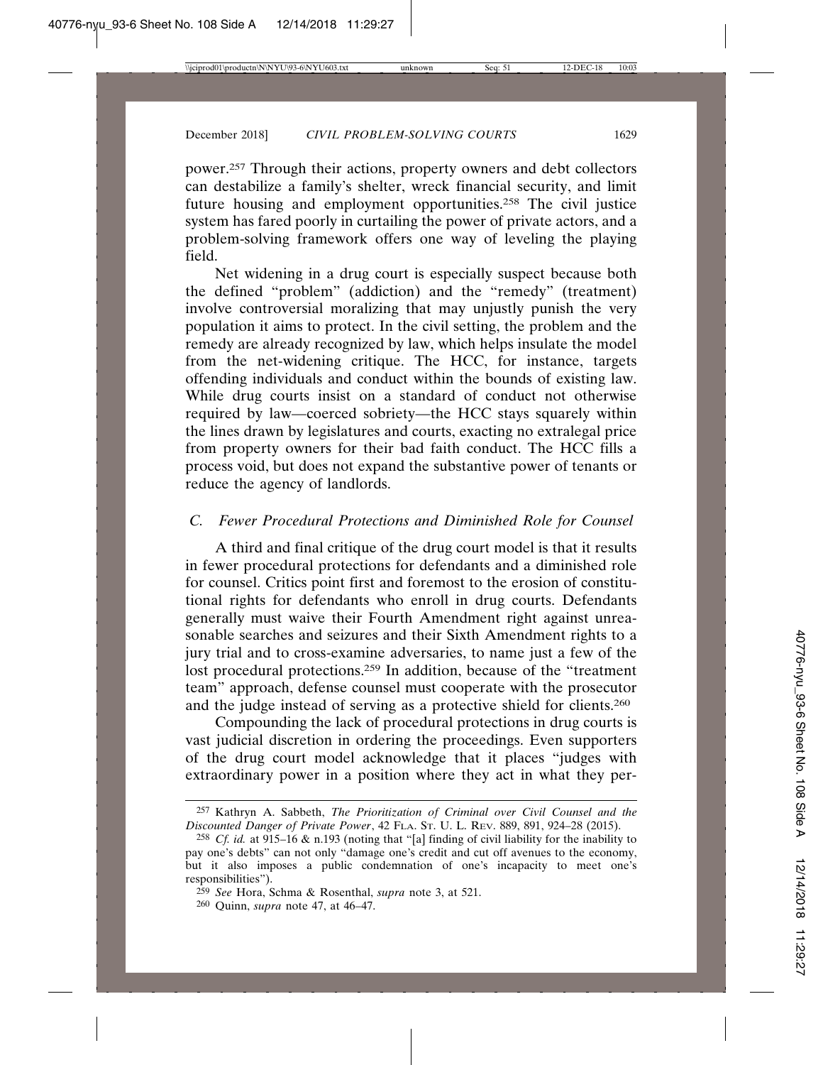power.[257] Through their actions, property owners and debt collectors can destabilize a family's shelter, wreck financial security, and limit future housing and employment opportunities.[258] The civil justice system has fared poorly in curtailing the power of private actors, and a problem-solving framework offers one way of leveling the playing field.

Net widening in a drug court is especially suspect because both the defined "problem" (addiction) and the "remedy" (treatment) involve controversial moralizing that may unjustly punish the very population it aims to protect. In the civil setting, the problem and the remedy are already recognized by law, which helps insulate the model from the net-widening critique. The HCC, for instance, targets offending individuals and conduct within the bounds of existing law. While drug courts insist on a standard of conduct not otherwise required by law—coerced sobriety—the HCC stays squarely within the lines drawn by legislatures and courts, exacting no extralegal price from property owners for their bad faith conduct. The HCC fills a process void, but does not expand the substantive power of tenants or reduce the agency of landlords.

### *C. Fewer Procedural Protections and Diminished Role for Counsel*

A third and final critique of the drug court model is that it results in fewer procedural protections for defendants and a diminished role for counsel. Critics point first and foremost to the erosion of constitutional rights for defendants who enroll in drug courts. Defendants generally must waive their Fourth Amendment right against unreasonable searches and seizures and their Sixth Amendment rights to a jury trial and to cross-examine adversaries, to name just a few of the lost procedural protections.[259] In addition, because of the "treatment team" approach, defense counsel must cooperate with the prosecutor and the judge instead of serving as a protective shield for clients.[260]

Compounding the lack of procedural protections in drug courts is vast judicial discretion in ordering the proceedings. Even supporters of the drug court model acknowledge that it places "judges with extraordinary power in a position where they act in what they per-

---

[257] Kathryn A. Sabbeth, *The Prioritization of Criminal over Civil Counsel and the Discounted Danger of Private Power*, 42 Fla. St. U. L. Rev. 889, 891, 924–28 (2015).

[258] *Cf. id.* at 915–16 & n.193 (noting that "[a] finding of civil liability for the inability to pay one's debts" can not only "damage one's credit and cut off avenues to the economy, but it also imposes a public condemnation of one's incapacity to meet one's responsibilities").

[259] *See* Hora, Schma & Rosenthal, *supra* note 3, at 521.

[260] Quinn, *supra* note 47, at 46–47.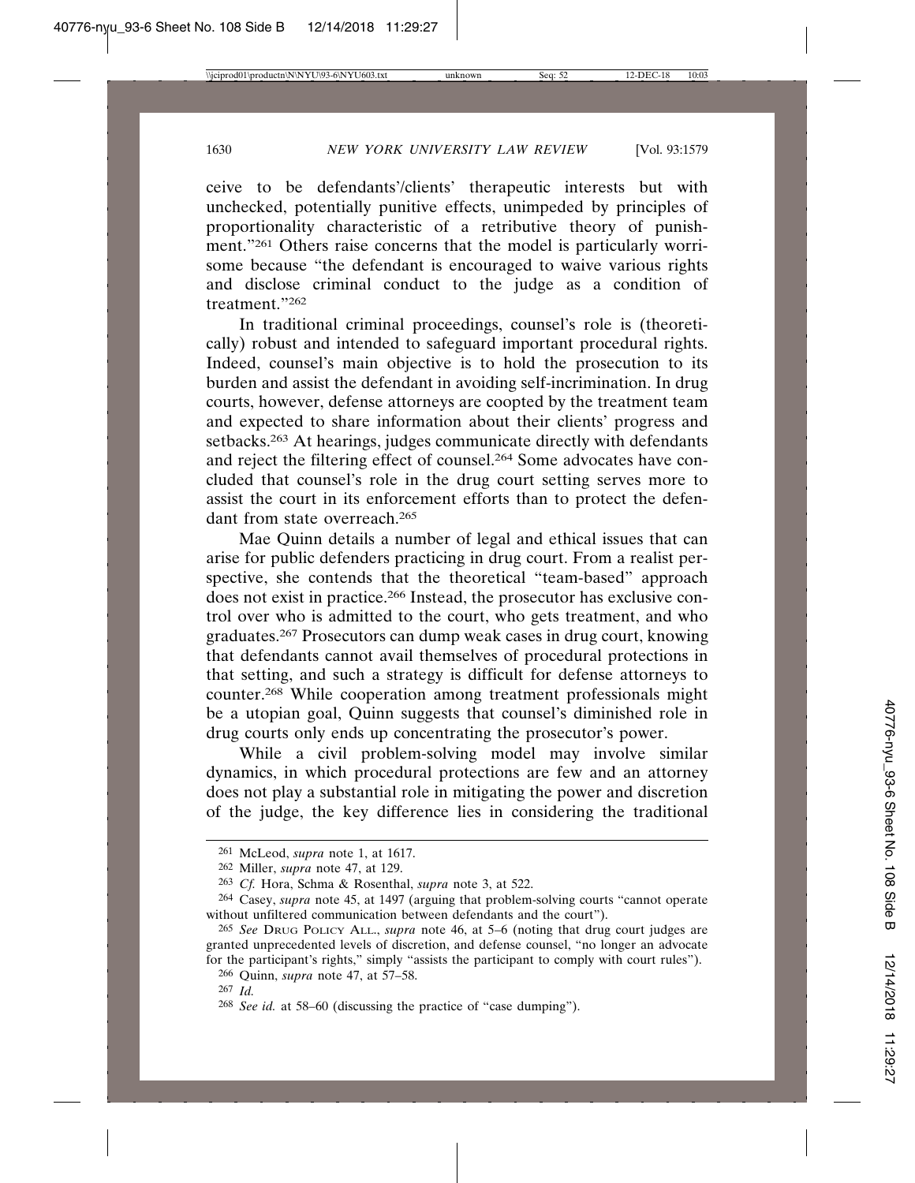ceive to be defendants'/clients' therapeutic interests but with unchecked, potentially punitive effects, unimpeded by principles of proportionality characteristic of a retributive theory of punishment."[261] Others raise concerns that the model is particularly worrisome because "the defendant is encouraged to waive various rights and disclose criminal conduct to the judge as a condition of treatment."[262]

In traditional criminal proceedings, counsel's role is (theoretically) robust and intended to safeguard important procedural rights. Indeed, counsel's main objective is to hold the prosecution to its burden and assist the defendant in avoiding self-incrimination. In drug courts, however, defense attorneys are coopted by the treatment team and expected to share information about their clients' progress and setbacks.[263] At hearings, judges communicate directly with defendants and reject the filtering effect of counsel.[264] Some advocates have concluded that counsel's role in the drug court setting serves more to assist the court in its enforcement efforts than to protect the defendant from state overreach.[265]

Mae Quinn details a number of legal and ethical issues that can arise for public defenders practicing in drug court. From a realist perspective, she contends that the theoretical "team-based" approach does not exist in practice.[266] Instead, the prosecutor has exclusive control over who is admitted to the court, who gets treatment, and who graduates.[267] Prosecutors can dump weak cases in drug court, knowing that defendants cannot avail themselves of procedural protections in that setting, and such a strategy is difficult for defense attorneys to counter.[268] While cooperation among treatment professionals might be a utopian goal, Quinn suggests that counsel's diminished role in drug courts only ends up concentrating the prosecutor's power.

While a civil problem-solving model may involve similar dynamics, in which procedural protections are few and an attorney does not play a substantial role in mitigating the power and discretion of the judge, the key difference lies in considering the traditional

---

[261] McLeod, *supra* note 1, at 1617.

[262] Miller, *supra* note 47, at 129.

[263] *Cf.* Hora, Schma & Rosenthal, *supra* note 3, at 522.

[264] Casey, *supra* note 45, at 1497 (arguing that problem-solving courts "cannot operate without unfiltered communication between defendants and the court").

[265] *See* Drug Policy All., *supra* note 46, at 5–6 (noting that drug court judges are granted unprecedented levels of discretion, and defense counsel, "no longer an advocate for the participant's rights," simply "assists the participant to comply with court rules").

[266] Quinn, *supra* note 47, at 57–58.

[267] *Id.*

[268] *See id.* at 58–60 (discussing the practice of "case dumping").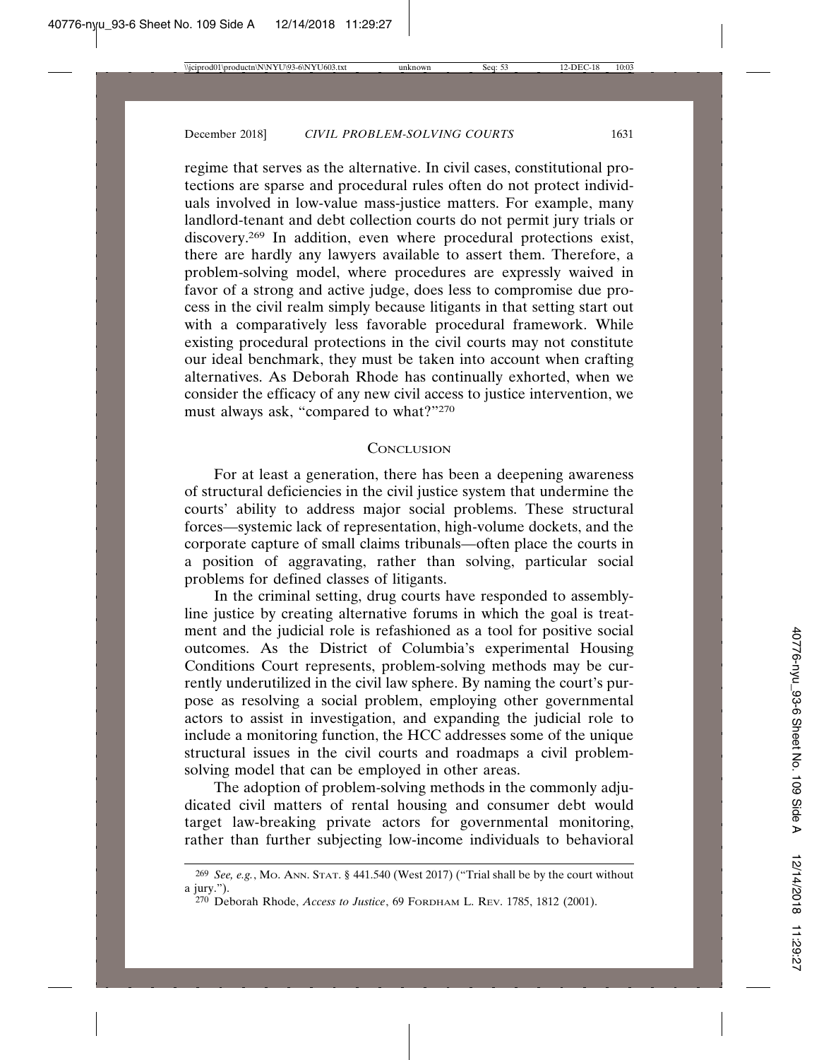regime that serves as the alternative. In civil cases, constitutional protections are sparse and procedural rules often do not protect individuals involved in low-value mass-justice matters. For example, many landlord-tenant and debt collection courts do not permit jury trials or discovery.[269] In addition, even where procedural protections exist, there are hardly any lawyers available to assert them. Therefore, a problem-solving model, where procedures are expressly waived in favor of a strong and active judge, does less to compromise due process in the civil realm simply because litigants in that setting start out with a comparatively less favorable procedural framework. While existing procedural protections in the civil courts may not constitute our ideal benchmark, they must be taken into account when crafting alternatives. As Deborah Rhode has continually exhorted, when we consider the efficacy of any new civil access to justice intervention, we must always ask, "compared to what?"[270]

## Conclusion

For at least a generation, there has been a deepening awareness of structural deficiencies in the civil justice system that undermine the courts' ability to address major social problems. These structural forces—systemic lack of representation, high-volume dockets, and the corporate capture of small claims tribunals—often place the courts in a position of aggravating, rather than solving, particular social problems for defined classes of litigants.

In the criminal setting, drug courts have responded to assembly-line justice by creating alternative forums in which the goal is treatment and the judicial role is refashioned as a tool for positive social outcomes. As the District of Columbia's experimental Housing Conditions Court represents, problem-solving methods may be currently underutilized in the civil law sphere. By naming the court's purpose as resolving a social problem, employing other governmental actors to assist in investigation, and expanding the judicial role to include a monitoring function, the HCC addresses some of the unique structural issues in the civil courts and roadmaps a civil problem-solving model that can be employed in other areas.

The adoption of problem-solving methods in the commonly adjudicated civil matters of rental housing and consumer debt would target law-breaking private actors for governmental monitoring, rather than further subjecting low-income individuals to behavioral

---

[269] *See, e.g.*, Mo. Ann. Stat. § 441.540 (West 2017) ("Trial shall be by the court without a jury.").

[270] Deborah Rhode, *Access to Justice*, 69 Fordham L. Rev. 1785, 1812 (2001).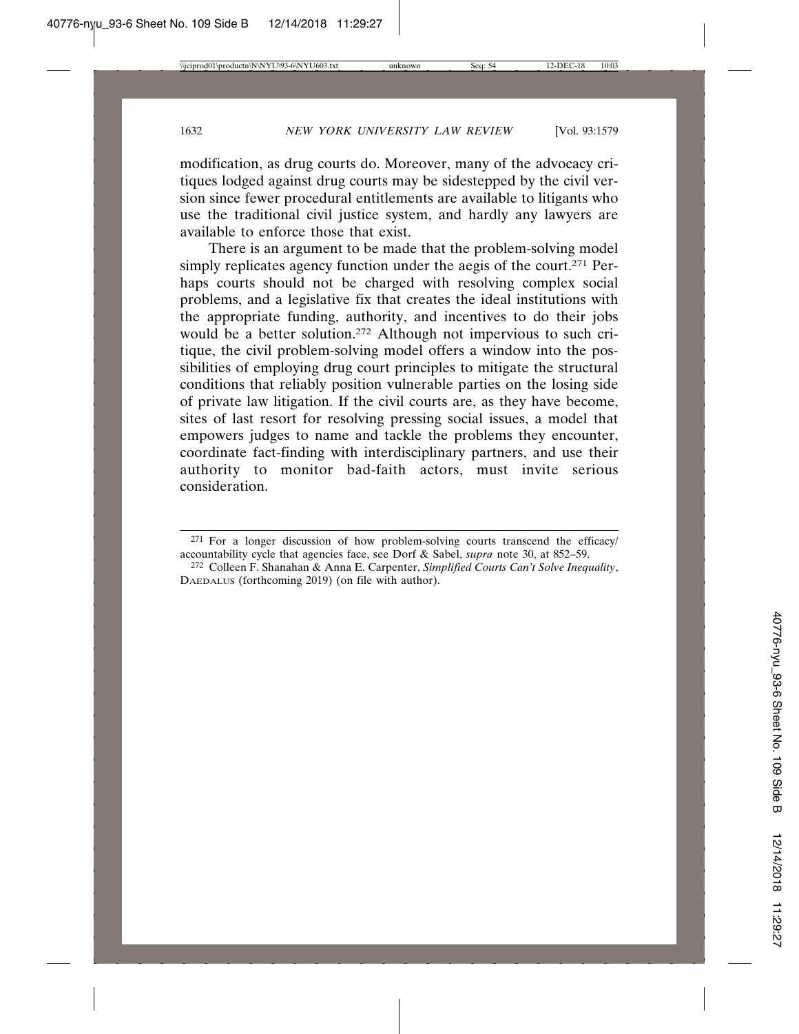modification, as drug courts do. Moreover, many of the advocacy critiques lodged against drug courts may be sidestepped by the civil version since fewer procedural entitlements are available to litigants who use the traditional civil justice system, and hardly any lawyers are available to enforce those that exist.

There is an argument to be made that the problem-solving model simply replicates agency function under the aegis of the court.[271] Perhaps courts should not be charged with resolving complex social problems, and a legislative fix that creates the ideal institutions with the appropriate funding, authority, and incentives to do their jobs would be a better solution.[272] Although not impervious to such critique, the civil problem-solving model offers a window into the possibilities of employing drug court principles to mitigate the structural conditions that reliably position vulnerable parties on the losing side of private law litigation. If the civil courts are, as they have become, sites of last resort for resolving pressing social issues, a model that empowers judges to name and tackle the problems they encounter, coordinate fact-finding with interdisciplinary partners, and use their authority to monitor bad-faith actors, must invite serious consideration.

---

[271] For a longer discussion of how problem-solving courts transcend the efficacy/accountability cycle that agencies face, see Dorf & Sabel, *supra* note 30, at 852–59.

[272] Colleen F. Shanahan & Anna E. Carpenter, *Simplified Courts Can't Solve Inequality*, DAEDALUS (forthcoming 2019) (on file with author).